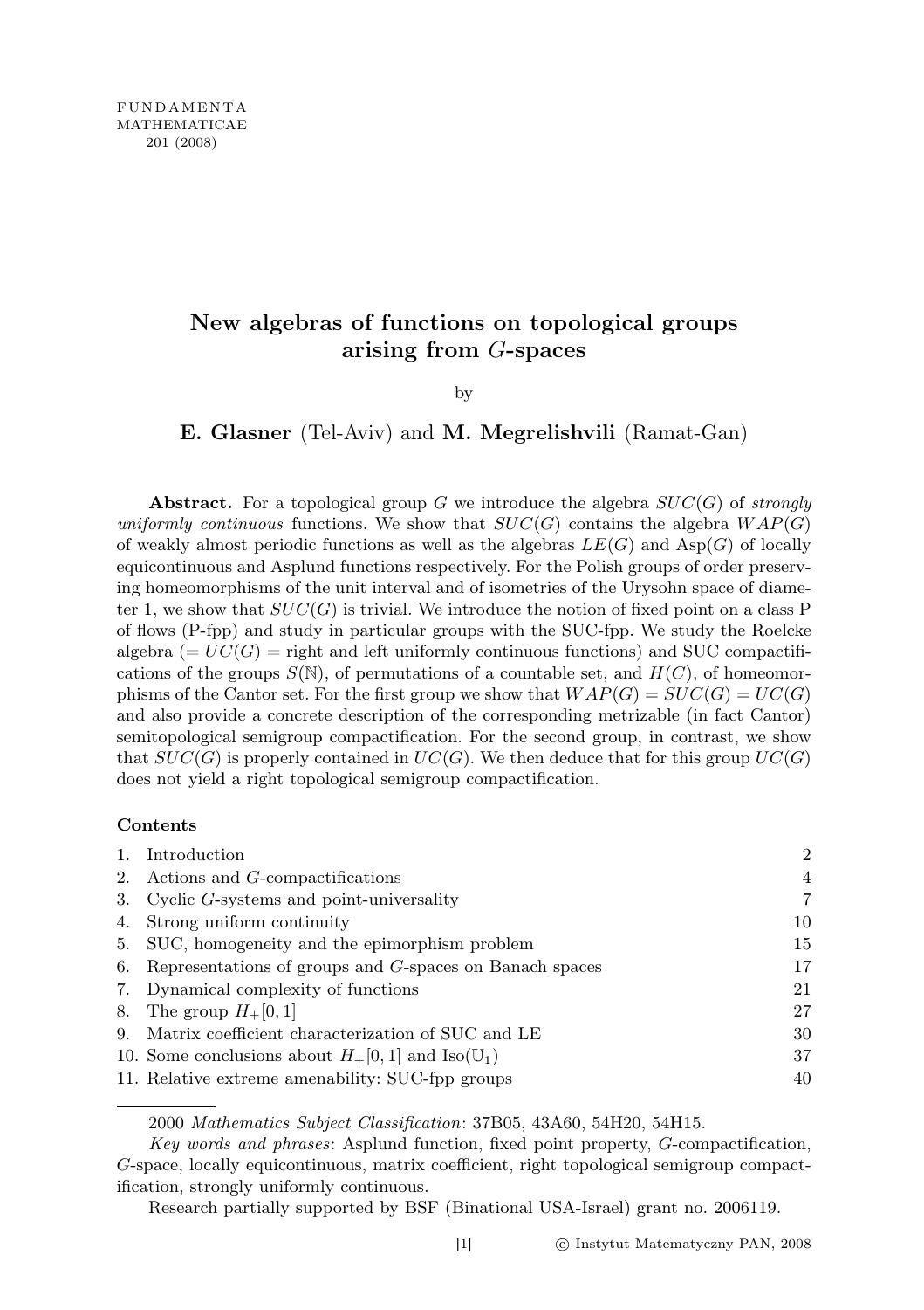FUNDAMENTA
MATHEMATICAE
201 (2008)

# New algebras of functions on topological groups arising from $G$-spaces

by

**E. Glasner** (Tel-Aviv) and **M. Megrelishvili** (Ramat-Gan)

**Abstract.** For a topological group $G$ we introduce the algebra $SUC(G)$ of *strongly uniformly continuous* functions. We show that $SUC(G)$ contains the algebra $WAP(G)$ of weakly almost periodic functions as well as the algebras $LE(G)$ and $\mathrm{Asp}(G)$ of locally equicontinuous and Asplund functions respectively. For the Polish groups of order preserving homeomorphisms of the unit interval and of isometries of the Urysohn space of diameter 1, we show that $SUC(G)$ is trivial. We introduce the notion of fixed point on a class P of flows (P-fpp) and study in particular groups with the SUC-fpp. We study the Roelcke algebra ($= UC(G) =$ right and left uniformly continuous functions) and SUC compactifications of the groups $S(\mathbb{N})$, of permutations of a countable set, and $H(C)$, of homeomorphisms of the Cantor set. For the first group we show that $WAP(G) = SUC(G) = UC(G)$ and also provide a concrete description of the corresponding metrizable (in fact Cantor) semitopological semigroup compactification. For the second group, in contrast, we show that $SUC(G)$ is properly contained in $UC(G)$. We then deduce that for this group $UC(G)$ does not yield a right topological semigroup compactification.

**Contents**

| | |
|---|---|
| 1. Introduction | 2 |
| 2. Actions and $G$-compactifications | 4 |
| 3. Cyclic $G$-systems and point-universality | 7 |
| 4. Strong uniform continuity | 10 |
| 5. SUC, homogeneity and the epimorphism problem | 15 |
| 6. Representations of groups and $G$-spaces on Banach spaces | 17 |
| 7. Dynamical complexity of functions | 21 |
| 8. The group $H_+[0,1]$ | 27 |
| 9. Matrix coefficient characterization of SUC and LE | 30 |
| 10. Some conclusions about $H_+[0,1]$ and $\mathrm{Iso}(\mathbb{U}_1)$ | 37 |
| 11. Relative extreme amenability: SUC-fpp groups | 40 |

2000 *Mathematics Subject Classification*: 37B05, 43A60, 54H20, 54H15.

*Key words and phrases*: Asplund function, fixed point property, $G$-compactification, $G$-space, locally equicontinuous, matrix coefficient, right topological semigroup compactification, strongly uniformly continuous.

Research partially supported by BSF (Binational USA-Israel) grant no. 2006119.

© Instytut Matematyczny PAN, 2008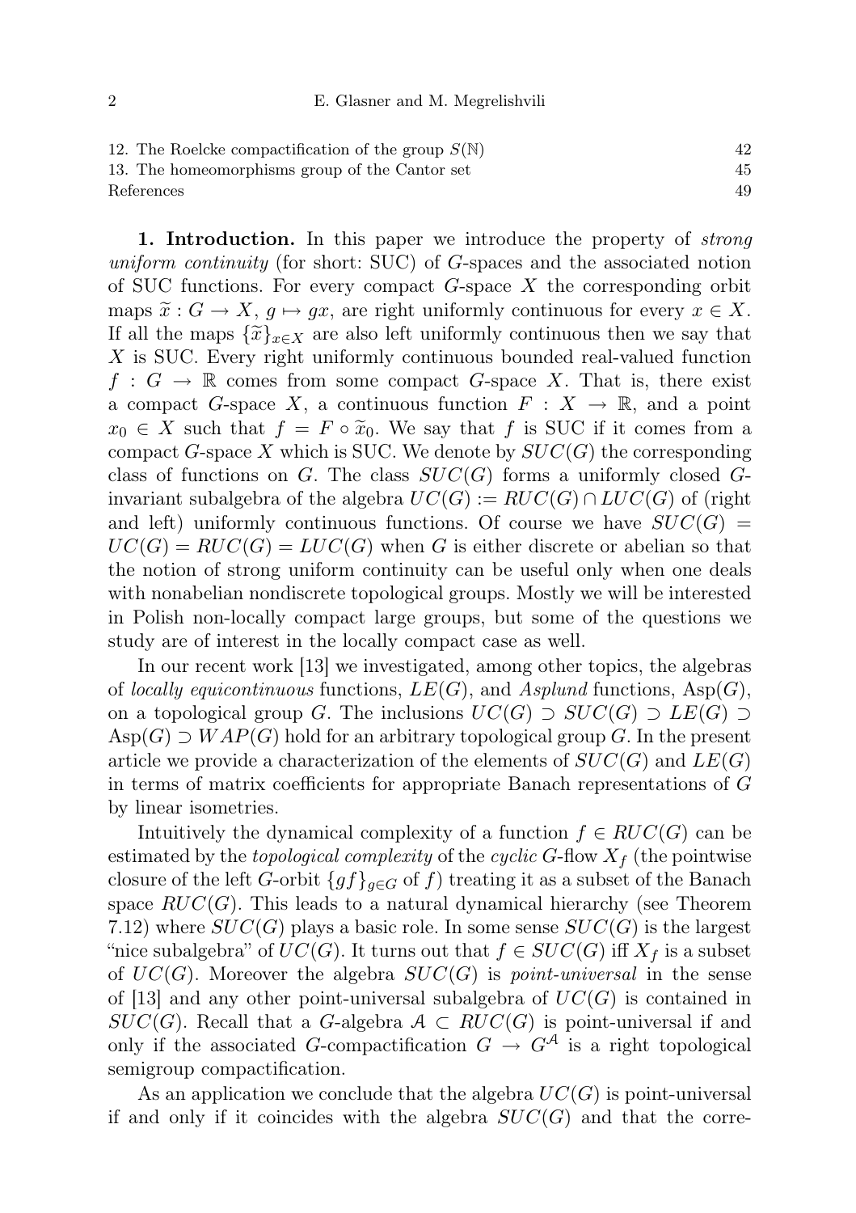12. The Roelcke compactification of the group $S(\mathbb{N})$ 42
13. The homeomorphisms group of the Cantor set 45
References 49

**1. Introduction.** In this paper we introduce the property of *strong uniform continuity* (for short: SUC) of $G$-spaces and the associated notion of SUC functions. For every compact $G$-space $X$ the corresponding orbit maps $\widetilde{x} : G \to X$, $g \mapsto gx$, are right uniformly continuous for every $x \in X$. If all the maps $\{\widetilde{x}\}_{x \in X}$ are also left uniformly continuous then we say that $X$ is SUC. Every right uniformly continuous bounded real-valued function $f : G \to \mathbb{R}$ comes from some compact $G$-space $X$. That is, there exist a compact $G$-space $X$, a continuous function $F : X \to \mathbb{R}$, and a point $x_0 \in X$ such that $f = F \circ \widetilde{x}_0$. We say that $f$ is SUC if it comes from a compact $G$-space $X$ which is SUC. We denote by $SUC(G)$ the corresponding class of functions on $G$. The class $SUC(G)$ forms a uniformly closed $G$-invariant subalgebra of the algebra $UC(G) := RUC(G) \cap LUC(G)$ of (right and left) uniformly continuous functions. Of course we have $SUC(G) = UC(G) = RUC(G) = LUC(G)$ when $G$ is either discrete or abelian so that the notion of strong uniform continuity can be useful only when one deals with nonabelian nondiscrete topological groups. Mostly we will be interested in Polish non-locally compact large groups, but some of the questions we study are of interest in the locally compact case as well.

In our recent work [13] we investigated, among other topics, the algebras of *locally equicontinuous* functions, $LE(G)$, and *Asplund* functions, $\mathrm{Asp}(G)$, on a topological group $G$. The inclusions $UC(G) \supset SUC(G) \supset LE(G) \supset \mathrm{Asp}(G) \supset WAP(G)$ hold for an arbitrary topological group $G$. In the present article we provide a characterization of the elements of $SUC(G)$ and $LE(G)$ in terms of matrix coefficients for appropriate Banach representations of $G$ by linear isometries.

Intuitively the dynamical complexity of a function $f \in RUC(G)$ can be estimated by the *topological complexity* of the *cyclic* $G$-flow $X_f$ (the pointwise closure of the left $G$-orbit $\{gf\}_{g \in G}$ of $f$) treating it as a subset of the Banach space $RUC(G)$. This leads to a natural dynamical hierarchy (see Theorem 7.12) where $SUC(G)$ plays a basic role. In some sense $SUC(G)$ is the largest "nice subalgebra" of $UC(G)$. It turns out that $f \in SUC(G)$ iff $X_f$ is a subset of $UC(G)$. Moreover the algebra $SUC(G)$ is *point-universal* in the sense of [13] and any other point-universal subalgebra of $UC(G)$ is contained in $SUC(G)$. Recall that a $G$-algebra $\mathcal{A} \subset RUC(G)$ is point-universal if and only if the associated $G$-compactification $G \to G^{\mathcal{A}}$ is a right topological semigroup compactification.

As an application we conclude that the algebra $UC(G)$ is point-universal if and only if it coincides with the algebra $SUC(G)$ and that the corre-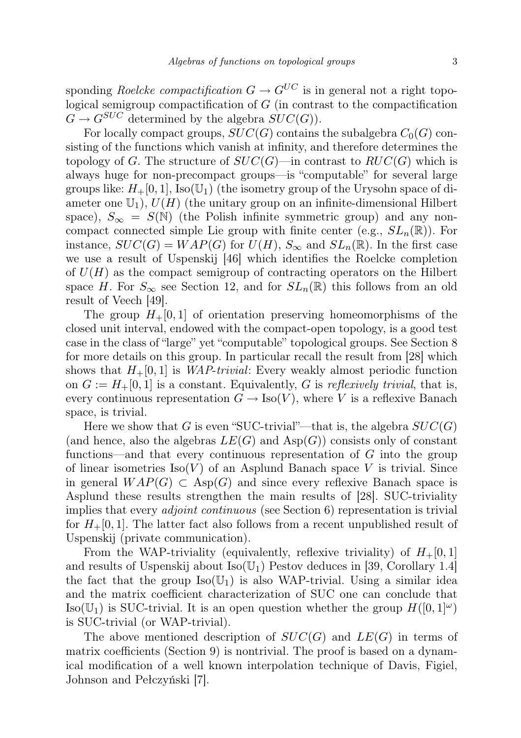sponding *Roelcke compactification* $G \to G^{UC}$ is in general not a right topological semigroup compactification of $G$ (in contrast to the compactification $G \to G^{SUC}$ determined by the algebra $SUC(G)$).

For locally compact groups, $SUC(G)$ contains the subalgebra $C_0(G)$ consisting of the functions which vanish at infinity, and therefore determines the topology of $G$. The structure of $SUC(G)$—in contrast to $RUC(G)$ which is always huge for non-precompact groups—is "computable" for several large groups like: $H_+[0,1]$, $\mathrm{Iso}(\mathbb{U}_1)$ (the isometry group of the Urysohn space of diameter one $\mathbb{U}_1$), $U(H)$ (the unitary group on an infinite-dimensional Hilbert space), $S_\infty = S(\mathbb{N})$ (the Polish infinite symmetric group) and any non-compact connected simple Lie group with finite center (e.g., $SL_n(\mathbb{R})$). For instance, $SUC(G) = WAP(G)$ for $U(H)$, $S_\infty$ and $SL_n(\mathbb{R})$. In the first case we use a result of Uspenskij [46] which identifies the Roelcke completion of $U(H)$ as the compact semigroup of contracting operators on the Hilbert space $H$. For $S_\infty$ see Section 12, and for $SL_n(\mathbb{R})$ this follows from an old result of Veech [49].

The group $H_+[0,1]$ of orientation preserving homeomorphisms of the closed unit interval, endowed with the compact-open topology, is a good test case in the class of "large" yet "computable" topological groups. See Section 8 for more details on this group. In particular recall the result from [28] which shows that $H_+[0,1]$ is *WAP-trivial*: Every weakly almost periodic function on $G := H_+[0,1]$ is a constant. Equivalently, $G$ is *reflexively trivial*, that is, every continuous representation $G \to \mathrm{Iso}(V)$, where $V$ is a reflexive Banach space, is trivial.

Here we show that $G$ is even "SUC-trivial"—that is, the algebra $SUC(G)$ (and hence, also the algebras $LE(G)$ and $\mathrm{Asp}(G)$) consists only of constant functions—and that every continuous representation of $G$ into the group of linear isometries $\mathrm{Iso}(V)$ of an Asplund Banach space $V$ is trivial. Since in general $WAP(G) \subset \mathrm{Asp}(G)$ and since every reflexive Banach space is Asplund these results strengthen the main results of [28]. SUC-triviality implies that every *adjoint continuous* (see Section 6) representation is trivial for $H_+[0,1]$. The latter fact also follows from a recent unpublished result of Uspenskij (private communication).

From the WAP-triviality (equivalently, reflexive triviality) of $H_+[0,1]$ and results of Uspenskij about $\mathrm{Iso}(\mathbb{U}_1)$ Pestov deduces in [39, Corollary 1.4] the fact that the group $\mathrm{Iso}(\mathbb{U}_1)$ is also WAP-trivial. Using a similar idea and the matrix coefficient characterization of SUC one can conclude that $\mathrm{Iso}(\mathbb{U}_1)$ is SUC-trivial. It is an open question whether the group $H([0,1]^\omega)$ is SUC-trivial (or WAP-trivial).

The above mentioned description of $SUC(G)$ and $LE(G)$ in terms of matrix coefficients (Section 9) is nontrivial. The proof is based on a dynamical modification of a well known interpolation technique of Davis, Figiel, Johnson and Pełczyński [7].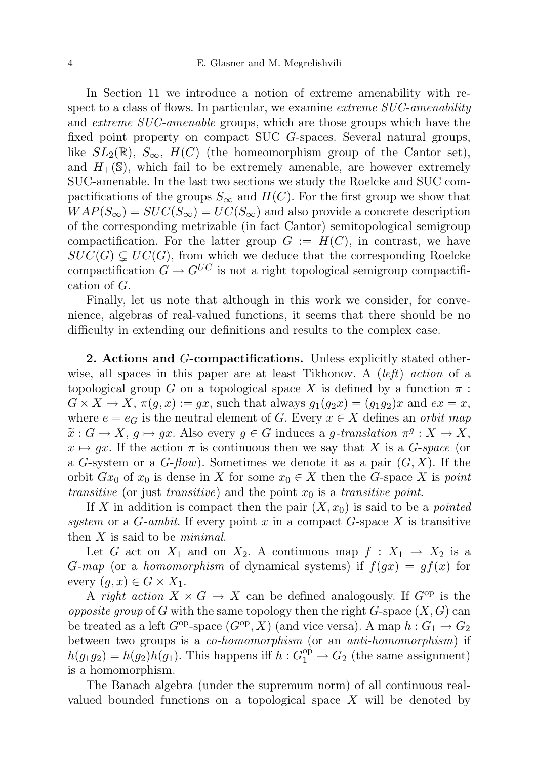In Section 11 we introduce a notion of extreme amenability with respect to a class of flows. In particular, we examine *extreme SUC-amenability* and *extreme SUC-amenable* groups, which are those groups which have the fixed point property on compact SUC $G$-spaces. Several natural groups, like $SL_2(\mathbb{R})$, $S_\infty$, $H(C)$ (the homeomorphism group of the Cantor set), and $H_+(\mathbb{S})$, which fail to be extremely amenable, are however extremely SUC-amenable. In the last two sections we study the Roelcke and SUC compactifications of the groups $S_\infty$ and $H(C)$. For the first group we show that $WAP(S_\infty) = SUC(S_\infty) = UC(S_\infty)$ and also provide a concrete description of the corresponding metrizable (in fact Cantor) semitopological semigroup compactification. For the latter group $G := H(C)$, in contrast, we have $SUC(G) \subsetneq UC(G)$, from which we deduce that the corresponding Roelcke compactification $G \to G^{UC}$ is not a right topological semigroup compactification of $G$.

Finally, let us note that although in this work we consider, for convenience, algebras of real-valued functions, it seems that there should be no difficulty in extending our definitions and results to the complex case.

**2. Actions and $G$-compactifications.** Unless explicitly stated otherwise, all spaces in this paper are at least Tikhonov. A (*left*) *action* of a topological group $G$ on a topological space $X$ is defined by a function $\pi : G \times X \to X$, $\pi(g, x) := gx$, such that always $g_1(g_2x) = (g_1g_2)x$ and $ex = x$, where $e = e_G$ is the neutral element of $G$. Every $x \in X$ defines an *orbit map* $\widetilde{x} : G \to X$, $g \mapsto gx$. Also every $g \in G$ induces a *$g$-translation* $\pi^g : X \to X$, $x \mapsto gx$. If the action $\pi$ is continuous then we say that $X$ is a *$G$-space* (or a $G$-system or a *$G$-flow*). Sometimes we denote it as a pair $(G, X)$. If the orbit $Gx_0$ of $x_0$ is dense in $X$ for some $x_0 \in X$ then the $G$-space $X$ is *point transitive* (or just *transitive*) and the point $x_0$ is a *transitive point*.

If $X$ in addition is compact then the pair $(X, x_0)$ is said to be a *pointed system* or a *$G$-ambit*. If every point $x$ in a compact $G$-space $X$ is transitive then $X$ is said to be *minimal*.

Let $G$ act on $X_1$ and on $X_2$. A continuous map $f : X_1 \to X_2$ is a *$G$-map* (or a *homomorphism* of dynamical systems) if $f(gx) = gf(x)$ for every $(g, x) \in G \times X_1$.

A *right action* $X \times G \to X$ can be defined analogously. If $G^{\mathrm{op}}$ is the *opposite group* of $G$ with the same topology then the right $G$-space $(X, G)$ can be treated as a left $G^{\mathrm{op}}$-space $(G^{\mathrm{op}}, X)$ (and vice versa). A map $h : G_1 \to G_2$ between two groups is a *co-homomorphism* (or an *anti-homomorphism*) if $h(g_1g_2) = h(g_2)h(g_1)$. This happens iff $h : G_1^{\mathrm{op}} \to G_2$ (the same assignment) is a homomorphism.

The Banach algebra (under the supremum norm) of all continuous real-valued bounded functions on a topological space $X$ will be denoted by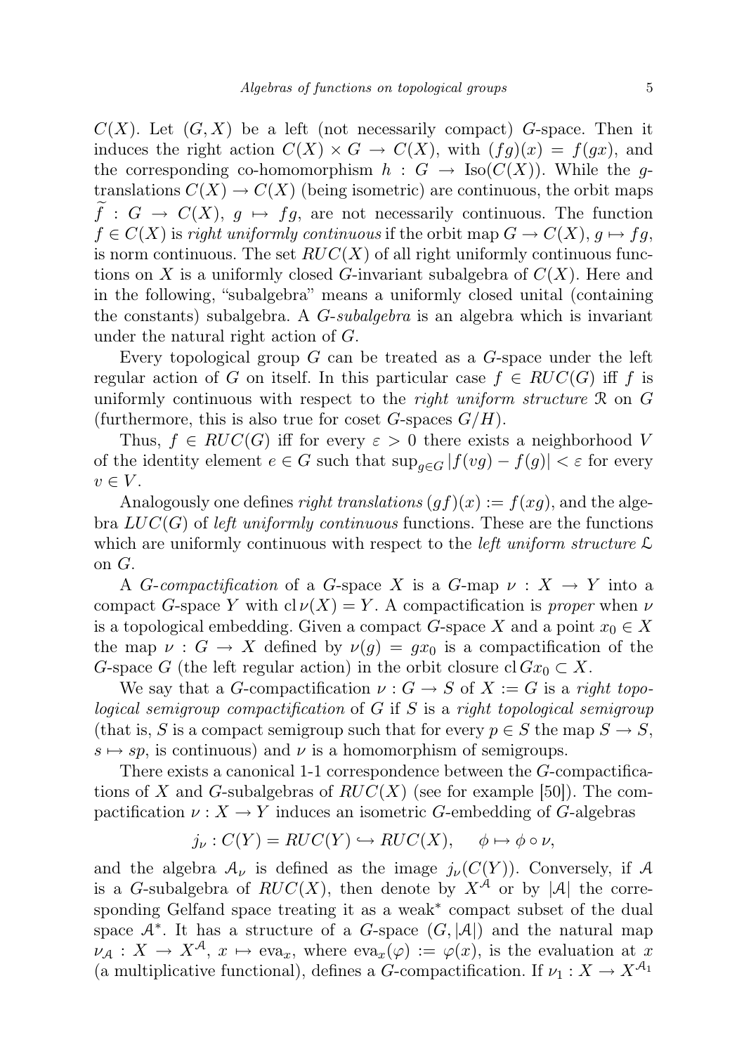$C(X)$. Let $(G, X)$ be a left (not necessarily compact) $G$-space. Then it induces the right action $C(X) \times G \to C(X)$, with $(fg)(x) = f(gx)$, and the corresponding co-homomorphism $h : G \to \mathrm{Iso}(C(X))$. While the $g$-translations $C(X) \to C(X)$ (being isometric) are continuous, the orbit maps $\widetilde{f} : G \to C(X)$, $g \mapsto fg$, are not necessarily continuous. The function $f \in C(X)$ is *right uniformly continuous* if the orbit map $G \to C(X)$, $g \mapsto fg$, is norm continuous. The set $RUC(X)$ of all right uniformly continuous functions on $X$ is a uniformly closed $G$-invariant subalgebra of $C(X)$. Here and in the following, "subalgebra" means a uniformly closed unital (containing the constants) subalgebra. A *$G$-subalgebra* is an algebra which is invariant under the natural right action of $G$.

Every topological group $G$ can be treated as a $G$-space under the left regular action of $G$ on itself. In this particular case $f \in RUC(G)$ iff $f$ is uniformly continuous with respect to the *right uniform structure* $\mathcal{R}$ on $G$ (furthermore, this is also true for coset $G$-spaces $G/H$).

Thus, $f \in RUC(G)$ iff for every $\varepsilon > 0$ there exists a neighborhood $V$ of the identity element $e \in G$ such that $\sup_{g \in G} |f(vg) - f(g)| < \varepsilon$ for every $v \in V$.

Analogously one defines *right translations* $(gf)(x) := f(xg)$, and the algebra $LUC(G)$ of *left uniformly continuous* functions. These are the functions which are uniformly continuous with respect to the *left uniform structure* $\mathcal{L}$ on $G$.

A *$G$-compactification* of a $G$-space $X$ is a $G$-map $\nu : X \to Y$ into a compact $G$-space $Y$ with $\mathrm{cl}\, \nu(X) = Y$. A compactification is *proper* when $\nu$ is a topological embedding. Given a compact $G$-space $X$ and a point $x_0 \in X$ the map $\nu : G \to X$ defined by $\nu(g) = gx_0$ is a compactification of the $G$-space $G$ (the left regular action) in the orbit closure $\mathrm{cl}\, Gx_0 \subset X$.

We say that a $G$-compactification $\nu : G \to S$ of $X := G$ is a *right topological semigroup compactification* of $G$ if $S$ is a *right topological semigroup* (that is, $S$ is a compact semigroup such that for every $p \in S$ the map $S \to S$, $s \mapsto sp$, is continuous) and $\nu$ is a homomorphism of semigroups.

There exists a canonical 1-1 correspondence between the $G$-compactifications of $X$ and $G$-subalgebras of $RUC(X)$ (see for example [50]). The compactification $\nu : X \to Y$ induces an isometric $G$-embedding of $G$-algebras

$$j_\nu : C(Y) = RUC(Y) \hookrightarrow RUC(X), \quad \phi \mapsto \phi \circ \nu,$$

and the algebra $\mathcal{A}_\nu$ is defined as the image $j_\nu(C(Y))$. Conversely, if $\mathcal{A}$ is a $G$-subalgebra of $RUC(X)$, then denote by $X^{\mathcal{A}}$ or by $|\mathcal{A}|$ the corresponding Gelfand space treating it as a weak$^*$ compact subset of the dual space $\mathcal{A}^*$. It has a structure of a $G$-space $(G, |\mathcal{A}|)$ and the natural map $\nu_{\mathcal{A}} : X \to X^{\mathcal{A}}$, $x \mapsto \mathrm{eva}_x$, where $\mathrm{eva}_x(\varphi) := \varphi(x)$, is the evaluation at $x$ (a multiplicative functional), defines a $G$-compactification. If $\nu_1 : X \to X^{\mathcal{A}_1}$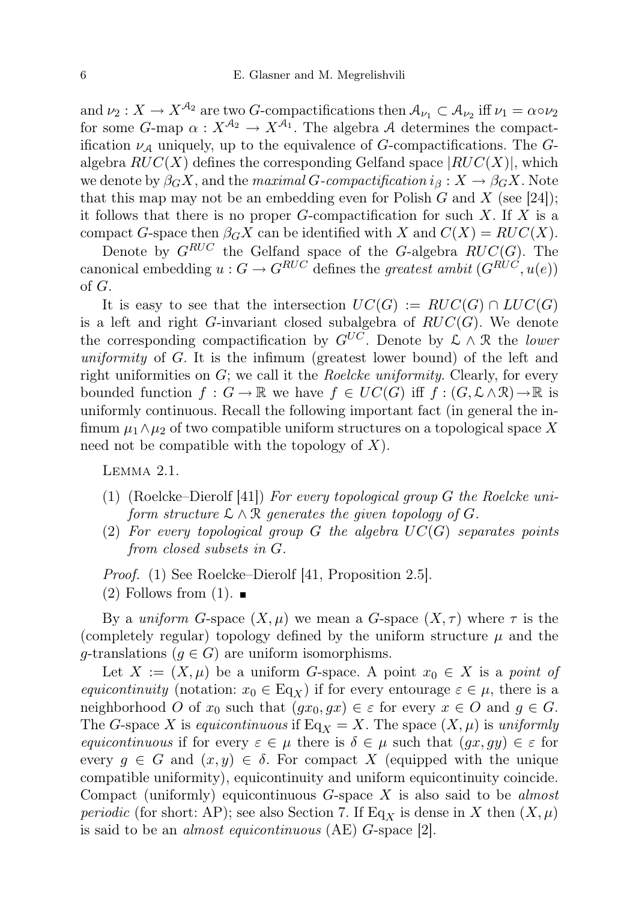and $\nu_2 : X \to X^{\mathcal{A}_2}$ are two $G$-compactifications then $\mathcal{A}_{\nu_1} \subset \mathcal{A}_{\nu_2}$ iff $\nu_1 = \alpha \circ \nu_2$ for some $G$-map $\alpha : X^{\mathcal{A}_2} \to X^{\mathcal{A}_1}$. The algebra $\mathcal{A}$ determines the compactification $\nu_{\mathcal{A}}$ uniquely, up to the equivalence of $G$-compactifications. The $G$-algebra $RUC(X)$ defines the corresponding Gelfand space $|RUC(X)|$, which we denote by $\beta_G X$, and the *maximal $G$-compactification* $i_\beta : X \to \beta_G X$. Note that this map may not be an embedding even for Polish $G$ and $X$ (see [24]); it follows that there is no proper $G$-compactification for such $X$. If $X$ is a compact $G$-space then $\beta_G X$ can be identified with $X$ and $C(X) = RUC(X)$.

Denote by $G^{RUC}$ the Gelfand space of the $G$-algebra $RUC(G)$. The canonical embedding $u : G \to G^{RUC}$ defines the *greatest ambit* $(G^{RUC}, u(e))$ of $G$.

It is easy to see that the intersection $UC(G) := RUC(G) \cap LUC(G)$ is a left and right $G$-invariant closed subalgebra of $RUC(G)$. We denote the corresponding compactification by $G^{UC}$. Denote by $\mathcal{L} \wedge \mathcal{R}$ the *lower uniformity* of $G$. It is the infimum (greatest lower bound) of the left and right uniformities on $G$; we call it the *Roelcke uniformity*. Clearly, for every bounded function $f : G \to \mathbb{R}$ we have $f \in UC(G)$ iff $f : (G, \mathcal{L} \wedge \mathcal{R}) \to \mathbb{R}$ is uniformly continuous. Recall the following important fact (in general the infimum $\mu_1 \wedge \mu_2$ of two compatible uniform structures on a topological space $X$ need not be compatible with the topology of $X$).

Lemma 2.1.

1. (Roelcke–Dierolf [41]) *For every topological group $G$ the Roelcke uniform structure $\mathcal{L} \wedge \mathcal{R}$ generates the given topology of $G$.*
2. *For every topological group $G$ the algebra $UC(G)$ separates points from closed subsets in $G$.*

*Proof.* (1) See Roelcke–Dierolf [41, Proposition 2.5].

(2) Follows from (1). ∎

By a *uniform $G$-space* $(X, \mu)$ we mean a $G$-space $(X, \tau)$ where $\tau$ is the (completely regular) topology defined by the uniform structure $\mu$ and the $g$-translations ($g \in G$) are uniform isomorphisms.

Let $X := (X, \mu)$ be a uniform $G$-space. A point $x_0 \in X$ is a *point of equicontinuity* (notation: $x_0 \in \mathrm{Eq}_X$) if for every entourage $\varepsilon \in \mu$, there is a neighborhood $O$ of $x_0$ such that $(gx_0, gx) \in \varepsilon$ for every $x \in O$ and $g \in G$. The $G$-space $X$ is *equicontinuous* if $\mathrm{Eq}_X = X$. The space $(X, \mu)$ is *uniformly equicontinuous* if for every $\varepsilon \in \mu$ there is $\delta \in \mu$ such that $(gx, gy) \in \varepsilon$ for every $g \in G$ and $(x, y) \in \delta$. For compact $X$ (equipped with the unique compatible uniformity), equicontinuity and uniform equicontinuity coincide. Compact (uniformly) equicontinuous $G$-space $X$ is also said to be *almost periodic* (for short: AP); see also Section 7. If $\mathrm{Eq}_X$ is dense in $X$ then $(X, \mu)$ is said to be an *almost equicontinuous* (AE) $G$-space [2].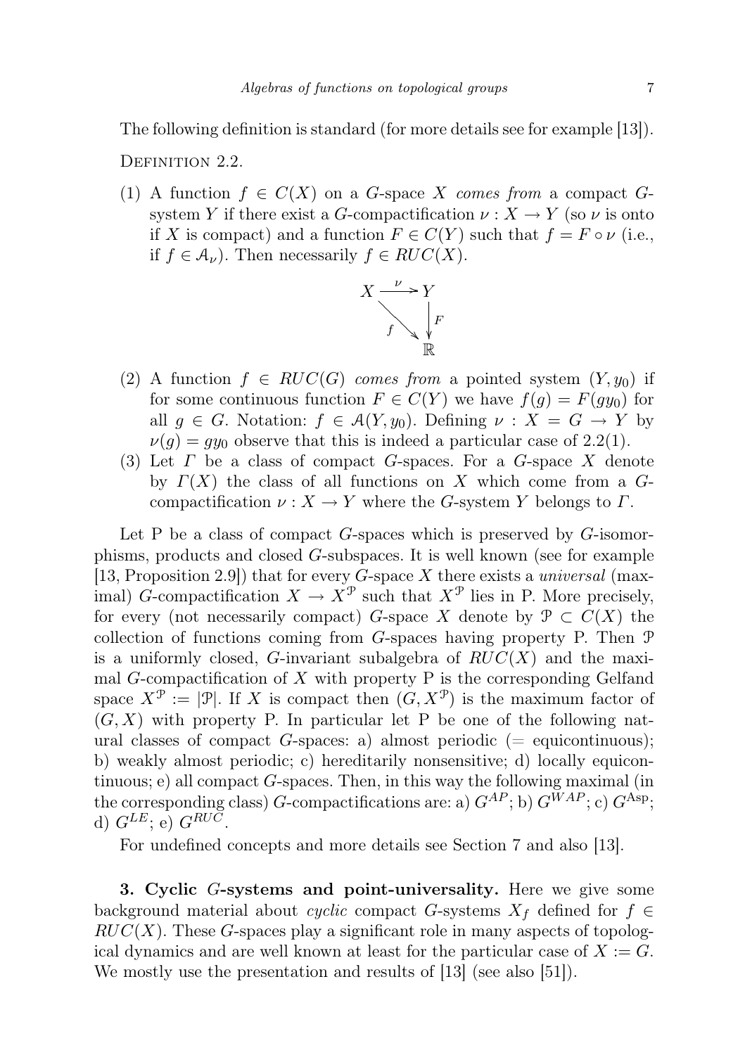The following definition is standard (for more details see for example [13]).

Definition 2.2.

(1) A function $f \in C(X)$ on a $G$-space $X$ *comes from* a compact $G$-system $Y$ if there exist a $G$-compactification $\nu : X \to Y$ (so $\nu$ is onto if $X$ is compact) and a function $F \in C(Y)$ such that $f = F \circ \nu$ (i.e., if $f \in \mathcal{A}_\nu$). Then necessarily $f \in RUC(X)$.

$$\begin{array}{ccc} X & \xrightarrow{\nu} & Y \\ & {\scriptstyle f}\searrow & \downarrow{\scriptstyle F} \\ & & \mathbb{R} \end{array}$$

(2) A function $f \in RUC(G)$ *comes from* a pointed system $(Y, y_0)$ if for some continuous function $F \in C(Y)$ we have $f(g) = F(gy_0)$ for all $g \in G$. Notation: $f \in \mathcal{A}(Y, y_0)$. Defining $\nu : X = G \to Y$ by $\nu(g) = gy_0$ observe that this is indeed a particular case of 2.2(1).

(3) Let $\Gamma$ be a class of compact $G$-spaces. For a $G$-space $X$ denote by $\Gamma(X)$ the class of all functions on $X$ which come from a $G$-compactification $\nu : X \to Y$ where the $G$-system $Y$ belongs to $\Gamma$.

Let P be a class of compact $G$-spaces which is preserved by $G$-isomorphisms, products and closed $G$-subspaces. It is well known (see for example [13, Proposition 2.9]) that for every $G$-space $X$ there exists a *universal* (maximal) $G$-compactification $X \to X^{\mathcal{P}}$ such that $X^{\mathcal{P}}$ lies in P. More precisely, for every (not necessarily compact) $G$-space $X$ denote by $\mathcal{P} \subset C(X)$ the collection of functions coming from $G$-spaces having property P. Then $\mathcal{P}$ is a uniformly closed, $G$-invariant subalgebra of $RUC(X)$ and the maximal $G$-compactification of $X$ with property P is the corresponding Gelfand space $X^{\mathcal{P}} := |\mathcal{P}|$. If $X$ is compact then $(G, X^{\mathcal{P}})$ is the maximum factor of $(G, X)$ with property P. In particular let P be one of the following natural classes of compact $G$-spaces: a) almost periodic (= equicontinuous); b) weakly almost periodic; c) hereditarily nonsensitive; d) locally equicontinuous; e) all compact $G$-spaces. Then, in this way the following maximal (in the corresponding class) $G$-compactifications are: a) $G^{AP}$; b) $G^{WAP}$; c) $G^{\mathrm{Asp}}$; d) $G^{LE}$; e) $G^{RUC}$.

For undefined concepts and more details see Section 7 and also [13].

**3. Cyclic $G$-systems and point-universality.** Here we give some background material about *cyclic* compact $G$-systems $X_f$ defined for $f \in RUC(X)$. These $G$-spaces play a significant role in many aspects of topological dynamics and are well known at least for the particular case of $X := G$. We mostly use the presentation and results of [13] (see also [51]).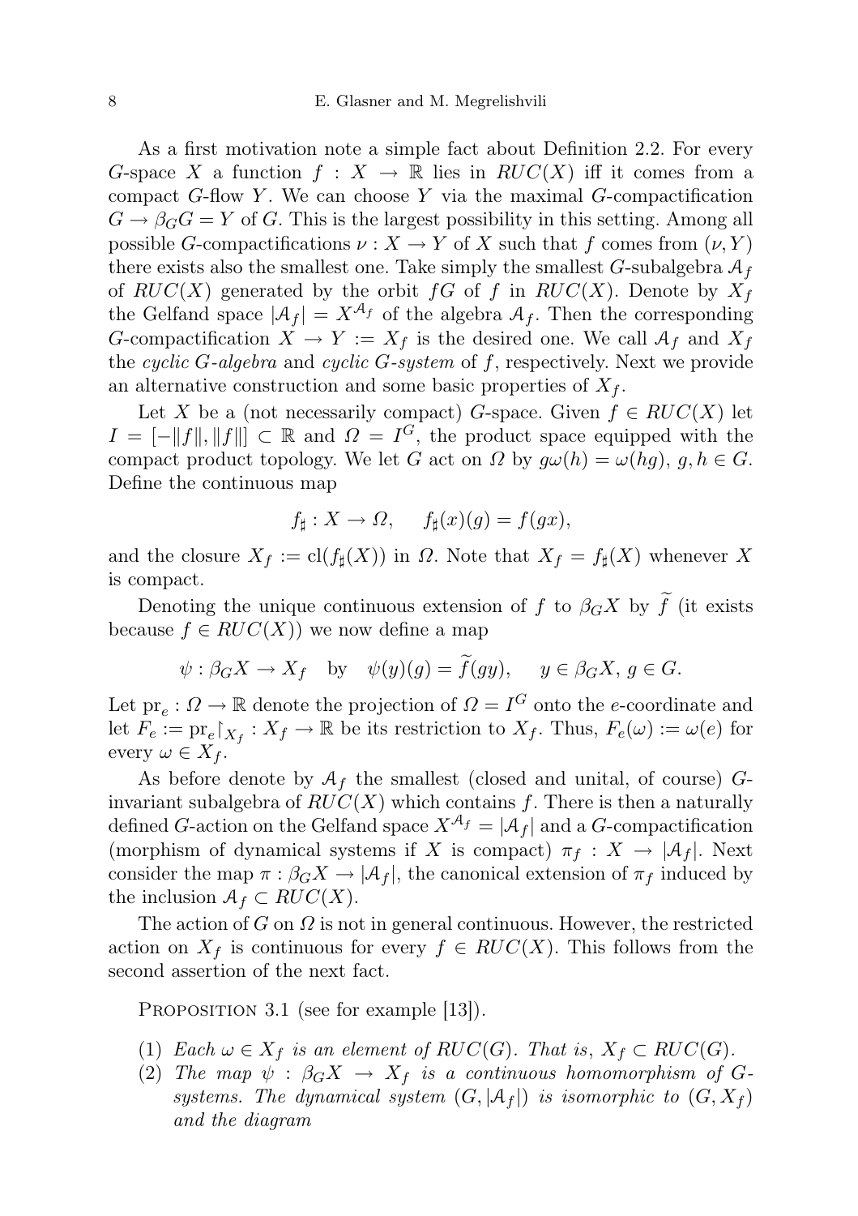As a first motivation note a simple fact about Definition 2.2. For every $G$-space $X$ a function $f : X \to \mathbb{R}$ lies in $RUC(X)$ iff it comes from a compact $G$-flow $Y$. We can choose $Y$ via the maximal $G$-compactification $G \to \beta_G G = Y$ of $G$. This is the largest possibility in this setting. Among all possible $G$-compactifications $\nu : X \to Y$ of $X$ such that $f$ comes from $(\nu, Y)$ there exists also the smallest one. Take simply the smallest $G$-subalgebra $\mathcal{A}_f$ of $RUC(X)$ generated by the orbit $fG$ of $f$ in $RUC(X)$. Denote by $X_f$ the Gelfand space $|\mathcal{A}_f| = X^{\mathcal{A}_f}$ of the algebra $\mathcal{A}_f$. Then the corresponding $G$-compactification $X \to Y := X_f$ is the desired one. We call $\mathcal{A}_f$ and $X_f$ the *cyclic $G$-algebra* and *cyclic $G$-system* of $f$, respectively. Next we provide an alternative construction and some basic properties of $X_f$.

Let $X$ be a (not necessarily compact) $G$-space. Given $f \in RUC(X)$ let $I = [-\|f\|, \|f\|] \subset \mathbb{R}$ and $\Omega = I^G$, the product space equipped with the compact product topology. We let $G$ act on $\Omega$ by $g\omega(h) = \omega(hg)$, $g, h \in G$. Define the continuous map

$$f_\sharp : X \to \Omega, \qquad f_\sharp(x)(g) = f(gx),$$

and the closure $X_f := \mathrm{cl}(f_\sharp(X))$ in $\Omega$. Note that $X_f = f_\sharp(X)$ whenever $X$ is compact.

Denoting the unique continuous extension of $f$ to $\beta_G X$ by $\widetilde{f}$ (it exists because $f \in RUC(X)$) we now define a map

$$\psi : \beta_G X \to X_f \quad \text{by} \quad \psi(y)(g) = \widetilde{f}(gy), \qquad y \in \beta_G X,\ g \in G.$$

Let $\mathrm{pr}_e : \Omega \to \mathbb{R}$ denote the projection of $\Omega = I^G$ onto the $e$-coordinate and let $F_e := \mathrm{pr}_e\restriction_{X_f} : X_f \to \mathbb{R}$ be its restriction to $X_f$. Thus, $F_e(\omega) := \omega(e)$ for every $\omega \in X_f$.

As before denote by $\mathcal{A}_f$ the smallest (closed and unital, of course) $G$-invariant subalgebra of $RUC(X)$ which contains $f$. There is then a naturally defined $G$-action on the Gelfand space $X^{\mathcal{A}_f} = |\mathcal{A}_f|$ and a $G$-compactification (morphism of dynamical systems if $X$ is compact) $\pi_f : X \to |\mathcal{A}_f|$. Next consider the map $\pi : \beta_G X \to |\mathcal{A}_f|$, the canonical extension of $\pi_f$ induced by the inclusion $\mathcal{A}_f \subset RUC(X)$.

The action of $G$ on $\Omega$ is not in general continuous. However, the restricted action on $X_f$ is continuous for every $f \in RUC(X)$. This follows from the second assertion of the next fact.

Proposition 3.1 (see for example [13]).

(1) *Each $\omega \in X_f$ is an element of $RUC(G)$. That is, $X_f \subset RUC(G)$.*
(2) *The map $\psi : \beta_G X \to X_f$ is a continuous homomorphism of $G$-systems. The dynamical system $(G, |\mathcal{A}_f|)$ is isomorphic to $(G, X_f)$ and the diagram*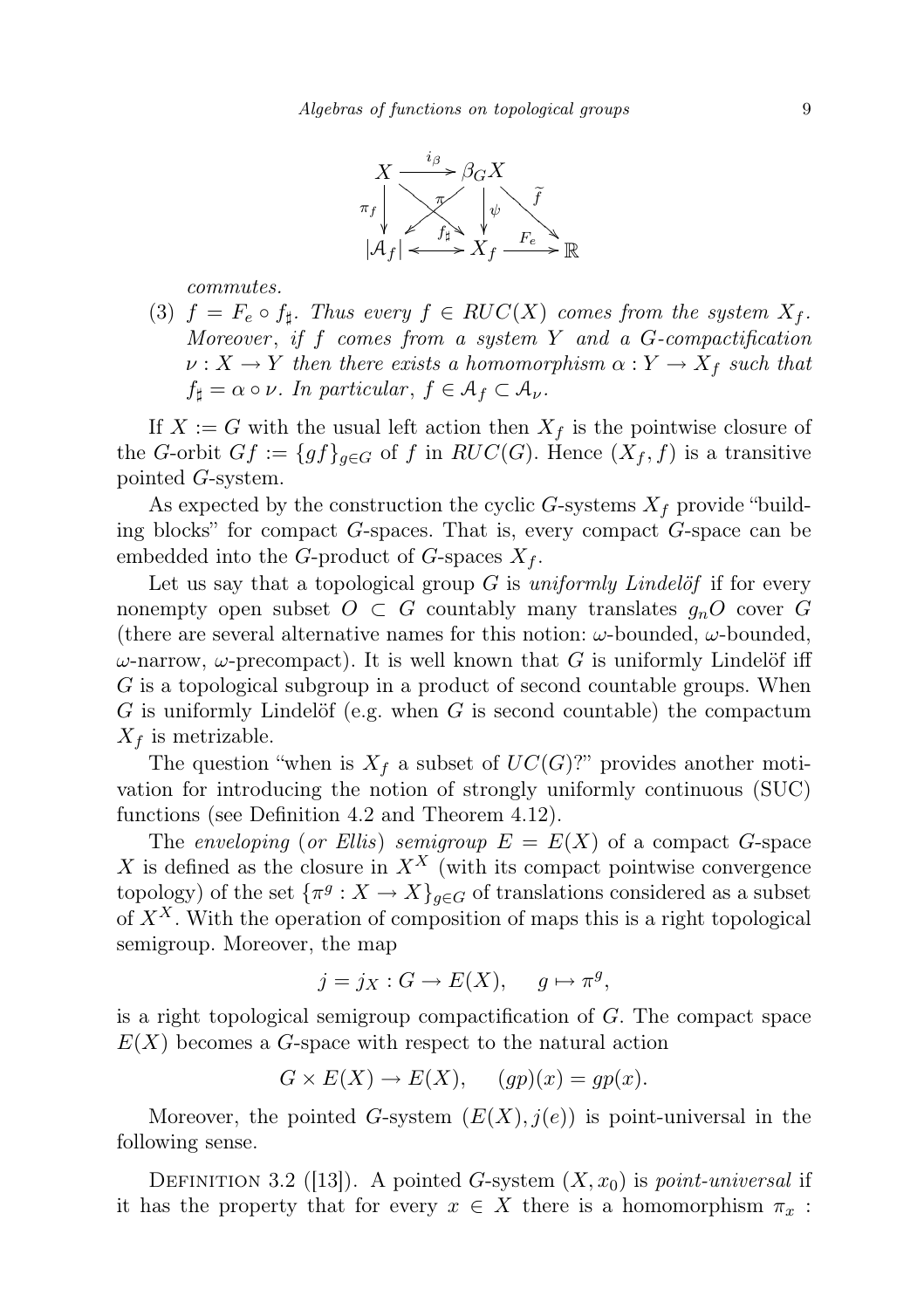$$\begin{array}{ccccc}
X & \xrightarrow{i_\beta} & \beta_G X & & \\
{\scriptstyle \pi_f}\downarrow & \searrow^{\pi}\ \swarrow & \downarrow{\scriptstyle \psi} & \searrow^{\widetilde{f}} & \\
|\mathcal{A}_f| & \xleftrightarrow{f_\sharp} & X_f & \xrightarrow{F_e} & \mathbb{R}
\end{array}$$

*commutes.*

(3) $f = F_e \circ f_\sharp$. *Thus every* $f \in RUC(X)$ *comes from the system* $X_f$. *Moreover*, *if* $f$ *comes from a system* $Y$ *and a* $G$*-compactification* $\nu : X \to Y$ *then there exists a homomorphism* $\alpha : Y \to X_f$ *such that* $f_\sharp = \alpha \circ \nu$. *In particular*, $f \in \mathcal{A}_f \subset \mathcal{A}_\nu$.

If $X := G$ with the usual left action then $X_f$ is the pointwise closure of the $G$-orbit $Gf := \{gf\}_{g \in G}$ of $f$ in $RUC(G)$. Hence $(X_f, f)$ is a transitive pointed $G$-system.

As expected by the construction the cyclic $G$-systems $X_f$ provide "building blocks" for compact $G$-spaces. That is, every compact $G$-space can be embedded into the $G$-product of $G$-spaces $X_f$.

Let us say that a topological group $G$ is *uniformly Lindelöf* if for every nonempty open subset $O \subset G$ countably many translates $g_n O$ cover $G$ (there are several alternative names for this notion: $\omega$-bounded, $\omega$-bounded, $\omega$-narrow, $\omega$-precompact). It is well known that $G$ is uniformly Lindelöf iff $G$ is a topological subgroup in a product of second countable groups. When $G$ is uniformly Lindelöf (e.g. when $G$ is second countable) the compactum $X_f$ is metrizable.

The question "when is $X_f$ a subset of $UC(G)$?" provides another motivation for introducing the notion of strongly uniformly continuous (SUC) functions (see Definition 4.2 and Theorem 4.12).

The *enveloping* (*or Ellis*) *semigroup* $E = E(X)$ of a compact $G$-space $X$ is defined as the closure in $X^X$ (with its compact pointwise convergence topology) of the set $\{\pi^g : X \to X\}_{g \in G}$ of translations considered as a subset of $X^X$. With the operation of composition of maps this is a right topological semigroup. Moreover, the map

$$j = j_X : G \to E(X), \quad g \mapsto \pi^g,$$

is a right topological semigroup compactification of $G$. The compact space $E(X)$ becomes a $G$-space with respect to the natural action

$$G \times E(X) \to E(X), \quad (gp)(x) = gp(x).$$

Moreover, the pointed $G$-system $(E(X), j(e))$ is point-universal in the following sense.

DEFINITION 3.2 ([13]). A pointed $G$-system $(X, x_0)$ is *point-universal* if it has the property that for every $x \in X$ there is a homomorphism $\pi_x$ :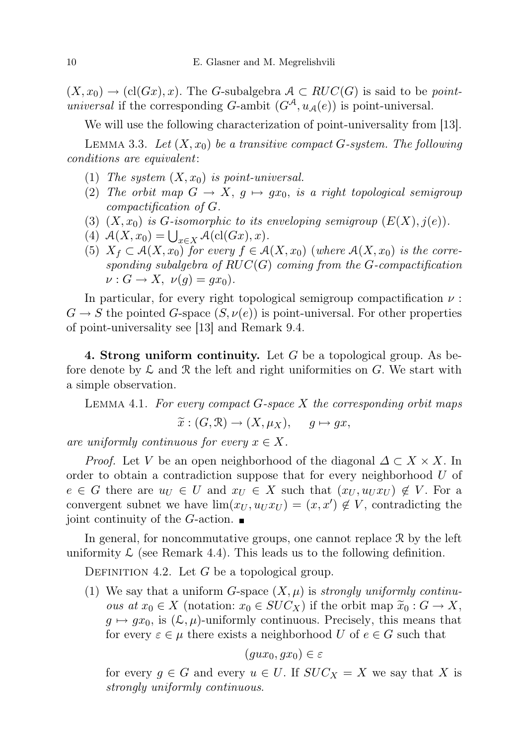$(X, x_0) \to (\mathrm{cl}(Gx), x)$. The $G$-subalgebra $\mathcal{A} \subset RUC(G)$ is said to be *point-universal* if the corresponding $G$-ambit $(G^{\mathcal{A}}, u_{\mathcal{A}}(e))$ is point-universal.

We will use the following characterization of point-universality from [13].

Lemma 3.3. *Let $(X, x_0)$ be a transitive compact $G$-system. The following conditions are equivalent*:

1. *The system $(X, x_0)$ is point-universal.*
2. *The orbit map $G \to X$, $g \mapsto gx_0$, is a right topological semigroup compactification of $G$.*
3. *$(X, x_0)$ is $G$-isomorphic to its enveloping semigroup $(E(X), j(e))$.*
4. *$\mathcal{A}(X, x_0) = \bigcup_{x \in X} \mathcal{A}(\mathrm{cl}(Gx), x)$.*
5. *$X_f \subset \mathcal{A}(X, x_0)$ for every $f \in \mathcal{A}(X, x_0)$ (where $\mathcal{A}(X, x_0)$ is the corresponding subalgebra of $RUC(G)$ coming from the $G$-compactification $\nu : G \to X$, $\nu(g) = gx_0$).*

In particular, for every right topological semigroup compactification $\nu : G \to S$ the pointed $G$-space $(S, \nu(e))$ is point-universal. For other properties of point-universality see [13] and Remark 9.4.

**4. Strong uniform continuity.** Let $G$ be a topological group. As before denote by $\mathcal{L}$ and $\mathcal{R}$ the left and right uniformities on $G$. We start with a simple observation.

Lemma 4.1. *For every compact $G$-space $X$ the corresponding orbit maps*

$$\widetilde{x} : (G, \mathcal{R}) \to (X, \mu_X), \qquad g \mapsto gx,$$

*are uniformly continuous for every $x \in X$.*

*Proof.* Let $V$ be an open neighborhood of the diagonal $\Delta \subset X \times X$. In order to obtain a contradiction suppose that for every neighborhood $U$ of $e \in G$ there are $u_U \in U$ and $x_U \in X$ such that $(x_U, u_U x_U) \notin V$. For a convergent subnet we have $\lim(x_U, u_U x_U) = (x, x') \notin V$, contradicting the joint continuity of the $G$-action. ∎

In general, for noncommutative groups, one cannot replace $\mathcal{R}$ by the left uniformity $\mathcal{L}$ (see Remark 4.4). This leads us to the following definition.

Definition 4.2. Let $G$ be a topological group.

1. We say that a uniform $G$-space $(X, \mu)$ is *strongly uniformly continuous at $x_0 \in X$* (notation: $x_0 \in SUC_X$) if the orbit map $\widetilde{x}_0 : G \to X$, $g \mapsto gx_0$, is $(\mathcal{L}, \mu)$-uniformly continuous. Precisely, this means that for every $\varepsilon \in \mu$ there exists a neighborhood $U$ of $e \in G$ such that

$$(gux_0, gx_0) \in \varepsilon$$

for every $g \in G$ and every $u \in U$. If $SUC_X = X$ we say that $X$ is *strongly uniformly continuous*.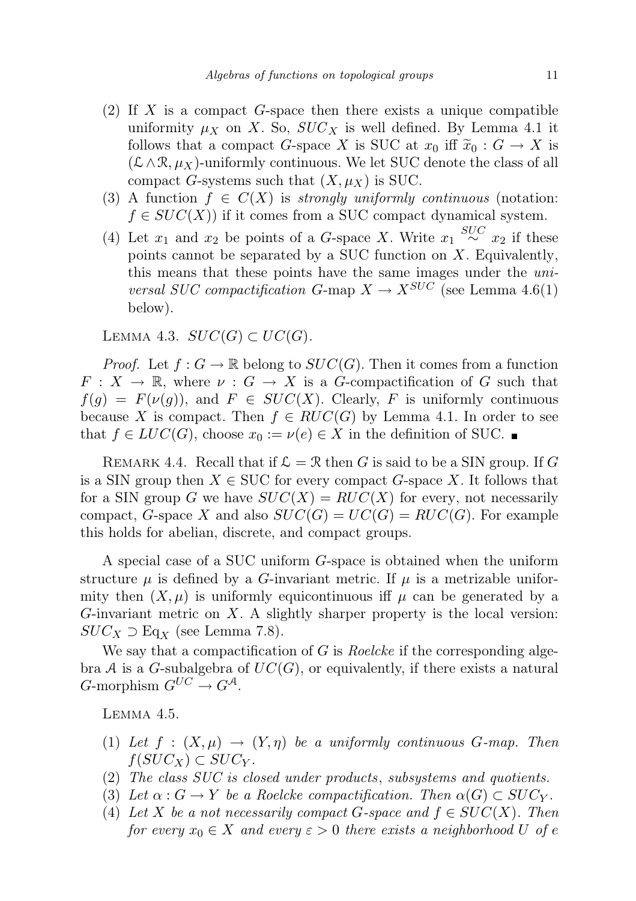(2) If $X$ is a compact $G$-space then there exists a unique compatible uniformity $\mu_X$ on $X$. So, $SUC_X$ is well defined. By Lemma 4.1 it follows that a compact $G$-space $X$ is SUC at $x_0$ iff $\widetilde{x}_0 : G \to X$ is $(\mathcal{L} \wedge \mathcal{R}, \mu_X)$-uniformly continuous. We let SUC denote the class of all compact $G$-systems such that $(X, \mu_X)$ is SUC.

(3) A function $f \in C(X)$ is *strongly uniformly continuous* (notation: $f \in SUC(X)$) if it comes from a SUC compact dynamical system.

(4) Let $x_1$ and $x_2$ be points of a $G$-space $X$. Write $x_1 \overset{SUC}{\sim} x_2$ if these points cannot be separated by a SUC function on $X$. Equivalently, this means that these points have the same images under the *universal SUC compactification* $G$-map $X \to X^{SUC}$ (see Lemma 4.6(1) below).

Lemma 4.3. $SUC(G) \subset UC(G)$.

*Proof.* Let $f : G \to \mathbb{R}$ belong to $SUC(G)$. Then it comes from a function $F : X \to \mathbb{R}$, where $\nu : G \to X$ is a $G$-compactification of $G$ such that $f(g) = F(\nu(g))$, and $F \in SUC(X)$. Clearly, $F$ is uniformly continuous because $X$ is compact. Then $f \in RUC(G)$ by Lemma 4.1. In order to see that $f \in LUC(G)$, choose $x_0 := \nu(e) \in X$ in the definition of SUC. ■

Remark 4.4. Recall that if $\mathcal{L} = \mathcal{R}$ then $G$ is said to be a SIN group. If $G$ is a SIN group then $X \in$ SUC for every compact $G$-space $X$. It follows that for a SIN group $G$ we have $SUC(X) = RUC(X)$ for every, not necessarily compact, $G$-space $X$ and also $SUC(G) = UC(G) = RUC(G)$. For example this holds for abelian, discrete, and compact groups.

A special case of a SUC uniform $G$-space is obtained when the uniform structure $\mu$ is defined by a $G$-invariant metric. If $\mu$ is a metrizable uniformity then $(X, \mu)$ is uniformly equicontinuous iff $\mu$ can be generated by a $G$-invariant metric on $X$. A slightly sharper property is the local version: $SUC_X \supset \mathrm{Eq}_X$ (see Lemma 7.8).

We say that a compactification of $G$ is *Roelcke* if the corresponding algebra $\mathcal{A}$ is a $G$-subalgebra of $UC(G)$, or equivalently, if there exists a natural $G$-morphism $G^{UC} \to G^{\mathcal{A}}$.

Lemma 4.5.

(1) *Let $f : (X, \mu) \to (Y, \eta)$ be a uniformly continuous $G$-map. Then $f(SUC_X) \subset SUC_Y$.*

(2) *The class SUC is closed under products, subsystems and quotients.*

(3) *Let $\alpha : G \to Y$ be a Roelcke compactification. Then $\alpha(G) \subset SUC_Y$.*

(4) *Let $X$ be a not necessarily compact $G$-space and $f \in SUC(X)$. Then for every $x_0 \in X$ and every $\varepsilon > 0$ there exists a neighborhood $U$ of $e$*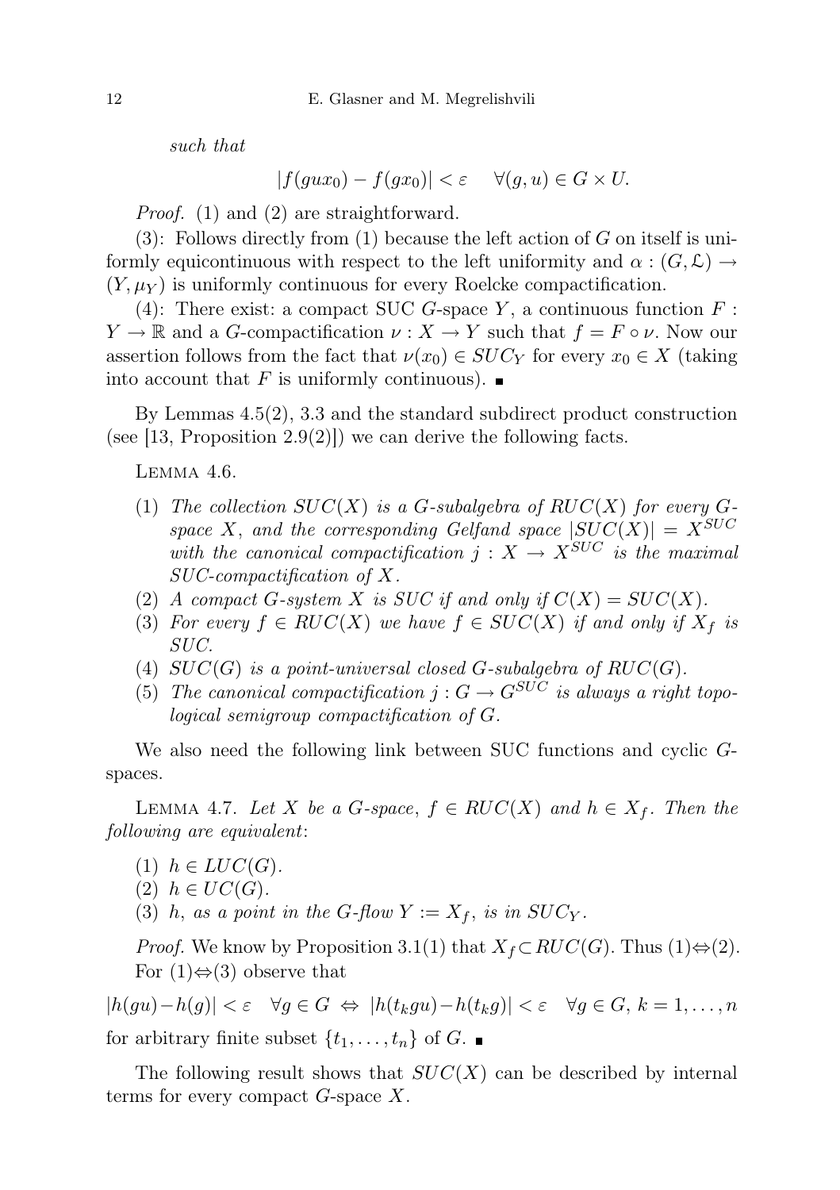*such that*

$$|f(gux_0) - f(gx_0)| < \varepsilon \quad \forall (g,u) \in G \times U.$$

*Proof.* (1) and (2) are straightforward.

(3): Follows directly from (1) because the left action of $G$ on itself is uniformly equicontinuous with respect to the left uniformity and $\alpha : (G, \mathcal{L}) \to (Y, \mu_Y)$ is uniformly continuous for every Roelcke compactification.

(4): There exist: a compact SUC $G$-space $Y$, a continuous function $F : Y \to \mathbb{R}$ and a $G$-compactification $\nu : X \to Y$ such that $f = F \circ \nu$. Now our assertion follows from the fact that $\nu(x_0) \in SUC_Y$ for every $x_0 \in X$ (taking into account that $F$ is uniformly continuous). ∎

By Lemmas 4.5(2), 3.3 and the standard subdirect product construction (see [13, Proposition 2.9(2)]) we can derive the following facts.

LEMMA 4.6.

1. *The collection $SUC(X)$ is a $G$-subalgebra of $RUC(X)$ for every $G$-space $X$, and the corresponding Gelfand space $|SUC(X)| = X^{SUC}$ with the canonical compactification $j : X \to X^{SUC}$ is the maximal SUC-compactification of $X$.*
2. *A compact $G$-system $X$ is SUC if and only if $C(X) = SUC(X)$.*
3. *For every $f \in RUC(X)$ we have $f \in SUC(X)$ if and only if $X_f$ is SUC.*
4. *$SUC(G)$ is a point-universal closed $G$-subalgebra of $RUC(G)$.*
5. *The canonical compactification $j : G \to G^{SUC}$ is always a right topological semigroup compactification of $G$.*

We also need the following link between SUC functions and cyclic $G$-spaces.

LEMMA 4.7. *Let $X$ be a $G$-space, $f \in RUC(X)$ and $h \in X_f$. Then the following are equivalent*:

1. *$h \in LUC(G)$.*
2. *$h \in UC(G)$.*
3. *$h$, as a point in the $G$-flow $Y := X_f$, is in $SUC_Y$.*

*Proof.* We know by Proposition 3.1(1) that $X_f \subset RUC(G)$. Thus (1)⇔(2). For (1)⇔(3) observe that

$$|h(gu) - h(g)| < \varepsilon \quad \forall g \in G \;\Leftrightarrow\; |h(t_k gu) - h(t_k g)| < \varepsilon \quad \forall g \in G,\, k = 1, \ldots, n$$

for arbitrary finite subset $\{t_1, \ldots, t_n\}$ of $G$. ∎

The following result shows that $SUC(X)$ can be described by internal terms for every compact $G$-space $X$.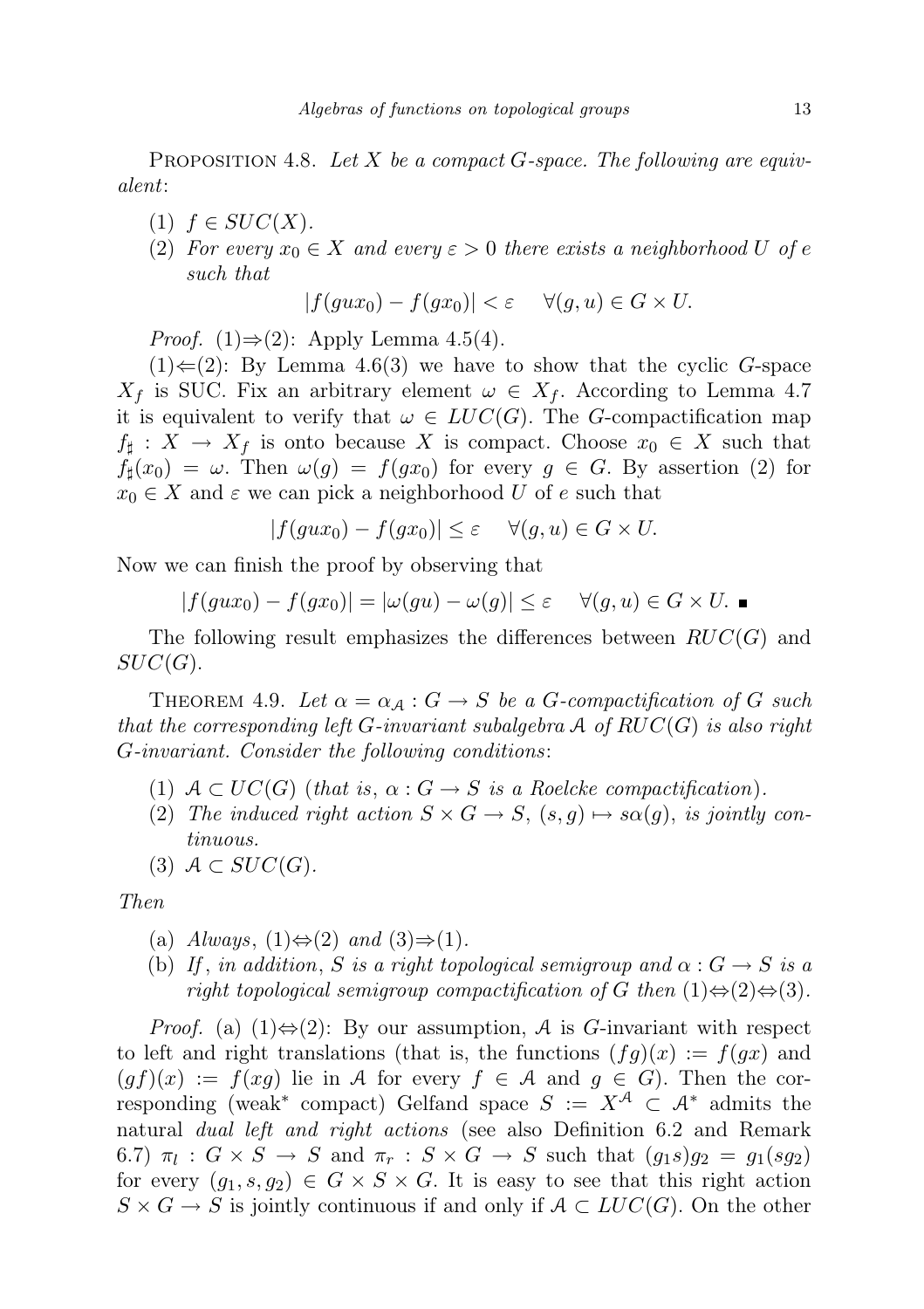PROPOSITION 4.8. *Let $X$ be a compact $G$-space. The following are equivalent*:

1. $f \in SUC(X)$.
2. *For every $x_0 \in X$ and every $\varepsilon > 0$ there exists a neighborhood $U$ of $e$ such that*

$$|f(gux_0) - f(gx_0)| < \varepsilon \quad \forall (g,u) \in G \times U.$$

*Proof.* (1)⇒(2): Apply Lemma 4.5(4).

(1)⇐(2): By Lemma 4.6(3) we have to show that the cyclic $G$-space $X_f$ is SUC. Fix an arbitrary element $\omega \in X_f$. According to Lemma 4.7 it is equivalent to verify that $\omega \in LUC(G)$. The $G$-compactification map $f_\sharp : X \to X_f$ is onto because $X$ is compact. Choose $x_0 \in X$ such that $f_\sharp(x_0) = \omega$. Then $\omega(g) = f(gx_0)$ for every $g \in G$. By assertion (2) for $x_0 \in X$ and $\varepsilon$ we can pick a neighborhood $U$ of $e$ such that

$$|f(gux_0) - f(gx_0)| \le \varepsilon \quad \forall (g,u) \in G \times U.$$

Now we can finish the proof by observing that

$$|f(gux_0) - f(gx_0)| = |\omega(gu) - \omega(g)| \le \varepsilon \quad \forall (g,u) \in G \times U. \blacksquare$$

The following result emphasizes the differences between $RUC(G)$ and $SUC(G)$.

THEOREM 4.9. *Let $\alpha = \alpha_{\mathcal{A}} : G \to S$ be a $G$-compactification of $G$ such that the corresponding left $G$-invariant subalgebra $\mathcal{A}$ of $RUC(G)$ is also right $G$-invariant. Consider the following conditions*:

1. $\mathcal{A} \subset UC(G)$ *(that is, $\alpha : G \to S$ is a Roelcke compactification)*.
2. *The induced right action $S \times G \to S$, $(s,g) \mapsto s\alpha(g)$, is jointly continuous.*
3. $\mathcal{A} \subset SUC(G)$.

*Then*

(a) *Always*, (1)⇔(2) *and* (3)⇒(1).

(b) *If, in addition, $S$ is a right topological semigroup and $\alpha : G \to S$ is a right topological semigroup compactification of $G$ then* (1)⇔(2)⇔(3).

*Proof.* (a) (1)⇔(2): By our assumption, $\mathcal{A}$ is $G$-invariant with respect to left and right translations (that is, the functions $(fg)(x) := f(gx)$ and $(gf)(x) := f(xg)$ lie in $\mathcal{A}$ for every $f \in \mathcal{A}$ and $g \in G$). Then the corresponding (weak* compact) Gelfand space $S := X^{\mathcal{A}} \subset \mathcal{A}^*$ admits the natural *dual left and right actions* (see also Definition 6.2 and Remark 6.7) $\pi_l : G \times S \to S$ and $\pi_r : S \times G \to S$ such that $(g_1 s)g_2 = g_1(sg_2)$ for every $(g_1, s, g_2) \in G \times S \times G$. It is easy to see that this right action $S \times G \to S$ is jointly continuous if and only if $\mathcal{A} \subset LUC(G)$. On the other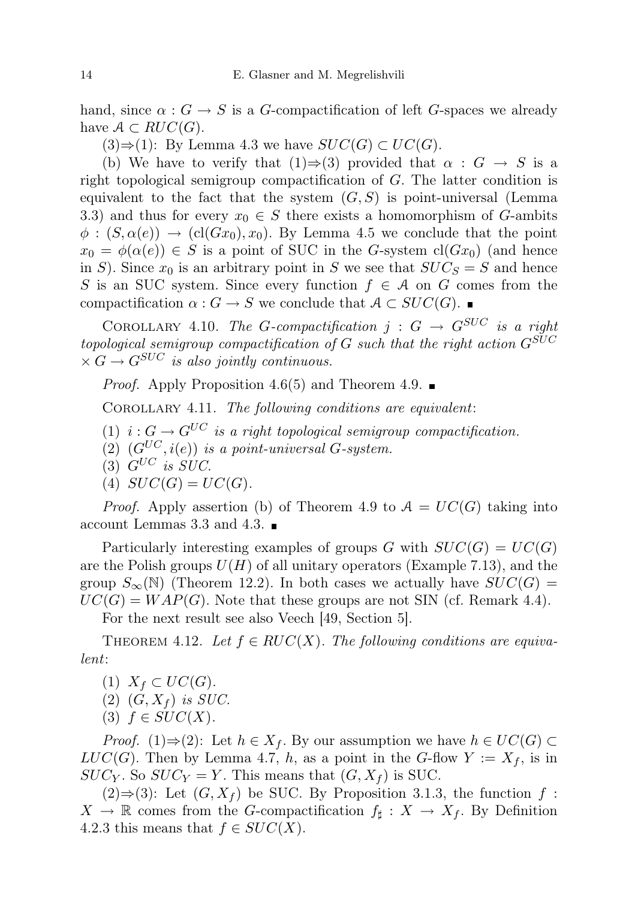hand, since $\alpha : G \to S$ is a $G$-compactification of left $G$-spaces we already have $\mathcal{A} \subset RUC(G)$.

(3)⇒(1): By Lemma 4.3 we have $SUC(G) \subset UC(G)$.

(b) We have to verify that (1)⇒(3) provided that $\alpha : G \to S$ is a right topological semigroup compactification of $G$. The latter condition is equivalent to the fact that the system $(G, S)$ is point-universal (Lemma 3.3) and thus for every $x_0 \in S$ there exists a homomorphism of $G$-ambits $\phi : (S, \alpha(e)) \to (\mathrm{cl}(Gx_0), x_0)$. By Lemma 4.5 we conclude that the point $x_0 = \phi(\alpha(e)) \in S$ is a point of SUC in the $G$-system $\mathrm{cl}(Gx_0)$ (and hence in $S$). Since $x_0$ is an arbitrary point in $S$ we see that $SUC_S = S$ and hence $S$ is an SUC system. Since every function $f \in \mathcal{A}$ on $G$ comes from the compactification $\alpha : G \to S$ we conclude that $\mathcal{A} \subset SUC(G)$. ∎

Corollary 4.10. *The $G$-compactification $j : G \to G^{SUC}$ is a right topological semigroup compactification of $G$ such that the right action $G^{SUC} \times G \to G^{SUC}$ is also jointly continuous.*

*Proof.* Apply Proposition 4.6(5) and Theorem 4.9. ∎

Corollary 4.11. *The following conditions are equivalent*:

1. *$i : G \to G^{UC}$ is a right topological semigroup compactification.*
2. *$(G^{UC}, i(e))$ is a point-universal $G$-system.*
3. *$G^{UC}$ is SUC.*
4. *$SUC(G) = UC(G)$.*

*Proof.* Apply assertion (b) of Theorem 4.9 to $\mathcal{A} = UC(G)$ taking into account Lemmas 3.3 and 4.3. ∎

Particularly interesting examples of groups $G$ with $SUC(G) = UC(G)$ are the Polish groups $U(H)$ of all unitary operators (Example 7.13), and the group $S_\infty(\mathbb{N})$ (Theorem 12.2). In both cases we actually have $SUC(G) = UC(G) = WAP(G)$. Note that these groups are not SIN (cf. Remark 4.4).

For the next result see also Veech [49, Section 5].

Theorem 4.12. *Let $f \in RUC(X)$. The following conditions are equivalent*:

1. *$X_f \subset UC(G)$.*
2. *$(G, X_f)$ is SUC.*
3. *$f \in SUC(X)$.*

*Proof.* (1)⇒(2): Let $h \in X_f$. By our assumption we have $h \in UC(G) \subset LUC(G)$. Then by Lemma 4.7, $h$, as a point in the $G$-flow $Y := X_f$, is in $SUC_Y$. So $SUC_Y = Y$. This means that $(G, X_f)$ is SUC.

(2)⇒(3): Let $(G, X_f)$ be SUC. By Proposition 3.1.3, the function $f : X \to \mathbb{R}$ comes from the $G$-compactification $f_\sharp : X \to X_f$. By Definition 4.2.3 this means that $f \in SUC(X)$.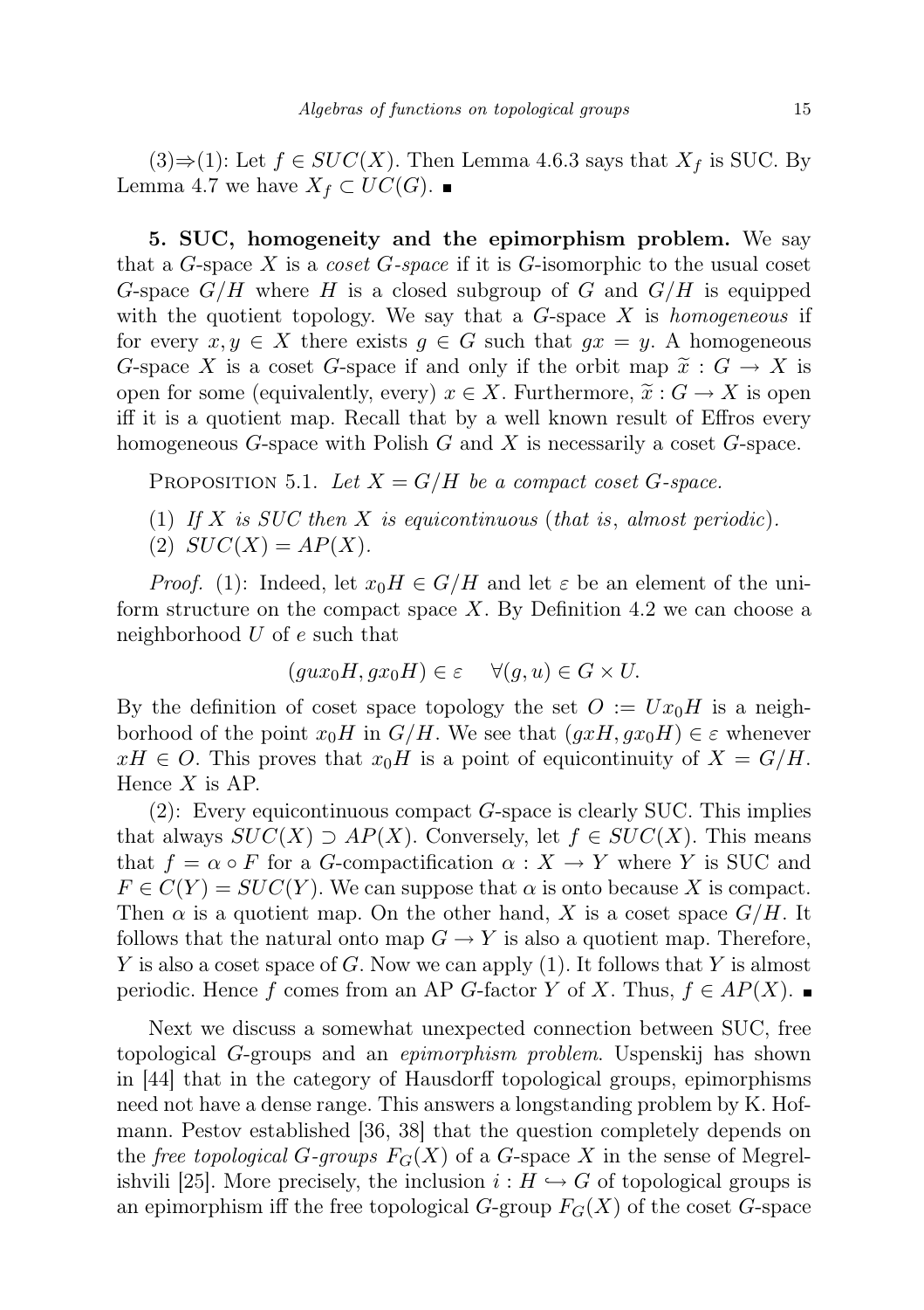(3)⇒(1): Let $f \in SUC(X)$. Then Lemma 4.6.3 says that $X_f$ is SUC. By Lemma 4.7 we have $X_f \subset UC(G)$. ■

**5. SUC, homogeneity and the epimorphism problem.** We say that a $G$-space $X$ is a *coset $G$-space* if it is $G$-isomorphic to the usual coset $G$-space $G/H$ where $H$ is a closed subgroup of $G$ and $G/H$ is equipped with the quotient topology. We say that a $G$-space $X$ is *homogeneous* if for every $x, y \in X$ there exists $g \in G$ such that $gx = y$. A homogeneous $G$-space $X$ is a coset $G$-space if and only if the orbit map $\widetilde{x} : G \to X$ is open for some (equivalently, every) $x \in X$. Furthermore, $\widetilde{x} : G \to X$ is open iff it is a quotient map. Recall that by a well known result of Effros every homogeneous $G$-space with Polish $G$ and $X$ is necessarily a coset $G$-space.

Proposition 5.1. *Let $X = G/H$ be a compact coset $G$-space.*

(1) *If $X$ is SUC then $X$ is equicontinuous* (*that is*, *almost periodic*).
(2) $SUC(X) = AP(X)$.

*Proof.* (1): Indeed, let $x_0H \in G/H$ and let $\varepsilon$ be an element of the uniform structure on the compact space $X$. By Definition 4.2 we can choose a neighborhood $U$ of $e$ such that

$$(gux_0H, gx_0H) \in \varepsilon \quad \forall (g, u) \in G \times U.$$

By the definition of coset space topology the set $O := Ux_0H$ is a neighborhood of the point $x_0H$ in $G/H$. We see that $(gxH, gx_0H) \in \varepsilon$ whenever $xH \in O$. This proves that $x_0H$ is a point of equicontinuity of $X = G/H$. Hence $X$ is AP.

(2): Every equicontinuous compact $G$-space is clearly SUC. This implies that always $SUC(X) \supset AP(X)$. Conversely, let $f \in SUC(X)$. This means that $f = \alpha \circ F$ for a $G$-compactification $\alpha : X \to Y$ where $Y$ is SUC and $F \in C(Y) = SUC(Y)$. We can suppose that $\alpha$ is onto because $X$ is compact. Then $\alpha$ is a quotient map. On the other hand, $X$ is a coset space $G/H$. It follows that the natural onto map $G \to Y$ is also a quotient map. Therefore, $Y$ is also a coset space of $G$. Now we can apply (1). It follows that $Y$ is almost periodic. Hence $f$ comes from an AP $G$-factor $Y$ of $X$. Thus, $f \in AP(X)$. ■

Next we discuss a somewhat unexpected connection between SUC, free topological $G$-groups and an *epimorphism problem*. Uspenskij has shown in [44] that in the category of Hausdorff topological groups, epimorphisms need not have a dense range. This answers a longstanding problem by K. Hofmann. Pestov established [36, 38] that the question completely depends on the *free topological $G$-groups* $F_G(X)$ of a $G$-space $X$ in the sense of Megrelishvili [25]. More precisely, the inclusion $i : H \hookrightarrow G$ of topological groups is an epimorphism iff the free topological $G$-group $F_G(X)$ of the coset $G$-space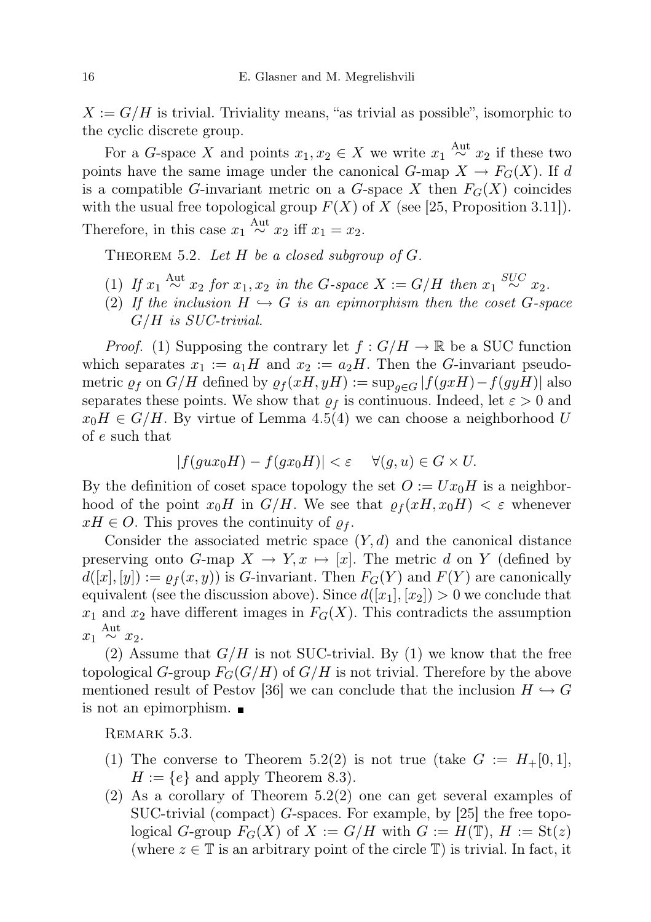$X := G/H$ is trivial. Triviality means, "as trivial as possible", isomorphic to the cyclic discrete group.

For a $G$-space $X$ and points $x_1, x_2 \in X$ we write $x_1 \overset{\text{Aut}}{\sim} x_2$ if these two points have the same image under the canonical $G$-map $X \to F_G(X)$. If $d$ is a compatible $G$-invariant metric on a $G$-space $X$ then $F_G(X)$ coincides with the usual free topological group $F(X)$ of $X$ (see [25, Proposition 3.11]). Therefore, in this case $x_1 \overset{\text{Aut}}{\sim} x_2$ iff $x_1 = x_2$.

THEOREM 5.2. *Let $H$ be a closed subgroup of $G$.*

1. *If $x_1 \overset{\text{Aut}}{\sim} x_2$ for $x_1, x_2$ in the $G$-space $X := G/H$ then $x_1 \overset{SUC}{\sim} x_2$.*
2. *If the inclusion $H \hookrightarrow G$ is an epimorphism then the coset $G$-space $G/H$ is SUC-trivial.*

*Proof.* (1) Supposing the contrary let $f : G/H \to \mathbb{R}$ be a SUC function which separates $x_1 := a_1 H$ and $x_2 := a_2 H$. Then the $G$-invariant pseudometric $\varrho_f$ on $G/H$ defined by $\varrho_f(xH, yH) := \sup_{g \in G} |f(gxH) - f(gyH)|$ also separates these points. We show that $\varrho_f$ is continuous. Indeed, let $\varepsilon > 0$ and $x_0 H \in G/H$. By virtue of Lemma 4.5(4) we can choose a neighborhood $U$ of $e$ such that

$$|f(gux_0H) - f(gx_0H)| < \varepsilon \quad \forall (g, u) \in G \times U.$$

By the definition of coset space topology the set $O := Ux_0H$ is a neighborhood of the point $x_0H$ in $G/H$. We see that $\varrho_f(xH, x_0H) < \varepsilon$ whenever $xH \in O$. This proves the continuity of $\varrho_f$.

Consider the associated metric space $(Y, d)$ and the canonical distance preserving onto $G$-map $X \to Y, x \mapsto [x]$. The metric $d$ on $Y$ (defined by $d([x], [y]) := \varrho_f(x, y)$) is $G$-invariant. Then $F_G(Y)$ and $F(Y)$ are canonically equivalent (see the discussion above). Since $d([x_1], [x_2]) > 0$ we conclude that $x_1$ and $x_2$ have different images in $F_G(X)$. This contradicts the assumption $x_1 \overset{\text{Aut}}{\sim} x_2$.

(2) Assume that $G/H$ is not SUC-trivial. By (1) we know that the free topological $G$-group $F_G(G/H)$ of $G/H$ is not trivial. Therefore by the above mentioned result of Pestov [36] we can conclude that the inclusion $H \hookrightarrow G$ is not an epimorphism. ∎

REMARK 5.3.

1. The converse to Theorem 5.2(2) is not true (take $G := H_+[0, 1]$, $H := \{e\}$ and apply Theorem 8.3).
2. As a corollary of Theorem 5.2(2) one can get several examples of SUC-trivial (compact) $G$-spaces. For example, by [25] the free topological $G$-group $F_G(X)$ of $X := G/H$ with $G := H(\mathbb{T})$, $H := \text{St}(z)$ (where $z \in \mathbb{T}$ is an arbitrary point of the circle $\mathbb{T}$) is trivial. In fact, it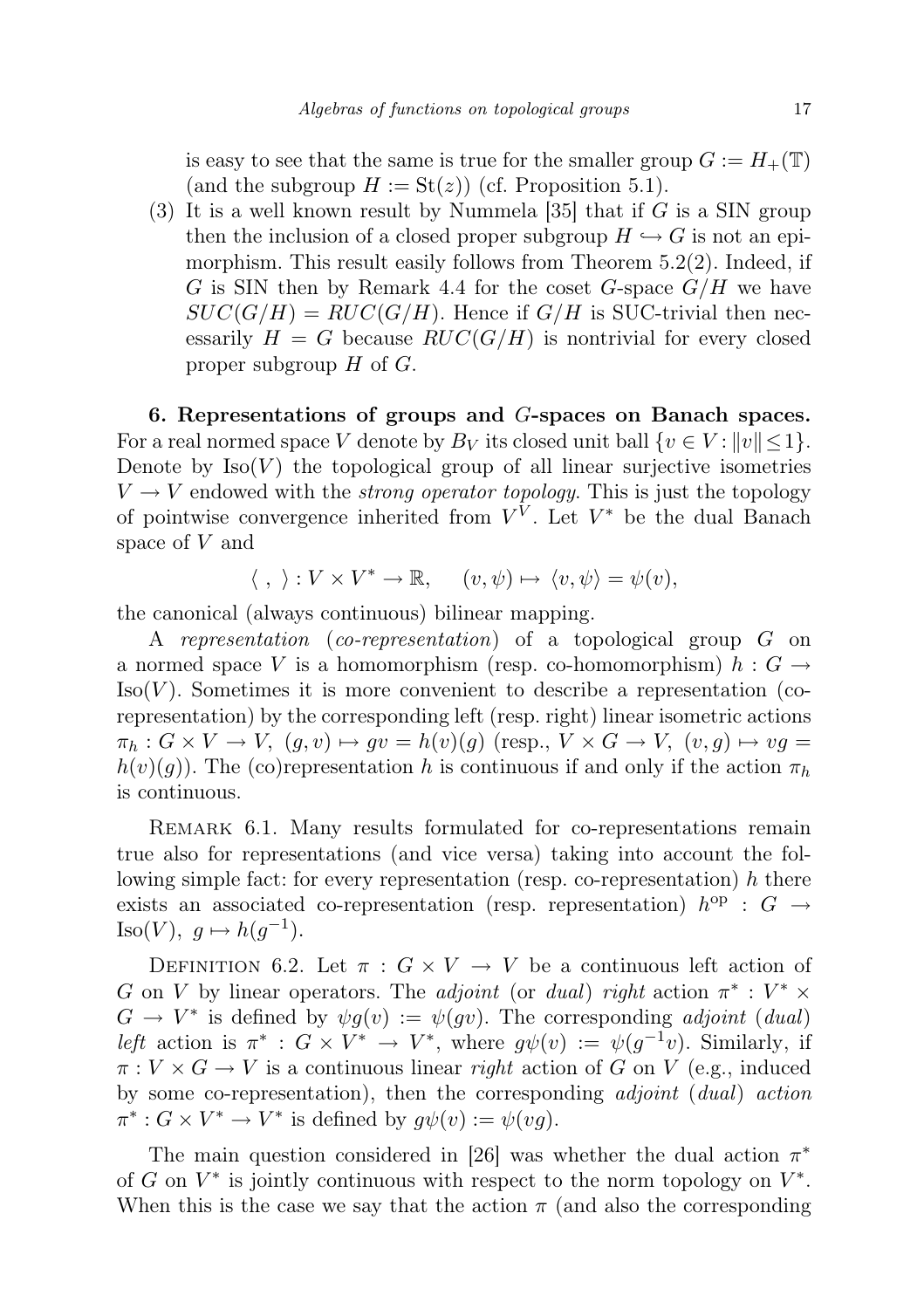is easy to see that the same is true for the smaller group $G := H_+(\mathbb{T})$ (and the subgroup $H := \mathrm{St}(z)$) (cf. Proposition 5.1).

(3) It is a well known result by Nummela [35] that if $G$ is a SIN group then the inclusion of a closed proper subgroup $H \hookrightarrow G$ is not an epimorphism. This result easily follows from Theorem 5.2(2). Indeed, if $G$ is SIN then by Remark 4.4 for the coset $G$-space $G/H$ we have $SUC(G/H) = RUC(G/H)$. Hence if $G/H$ is SUC-trivial then necessarily $H = G$ because $RUC(G/H)$ is nontrivial for every closed proper subgroup $H$ of $G$.

**6. Representations of groups and $G$-spaces on Banach spaces.** For a real normed space $V$ denote by $B_V$ its closed unit ball $\{v \in V : \|v\| \leq 1\}$. Denote by $\mathrm{Iso}(V)$ the topological group of all linear surjective isometries $V \to V$ endowed with the *strong operator topology*. This is just the topology of pointwise convergence inherited from $V^V$. Let $V^*$ be the dual Banach space of $V$ and

$$\langle\ ,\ \rangle : V \times V^* \to \mathbb{R}, \quad (v, \psi) \mapsto \langle v, \psi \rangle = \psi(v),$$

the canonical (always continuous) bilinear mapping.

A *representation* (*co-representation*) of a topological group $G$ on a normed space $V$ is a homomorphism (resp. co-homomorphism) $h : G \to \mathrm{Iso}(V)$. Sometimes it is more convenient to describe a representation (co-representation) by the corresponding left (resp. right) linear isometric actions $\pi_h : G \times V \to V$, $(g, v) \mapsto gv = h(v)(g)$ (resp., $V \times G \to V$, $(v, g) \mapsto vg = h(v)(g)$). The (co)representation $h$ is continuous if and only if the action $\pi_h$ is continuous.

Remark 6.1. Many results formulated for co-representations remain true also for representations (and vice versa) taking into account the following simple fact: for every representation (resp. co-representation) $h$ there exists an associated co-representation (resp. representation) $h^{\mathrm{op}} : G \to \mathrm{Iso}(V)$, $g \mapsto h(g^{-1})$.

Definition 6.2. Let $\pi : G \times V \to V$ be a continuous left action of $G$ on $V$ by linear operators. The *adjoint* (or *dual*) *right* action $\pi^* : V^* \times G \to V^*$ is defined by $\psi g(v) := \psi(gv)$. The corresponding *adjoint* (*dual*) *left* action is $\pi^* : G \times V^* \to V^*$, where $g\psi(v) := \psi(g^{-1}v)$. Similarly, if $\pi : V \times G \to V$ is a continuous linear *right* action of $G$ on $V$ (e.g., induced by some co-representation), then the corresponding *adjoint* (*dual*) *action* $\pi^* : G \times V^* \to V^*$ is defined by $g\psi(v) := \psi(vg)$.

The main question considered in [26] was whether the dual action $\pi^*$ of $G$ on $V^*$ is jointly continuous with respect to the norm topology on $V^*$. When this is the case we say that the action $\pi$ (and also the corresponding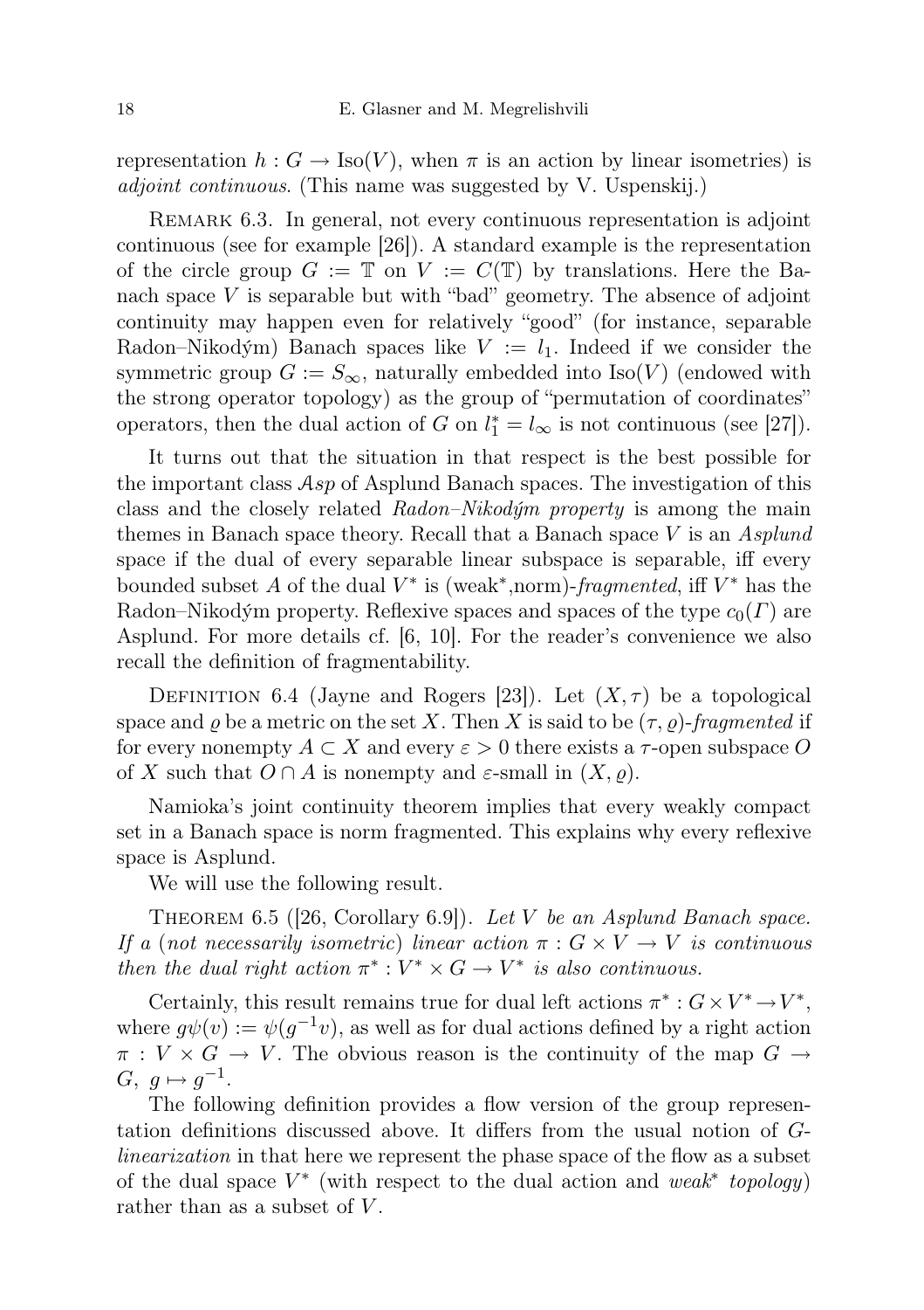representation $h : G \to \mathrm{Iso}(V)$, when $\pi$ is an action by linear isometries) is *adjoint continuous*. (This name was suggested by V. Uspenskij.)

Remark 6.3. In general, not every continuous representation is adjoint continuous (see for example [26]). A standard example is the representation of the circle group $G := \mathbb{T}$ on $V := C(\mathbb{T})$ by translations. Here the Banach space $V$ is separable but with "bad" geometry. The absence of adjoint continuity may happen even for relatively "good" (for instance, separable Radon–Nikodým) Banach spaces like $V := l_1$. Indeed if we consider the symmetric group $G := S_\infty$, naturally embedded into $\mathrm{Iso}(V)$ (endowed with the strong operator topology) as the group of "permutation of coordinates" operators, then the dual action of $G$ on $l_1^* = l_\infty$ is not continuous (see [27]).

It turns out that the situation in that respect is the best possible for the important class $\mathcal{A}sp$ of Asplund Banach spaces. The investigation of this class and the closely related *Radon–Nikodým property* is among the main themes in Banach space theory. Recall that a Banach space $V$ is an *Asplund* space if the dual of every separable linear subspace is separable, iff every bounded subset $A$ of the dual $V^*$ is (weak$^*$,norm)-*fragmented*, iff $V^*$ has the Radon–Nikodým property. Reflexive spaces and spaces of the type $c_0(\Gamma)$ are Asplund. For more details cf. [6, 10]. For the reader's convenience we also recall the definition of fragmentability.

Definition 6.4 (Jayne and Rogers [23]). Let $(X, \tau)$ be a topological space and $\varrho$ be a metric on the set $X$. Then $X$ is said to be $(\tau, \varrho)$-*fragmented* if for every nonempty $A \subset X$ and every $\varepsilon > 0$ there exists a $\tau$-open subspace $O$ of $X$ such that $O \cap A$ is nonempty and $\varepsilon$-small in $(X, \varrho)$.

Namioka's joint continuity theorem implies that every weakly compact set in a Banach space is norm fragmented. This explains why every reflexive space is Asplund.

We will use the following result.

Theorem 6.5 ([26, Corollary 6.9]). *Let $V$ be an Asplund Banach space. If a* (*not necessarily isometric*) *linear action $\pi : G \times V \to V$ is continuous then the dual right action $\pi^* : V^* \times G \to V^*$ is also continuous.*

Certainly, this result remains true for dual left actions $\pi^* : G \times V^* \to V^*$, where $g\psi(v) := \psi(g^{-1}v)$, as well as for dual actions defined by a right action $\pi : V \times G \to V$. The obvious reason is the continuity of the map $G \to G,\ g \mapsto g^{-1}$.

The following definition provides a flow version of the group representation definitions discussed above. It differs from the usual notion of $G$-*linearization* in that here we represent the phase space of the flow as a subset of the dual space $V^*$ (with respect to the dual action and *weak$^*$ topology*) rather than as a subset of $V$.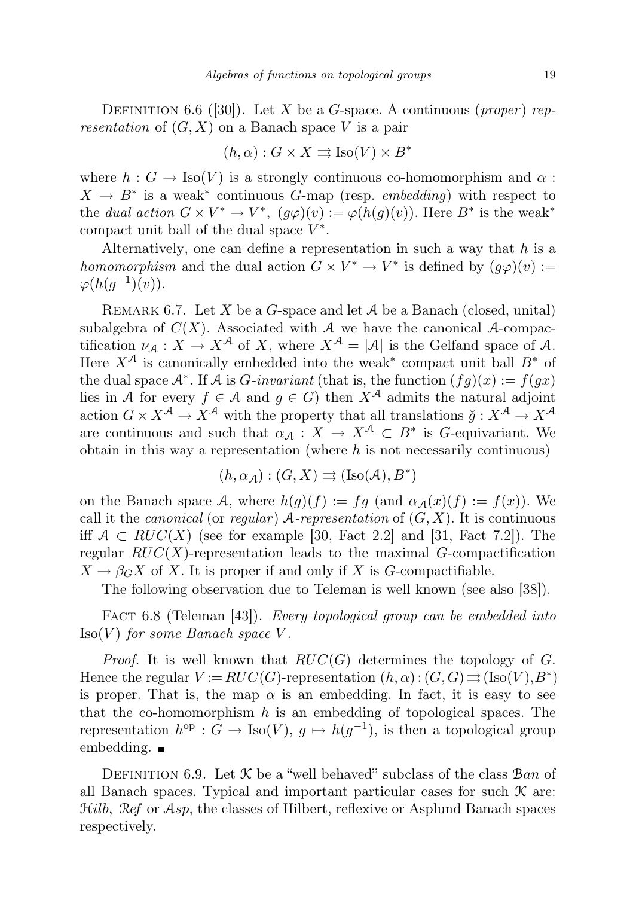Definition 6.6 ([30]). Let $X$ be a $G$-space. A continuous (*proper*) *representation* of $(G, X)$ on a Banach space $V$ is a pair

$$(h, \alpha) : G \times X \rightrightarrows \mathrm{Iso}(V) \times B^*$$

where $h : G \to \mathrm{Iso}(V)$ is a strongly continuous co-homomorphism and $\alpha : X \to B^*$ is a weak$^*$ continuous $G$-map (resp. *embedding*) with respect to the *dual action* $G \times V^* \to V^*$, $(g\varphi)(v) := \varphi(h(g)(v))$. Here $B^*$ is the weak$^*$ compact unit ball of the dual space $V^*$.

Alternatively, one can define a representation in such a way that $h$ is a *homomorphism* and the dual action $G \times V^* \to V^*$ is defined by $(g\varphi)(v) := \varphi(h(g^{-1})(v))$.

Remark 6.7. Let $X$ be a $G$-space and let $\mathcal{A}$ be a Banach (closed, unital) subalgebra of $C(X)$. Associated with $\mathcal{A}$ we have the canonical $\mathcal{A}$-compactification $\nu_{\mathcal{A}} : X \to X^{\mathcal{A}}$ of $X$, where $X^{\mathcal{A}} = |\mathcal{A}|$ is the Gelfand space of $\mathcal{A}$. Here $X^{\mathcal{A}}$ is canonically embedded into the weak$^*$ compact unit ball $B^*$ of the dual space $\mathcal{A}^*$. If $\mathcal{A}$ is $G$-*invariant* (that is, the function $(fg)(x) := f(gx)$ lies in $\mathcal{A}$ for every $f \in \mathcal{A}$ and $g \in G$) then $X^{\mathcal{A}}$ admits the natural adjoint action $G \times X^{\mathcal{A}} \to X^{\mathcal{A}}$ with the property that all translations $\breve{g} : X^{\mathcal{A}} \to X^{\mathcal{A}}$ are continuous and such that $\alpha_{\mathcal{A}} : X \to X^{\mathcal{A}} \subset B^*$ is $G$-equivariant. We obtain in this way a representation (where $h$ is not necessarily continuous)

$$(h, \alpha_{\mathcal{A}}) : (G, X) \rightrightarrows (\mathrm{Iso}(\mathcal{A}), B^*)$$

on the Banach space $\mathcal{A}$, where $h(g)(f) := fg$ (and $\alpha_{\mathcal{A}}(x)(f) := f(x)$). We call it the *canonical* (or *regular*) $\mathcal{A}$-*representation* of $(G, X)$. It is continuous iff $\mathcal{A} \subset RUC(X)$ (see for example [30, Fact 2.2] and [31, Fact 7.2]). The regular $RUC(X)$-representation leads to the maximal $G$-compactification $X \to \beta_G X$ of $X$. It is proper if and only if $X$ is $G$-compactifiable.

The following observation due to Teleman is well known (see also [38]).

Fact 6.8 (Teleman [43]). *Every topological group can be embedded into* $\mathrm{Iso}(V)$ *for some Banach space* $V$.

*Proof.* It is well known that $RUC(G)$ determines the topology of $G$. Hence the regular $V := RUC(G)$-representation $(h, \alpha) : (G, G) \rightrightarrows (\mathrm{Iso}(V), B^*)$ is proper. That is, the map $\alpha$ is an embedding. In fact, it is easy to see that the co-homomorphism $h$ is an embedding of topological spaces. The representation $h^{\mathrm{op}} : G \to \mathrm{Iso}(V)$, $g \mapsto h(g^{-1})$, is then a topological group embedding. ∎

Definition 6.9. Let $\mathcal{K}$ be a "well behaved" subclass of the class $\mathcal{B}an$ of all Banach spaces. Typical and important particular cases for such $\mathcal{K}$ are: $\mathcal{H}ilb$, $\mathcal{R}ef$ or $\mathcal{A}sp$, the classes of Hilbert, reflexive or Asplund Banach spaces respectively.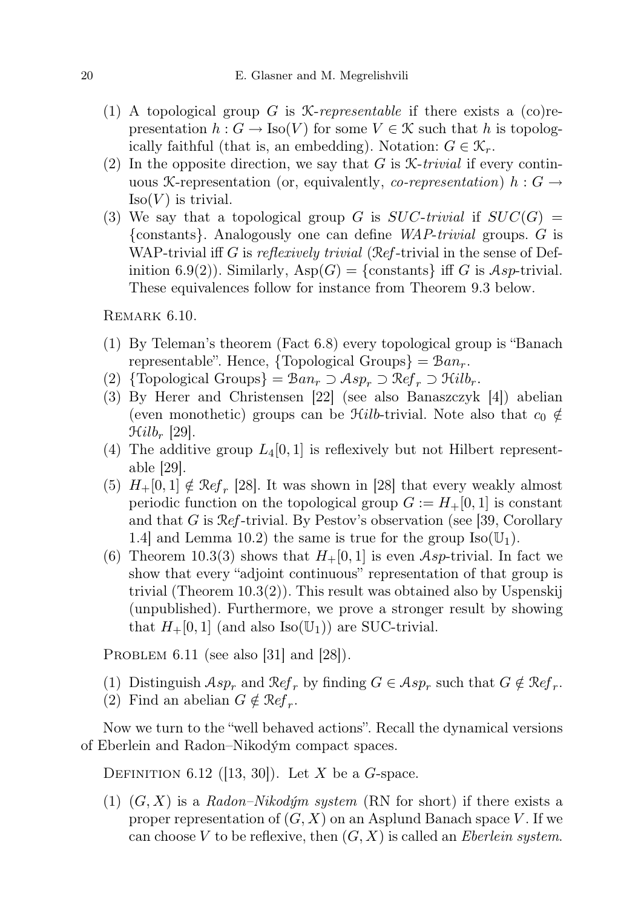(1) A topological group $G$ is $\mathcal{K}$*-representable* if there exists a (co)representation $h : G \to \mathrm{Iso}(V)$ for some $V \in \mathcal{K}$ such that $h$ is topologically faithful (that is, an embedding). Notation: $G \in \mathcal{K}_r$.
(2) In the opposite direction, we say that $G$ is $\mathcal{K}$*-trivial* if every continuous $\mathcal{K}$-representation (or, equivalently, *co-representation*) $h : G \to \mathrm{Iso}(V)$ is trivial.
(3) We say that a topological group $G$ is *SUC-trivial* if $SUC(G) = \{\text{constants}\}$. Analogously one can define *WAP-trivial* groups. $G$ is WAP-trivial iff $G$ is *reflexively trivial* ($\mathcal{R}ef$-trivial in the sense of Definition 6.9(2)). Similarly, $\mathrm{Asp}(G) = \{\text{constants}\}$ iff $G$ is $\mathcal{A}sp$-trivial. These equivalences follow for instance from Theorem 9.3 below.

Remark 6.10.

(1) By Teleman's theorem (Fact 6.8) every topological group is "Banach representable". Hence, $\{\text{Topological Groups}\} = \mathcal{B}an_r$.
(2) $\{\text{Topological Groups}\} = \mathcal{B}an_r \supset \mathcal{A}sp_r \supset \mathcal{R}ef_r \supset \mathcal{H}ilb_r$.
(3) By Herer and Christensen [22] (see also Banaszczyk [4]) abelian (even monothetic) groups can be $\mathcal{H}ilb$-trivial. Note also that $c_0 \notin \mathcal{H}ilb_r$ [29].
(4) The additive group $L_4[0,1]$ is reflexively but not Hilbert representable [29].
(5) $H_+[0,1] \notin \mathcal{R}ef_r$ [28]. It was shown in [28] that every weakly almost periodic function on the topological group $G := H_+[0,1]$ is constant and that $G$ is $\mathcal{R}ef$-trivial. By Pestov's observation (see [39, Corollary 1.4] and Lemma 10.2) the same is true for the group $\mathrm{Iso}(\mathbb{U}_1)$.
(6) Theorem 10.3(3) shows that $H_+[0,1]$ is even $\mathcal{A}sp$-trivial. In fact we show that every "adjoint continuous" representation of that group is trivial (Theorem 10.3(2)). This result was obtained also by Uspenskij (unpublished). Furthermore, we prove a stronger result by showing that $H_+[0,1]$ (and also $\mathrm{Iso}(\mathbb{U}_1)$) are SUC-trivial.

Problem 6.11 (see also [31] and [28]).

(1) Distinguish $\mathcal{A}sp_r$ and $\mathcal{R}ef_r$ by finding $G \in \mathcal{A}sp_r$ such that $G \notin \mathcal{R}ef_r$.
(2) Find an abelian $G \notin \mathcal{R}ef_r$.

Now we turn to the "well behaved actions". Recall the dynamical versions of Eberlein and Radon–Nikodým compact spaces.

Definition 6.12 ([13, 30]). Let $X$ be a $G$-space.

(1) $(G, X)$ is a *Radon–Nikodým system* (RN for short) if there exists a proper representation of $(G, X)$ on an Asplund Banach space $V$. If we can choose $V$ to be reflexive, then $(G, X)$ is called an *Eberlein system*.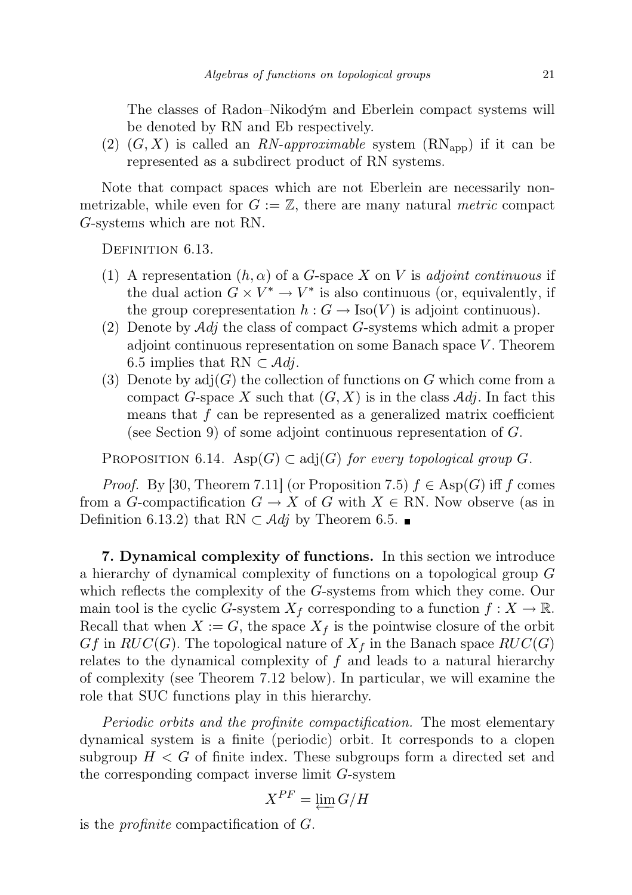The classes of Radon–Nikodým and Eberlein compact systems will be denoted by RN and Eb respectively.

(2) $(G, X)$ is called an *RN-approximable* system ($\mathrm{RN_{app}}$) if it can be represented as a subdirect product of RN systems.

Note that compact spaces which are not Eberlein are necessarily nonmetrizable, while even for $G := \mathbb{Z}$, there are many natural *metric* compact $G$-systems which are not RN.

Definition 6.13.

1. A representation $(h, \alpha)$ of a $G$-space $X$ on $V$ is *adjoint continuous* if the dual action $G \times V^* \to V^*$ is also continuous (or, equivalently, if the group corepresentation $h : G \to \mathrm{Iso}(V)$ is adjoint continuous).
2. Denote by $\mathcal{A}dj$ the class of compact $G$-systems which admit a proper adjoint continuous representation on some Banach space $V$. Theorem 6.5 implies that $\mathrm{RN} \subset \mathcal{A}dj$.
3. Denote by $\mathrm{adj}(G)$ the collection of functions on $G$ which come from a compact $G$-space $X$ such that $(G, X)$ is in the class $\mathcal{A}dj$. In fact this means that $f$ can be represented as a generalized matrix coefficient (see Section 9) of some adjoint continuous representation of $G$.

Proposition 6.14. *$\mathrm{Asp}(G) \subset \mathrm{adj}(G)$ for every topological group $G$.*

*Proof.* By [30, Theorem 7.11] (or Proposition 7.5) $f \in \mathrm{Asp}(G)$ iff $f$ comes from a $G$-compactification $G \to X$ of $G$ with $X \in \mathrm{RN}$. Now observe (as in Definition 6.13.2) that $\mathrm{RN} \subset \mathcal{A}dj$ by Theorem 6.5. ∎

**7. Dynamical complexity of functions.** In this section we introduce a hierarchy of dynamical complexity of functions on a topological group $G$ which reflects the complexity of the $G$-systems from which they come. Our main tool is the cyclic $G$-system $X_f$ corresponding to a function $f : X \to \mathbb{R}$. Recall that when $X := G$, the space $X_f$ is the pointwise closure of the orbit $Gf$ in $RUC(G)$. The topological nature of $X_f$ in the Banach space $RUC(G)$ relates to the dynamical complexity of $f$ and leads to a natural hierarchy of complexity (see Theorem 7.12 below). In particular, we will examine the role that SUC functions play in this hierarchy.

*Periodic orbits and the profinite compactification.* The most elementary dynamical system is a finite (periodic) orbit. It corresponds to a clopen subgroup $H < G$ of finite index. These subgroups form a directed set and the corresponding compact inverse limit $G$-system

$$X^{PF} = \varprojlim G/H$$

is the *profinite* compactification of $G$.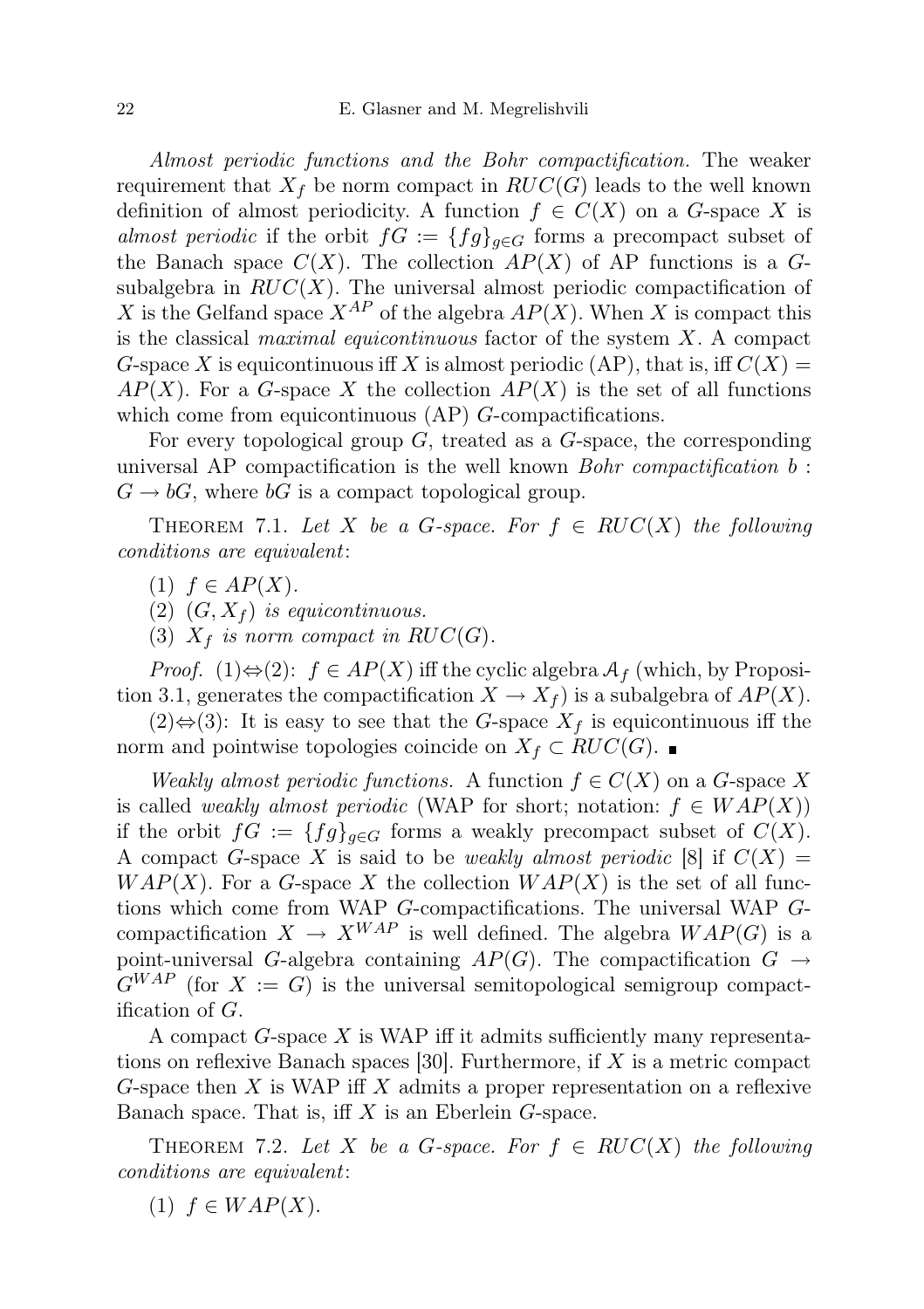*Almost periodic functions and the Bohr compactification.* The weaker requirement that $X_f$ be norm compact in $RUC(G)$ leads to the well known definition of almost periodicity. A function $f \in C(X)$ on a $G$-space $X$ is *almost periodic* if the orbit $fG := \{fg\}_{g \in G}$ forms a precompact subset of the Banach space $C(X)$. The collection $AP(X)$ of AP functions is a $G$-subalgebra in $RUC(X)$. The universal almost periodic compactification of $X$ is the Gelfand space $X^{AP}$ of the algebra $AP(X)$. When $X$ is compact this is the classical *maximal equicontinuous* factor of the system $X$. A compact $G$-space $X$ is equicontinuous iff $X$ is almost periodic (AP), that is, iff $C(X) = AP(X)$. For a $G$-space $X$ the collection $AP(X)$ is the set of all functions which come from equicontinuous (AP) $G$-compactifications.

For every topological group $G$, treated as a $G$-space, the corresponding universal AP compactification is the well known *Bohr compactification* $b : G \to bG$, where $bG$ is a compact topological group.

THEOREM 7.1. *Let $X$ be a $G$-space. For $f \in RUC(X)$ the following conditions are equivalent*:

(1) $f \in AP(X)$.
(2) $(G, X_f)$ *is equicontinuous.*
(3) $X_f$ *is norm compact in* $RUC(G)$.

*Proof.* (1)$\Leftrightarrow$(2): $f \in AP(X)$ iff the cyclic algebra $\mathcal{A}_f$ (which, by Proposition 3.1, generates the compactification $X \to X_f$) is a subalgebra of $AP(X)$.

(2)$\Leftrightarrow$(3): It is easy to see that the $G$-space $X_f$ is equicontinuous iff the norm and pointwise topologies coincide on $X_f \subset RUC(G)$. ∎

*Weakly almost periodic functions.* A function $f \in C(X)$ on a $G$-space $X$ is called *weakly almost periodic* (WAP for short; notation: $f \in WAP(X)$) if the orbit $fG := \{fg\}_{g \in G}$ forms a weakly precompact subset of $C(X)$. A compact $G$-space $X$ is said to be *weakly almost periodic* [8] if $C(X) = WAP(X)$. For a $G$-space $X$ the collection $WAP(X)$ is the set of all functions which come from WAP $G$-compactifications. The universal WAP $G$-compactification $X \to X^{WAP}$ is well defined. The algebra $WAP(G)$ is a point-universal $G$-algebra containing $AP(G)$. The compactification $G \to G^{WAP}$ (for $X := G$) is the universal semitopological semigroup compactification of $G$.

A compact $G$-space $X$ is WAP iff it admits sufficiently many representations on reflexive Banach spaces [30]. Furthermore, if $X$ is a metric compact $G$-space then $X$ is WAP iff $X$ admits a proper representation on a reflexive Banach space. That is, iff $X$ is an Eberlein $G$-space.

THEOREM 7.2. *Let $X$ be a $G$-space. For $f \in RUC(X)$ the following conditions are equivalent*:

(1) $f \in WAP(X)$.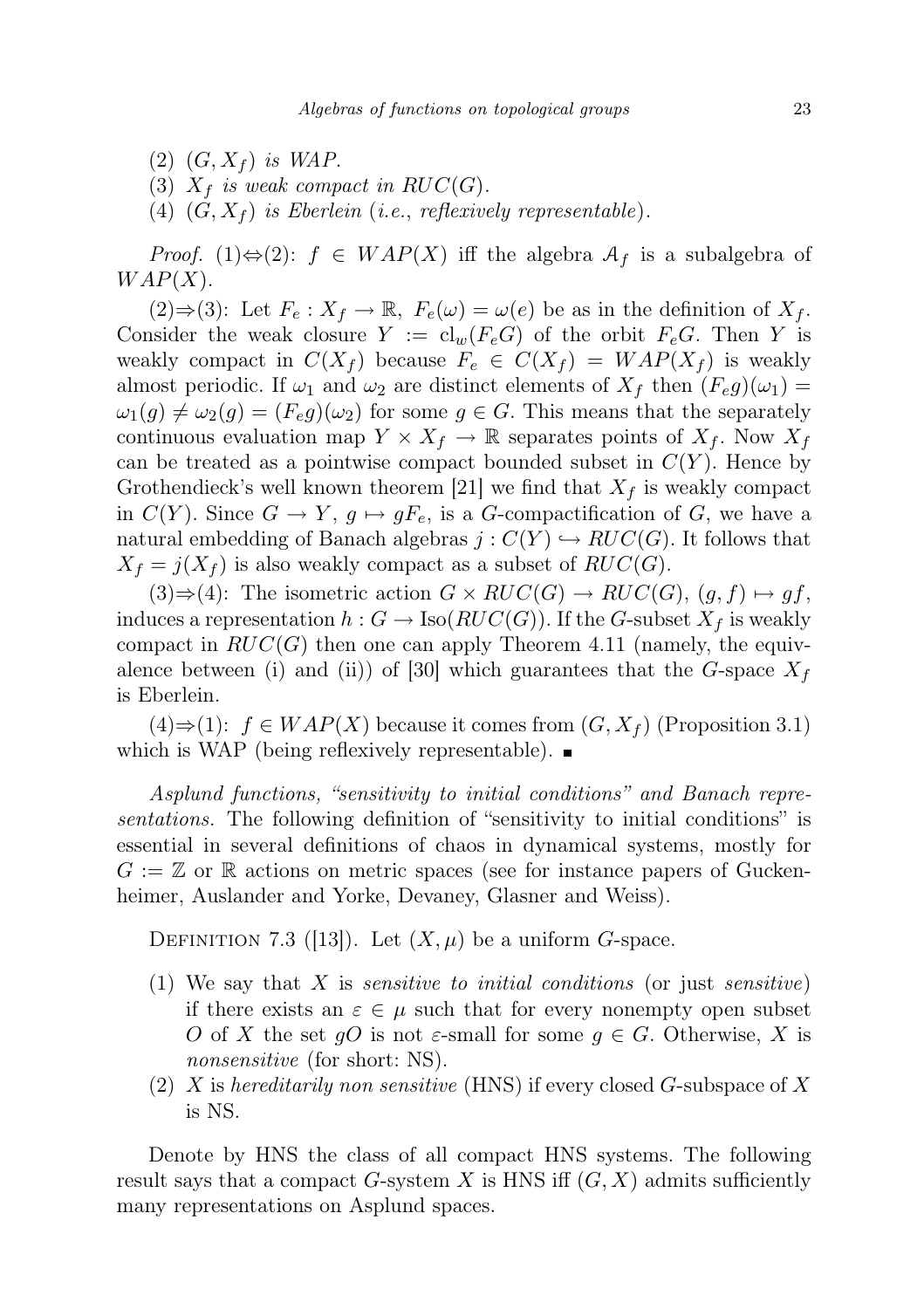(2) $(G, X_f)$ *is WAP.*

(3) $X_f$ *is weak compact in* $RUC(G)$.

(4) $(G, X_f)$ *is Eberlein (i.e., reflexively representable).*

*Proof.* (1)⇔(2): $f \in WAP(X)$ iff the algebra $\mathcal{A}_f$ is a subalgebra of $WAP(X)$.

(2)⇒(3): Let $F_e : X_f \to \mathbb{R}$, $F_e(\omega) = \omega(e)$ be as in the definition of $X_f$. Consider the weak closure $Y := \mathrm{cl}_w(F_e G)$ of the orbit $F_e G$. Then $Y$ is weakly compact in $C(X_f)$ because $F_e \in C(X_f) = WAP(X_f)$ is weakly almost periodic. If $\omega_1$ and $\omega_2$ are distinct elements of $X_f$ then $(F_e g)(\omega_1) = \omega_1(g) \neq \omega_2(g) = (F_e g)(\omega_2)$ for some $g \in G$. This means that the separately continuous evaluation map $Y \times X_f \to \mathbb{R}$ separates points of $X_f$. Now $X_f$ can be treated as a pointwise compact bounded subset in $C(Y)$. Hence by Grothendieck's well known theorem [21] we find that $X_f$ is weakly compact in $C(Y)$. Since $G \to Y$, $g \mapsto gF_e$, is a $G$-compactification of $G$, we have a natural embedding of Banach algebras $j : C(Y) \hookrightarrow RUC(G)$. It follows that $X_f = j(X_f)$ is also weakly compact as a subset of $RUC(G)$.

(3)⇒(4): The isometric action $G \times RUC(G) \to RUC(G)$, $(g, f) \mapsto gf$, induces a representation $h : G \to \mathrm{Iso}(RUC(G))$. If the $G$-subset $X_f$ is weakly compact in $RUC(G)$ then one can apply Theorem 4.11 (namely, the equivalence between (i) and (ii)) of [30] which guarantees that the $G$-space $X_f$ is Eberlein.

(4)⇒(1): $f \in WAP(X)$ because it comes from $(G, X_f)$ (Proposition 3.1) which is WAP (being reflexively representable). ∎

*Asplund functions, "sensitivity to initial conditions" and Banach representations.* The following definition of "sensitivity to initial conditions" is essential in several definitions of chaos in dynamical systems, mostly for $G := \mathbb{Z}$ or $\mathbb{R}$ actions on metric spaces (see for instance papers of Guckenheimer, Auslander and Yorke, Devaney, Glasner and Weiss).

Definition 7.3 ([13]). Let $(X, \mu)$ be a uniform $G$-space.

(1) We say that $X$ is *sensitive to initial conditions* (or just *sensitive*) if there exists an $\varepsilon \in \mu$ such that for every nonempty open subset $O$ of $X$ the set $gO$ is not $\varepsilon$-small for some $g \in G$. Otherwise, $X$ is *nonsensitive* (for short: NS).

(2) $X$ is *hereditarily non sensitive* (HNS) if every closed $G$-subspace of $X$ is NS.

Denote by HNS the class of all compact HNS systems. The following result says that a compact $G$-system $X$ is HNS iff $(G, X)$ admits sufficiently many representations on Asplund spaces.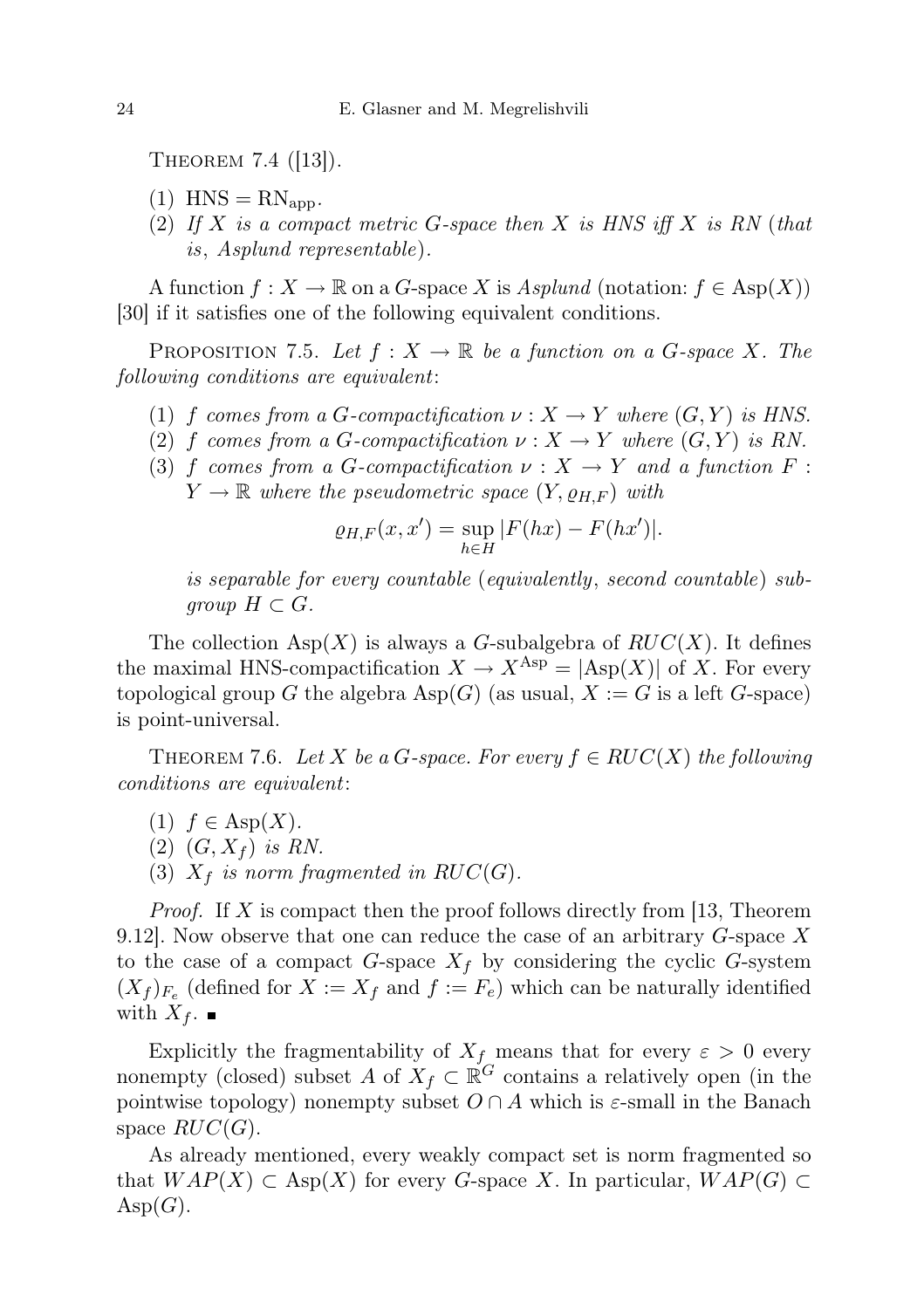THEOREM 7.4 ([13]).

(1) $\mathrm{HNS} = \mathrm{RN}_{\mathrm{app}}$.
(2) *If $X$ is a compact metric $G$-space then $X$ is HNS iff $X$ is RN* (*that is*, *Asplund representable*).

A function $f : X \to \mathbb{R}$ on a $G$-space $X$ is *Asplund* (notation: $f \in \mathrm{Asp}(X)$) [30] if it satisfies one of the following equivalent conditions.

PROPOSITION 7.5. *Let $f : X \to \mathbb{R}$ be a function on a $G$-space $X$. The following conditions are equivalent*:

(1) *$f$ comes from a $G$-compactification $\nu : X \to Y$ where $(G, Y)$ is HNS.*
(2) *$f$ comes from a $G$-compactification $\nu : X \to Y$ where $(G, Y)$ is RN.*
(3) *$f$ comes from a $G$-compactification $\nu : X \to Y$ and a function $F : Y \to \mathbb{R}$ where the pseudometric space $(Y, \varrho_{H,F})$ with*

$$\varrho_{H,F}(x, x') = \sup_{h \in H} |F(hx) - F(hx')|.$$

*is separable for every countable* (*equivalently*, *second countable*) *subgroup $H \subset G$.*

The collection $\mathrm{Asp}(X)$ is always a $G$-subalgebra of $RUC(X)$. It defines the maximal HNS-compactification $X \to X^{\mathrm{Asp}} = |\mathrm{Asp}(X)|$ of $X$. For every topological group $G$ the algebra $\mathrm{Asp}(G)$ (as usual, $X := G$ is a left $G$-space) is point-universal.

THEOREM 7.6. *Let $X$ be a $G$-space. For every $f \in RUC(X)$ the following conditions are equivalent*:

(1) *$f \in \mathrm{Asp}(X)$.*
(2) *$(G, X_f)$ is RN.*
(3) *$X_f$ is norm fragmented in $RUC(G)$.*

*Proof.* If $X$ is compact then the proof follows directly from [13, Theorem 9.12]. Now observe that one can reduce the case of an arbitrary $G$-space $X$ to the case of a compact $G$-space $X_f$ by considering the cyclic $G$-system $(X_f)_{F_e}$ (defined for $X := X_f$ and $f := F_e$) which can be naturally identified with $X_f$. ∎

Explicitly the fragmentability of $X_f$ means that for every $\varepsilon > 0$ every nonempty (closed) subset $A$ of $X_f \subset \mathbb{R}^G$ contains a relatively open (in the pointwise topology) nonempty subset $O \cap A$ which is $\varepsilon$-small in the Banach space $RUC(G)$.

As already mentioned, every weakly compact set is norm fragmented so that $WAP(X) \subset \mathrm{Asp}(X)$ for every $G$-space $X$. In particular, $WAP(G) \subset \mathrm{Asp}(G)$.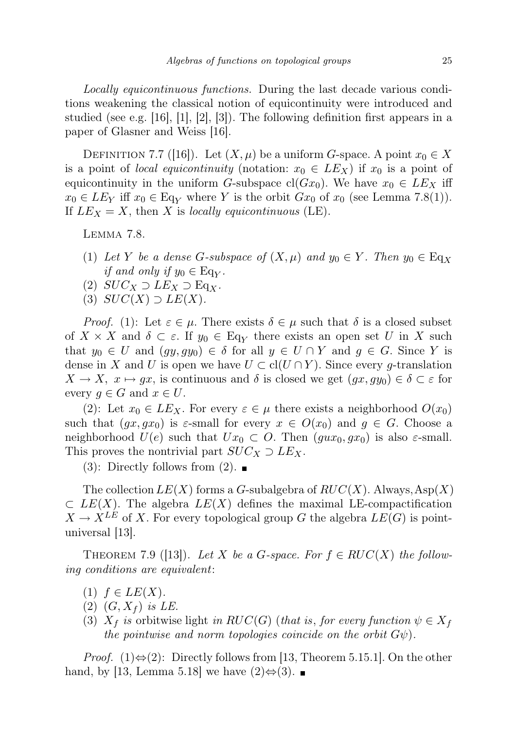*Locally equicontinuous functions.* During the last decade various conditions weakening the classical notion of equicontinuity were introduced and studied (see e.g. [16], [1], [2], [3]). The following definition first appears in a paper of Glasner and Weiss [16].

Definition 7.7 ([16]). Let $(X, \mu)$ be a uniform $G$-space. A point $x_0 \in X$ is a point of *local equicontinuity* (notation: $x_0 \in LE_X$) if $x_0$ is a point of equicontinuity in the uniform $G$-subspace $\mathrm{cl}(Gx_0)$. We have $x_0 \in LE_X$ iff $x_0 \in LE_Y$ iff $x_0 \in \mathrm{Eq}_Y$ where $Y$ is the orbit $Gx_0$ of $x_0$ (see Lemma 7.8(1)). If $LE_X = X$, then $X$ is *locally equicontinuous* (LE).

Lemma 7.8.

(1) *Let $Y$ be a dense $G$-subspace of $(X, \mu)$ and $y_0 \in Y$. Then $y_0 \in \mathrm{Eq}_X$ if and only if $y_0 \in \mathrm{Eq}_Y$.*
(2) $SUC_X \supset LE_X \supset \mathrm{Eq}_X$.
(3) $SUC(X) \supset LE(X)$.

*Proof.* (1): Let $\varepsilon \in \mu$. There exists $\delta \in \mu$ such that $\delta$ is a closed subset of $X \times X$ and $\delta \subset \varepsilon$. If $y_0 \in \mathrm{Eq}_Y$ there exists an open set $U$ in $X$ such that $y_0 \in U$ and $(gy, gy_0) \in \delta$ for all $y \in U \cap Y$ and $g \in G$. Since $Y$ is dense in $X$ and $U$ is open we have $U \subset \mathrm{cl}(U \cap Y)$. Since every $g$-translation $X \to X$, $x \mapsto gx$, is continuous and $\delta$ is closed we get $(gx, gy_0) \in \delta \subset \varepsilon$ for every $g \in G$ and $x \in U$.

(2): Let $x_0 \in LE_X$. For every $\varepsilon \in \mu$ there exists a neighborhood $O(x_0)$ such that $(gx, gx_0)$ is $\varepsilon$-small for every $x \in O(x_0)$ and $g \in G$. Choose a neighborhood $U(e)$ such that $Ux_0 \subset O$. Then $(gux_0, gx_0)$ is also $\varepsilon$-small. This proves the nontrivial part $SUC_X \supset LE_X$.

(3): Directly follows from (2). ∎

The collection $LE(X)$ forms a $G$-subalgebra of $RUC(X)$. Always, $\mathrm{Asp}(X) \subset LE(X)$. The algebra $LE(X)$ defines the maximal LE-compactification $X \to X^{LE}$ of $X$. For every topological group $G$ the algebra $LE(G)$ is point-universal [13].

Theorem 7.9 ([13]). *Let $X$ be a $G$-space. For $f \in RUC(X)$ the following conditions are equivalent*:

(1) $f \in LE(X)$.
(2) $(G, X_f)$ *is LE.*
(3) $X_f$ *is* orbitwise light *in $RUC(G)$ (that is, for every function $\psi \in X_f$ the pointwise and norm topologies coincide on the orbit $G\psi$).*

*Proof.* (1)⇔(2): Directly follows from [13, Theorem 5.15.1]. On the other hand, by [13, Lemma 5.18] we have (2)⇔(3). ∎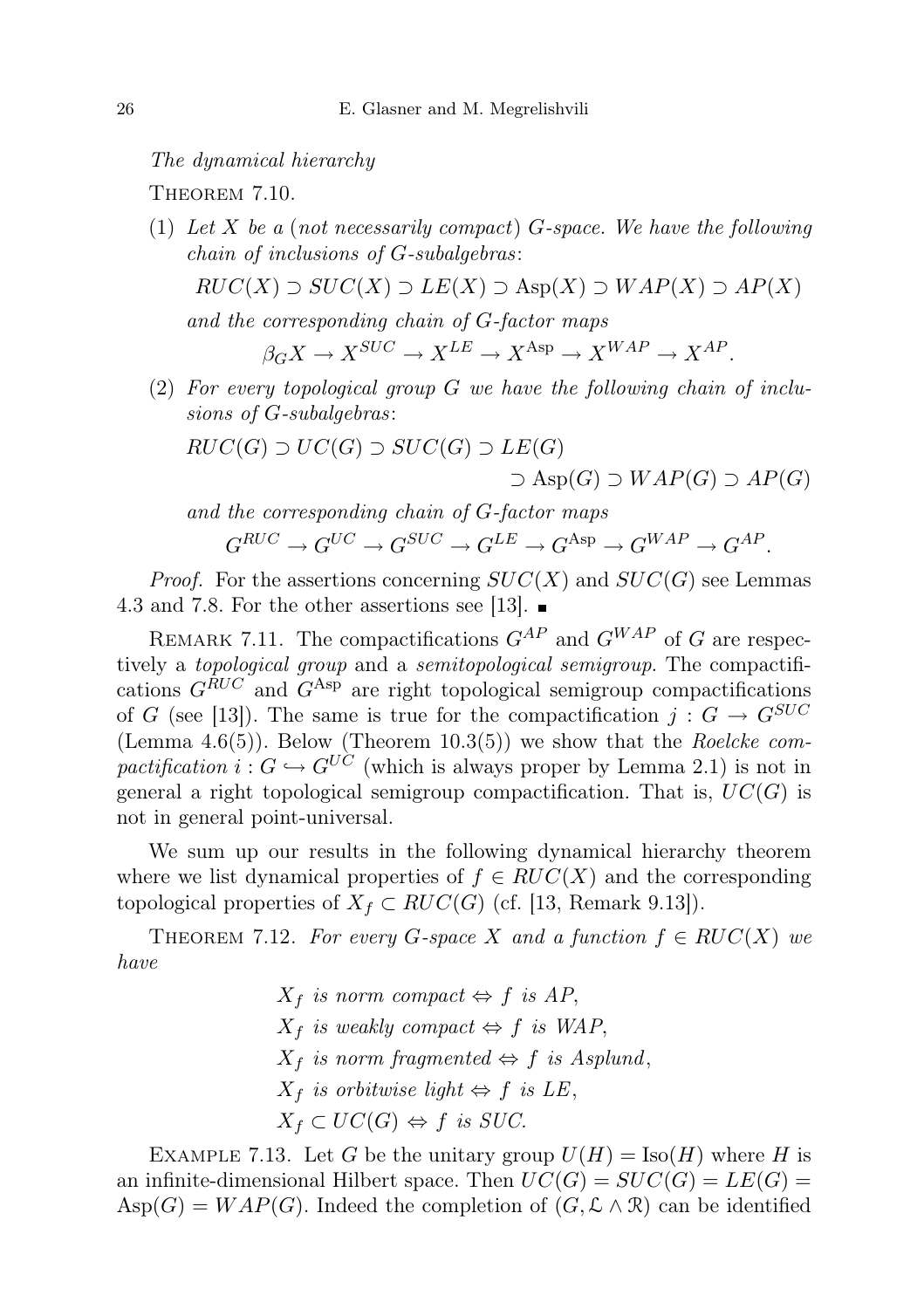*The dynamical hierarchy*

THEOREM 7.10.

1. *Let $X$ be a (not necessarily compact) $G$-space. We have the following chain of inclusions of $G$-subalgebras*:

   $$RUC(X) \supset SUC(X) \supset LE(X) \supset \mathrm{Asp}(X) \supset WAP(X) \supset AP(X)$$

   *and the corresponding chain of $G$-factor maps*

   $$\beta_G X \to X^{SUC} \to X^{LE} \to X^{\mathrm{Asp}} \to X^{WAP} \to X^{AP}.$$

2. *For every topological group $G$ we have the following chain of inclusions of $G$-subalgebras*:

   $$RUC(G) \supset UC(G) \supset SUC(G) \supset LE(G) \supset \mathrm{Asp}(G) \supset WAP(G) \supset AP(G)$$

   *and the corresponding chain of $G$-factor maps*

   $$G^{RUC} \to G^{UC} \to G^{SUC} \to G^{LE} \to G^{\mathrm{Asp}} \to G^{WAP} \to G^{AP}.$$

*Proof.* For the assertions concerning $SUC(X)$ and $SUC(G)$ see Lemmas 4.3 and 7.8. For the other assertions see [13]. ∎

REMARK 7.11. The compactifications $G^{AP}$ and $G^{WAP}$ of $G$ are respectively a *topological group* and a *semitopological semigroup*. The compactifications $G^{RUC}$ and $G^{\mathrm{Asp}}$ are right topological semigroup compactifications of $G$ (see [13]). The same is true for the compactification $j : G \to G^{SUC}$ (Lemma 4.6(5)). Below (Theorem 10.3(5)) we show that the *Roelcke compactification* $i : G \hookrightarrow G^{UC}$ (which is always proper by Lemma 2.1) is not in general a right topological semigroup compactification. That is, $UC(G)$ is not in general point-universal.

We sum up our results in the following dynamical hierarchy theorem where we list dynamical properties of $f \in RUC(X)$ and the corresponding topological properties of $X_f \subset RUC(G)$ (cf. [13, Remark 9.13]).

THEOREM 7.12. *For every $G$-space $X$ and a function $f \in RUC(X)$ we have*

*$X_f$ is norm compact $\Leftrightarrow$ $f$ is AP,*

*$X_f$ is weakly compact $\Leftrightarrow$ $f$ is WAP,*

*$X_f$ is norm fragmented $\Leftrightarrow$ $f$ is Asplund,*

*$X_f$ is orbitwise light $\Leftrightarrow$ $f$ is LE,*

*$X_f \subset UC(G)$ $\Leftrightarrow$ $f$ is SUC.*

EXAMPLE 7.13. Let $G$ be the unitary group $U(H) = \mathrm{Iso}(H)$ where $H$ is an infinite-dimensional Hilbert space. Then $UC(G) = SUC(G) = LE(G) = \mathrm{Asp}(G) = WAP(G)$. Indeed the completion of $(G, \mathcal{L} \wedge \mathcal{R})$ can be identified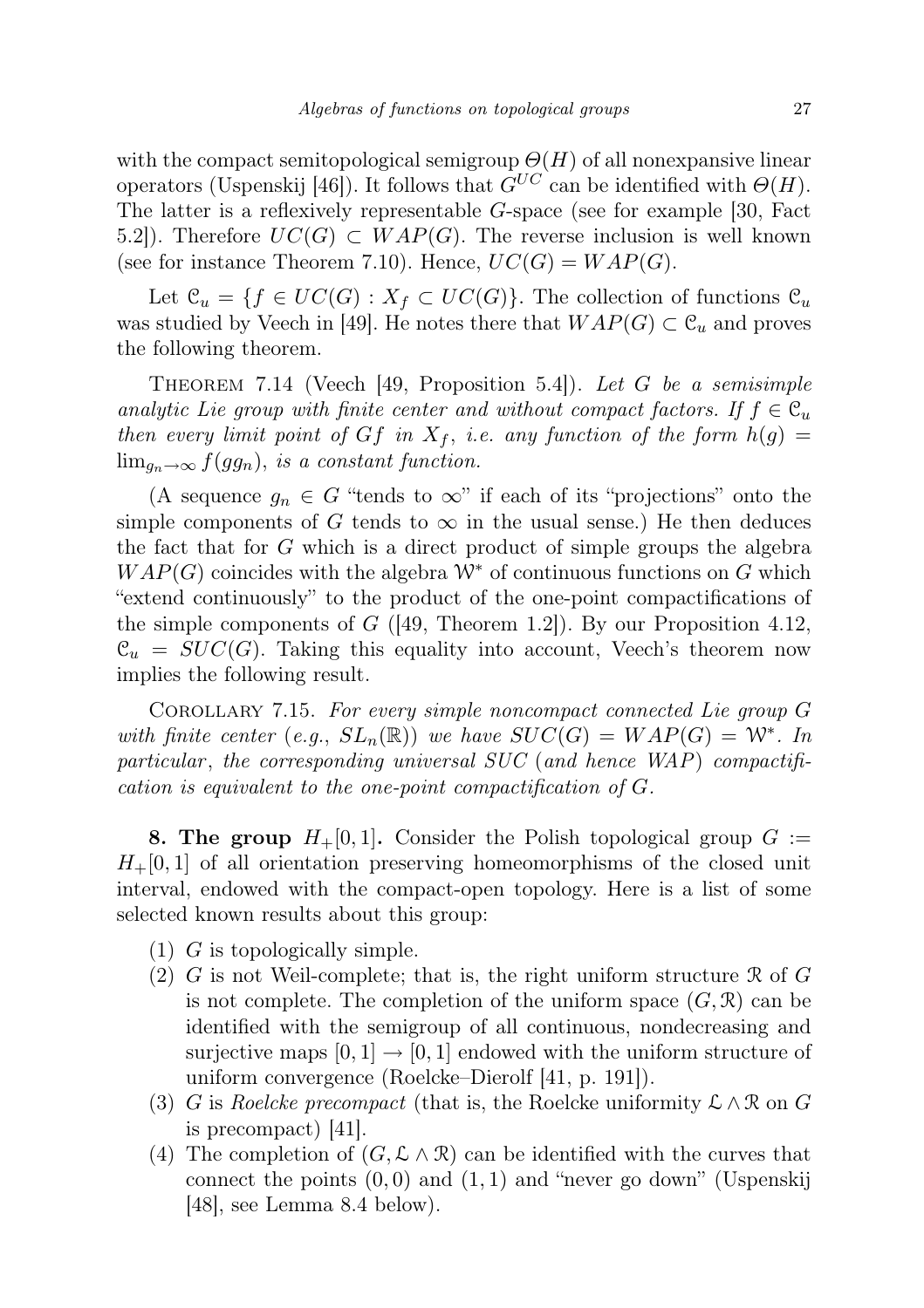with the compact semitopological semigroup $\Theta(H)$ of all nonexpansive linear operators (Uspenskij [46]). It follows that $G^{UC}$ can be identified with $\Theta(H)$. The latter is a reflexively representable $G$-space (see for example [30, Fact 5.2]). Therefore $UC(G) \subset WAP(G)$. The reverse inclusion is well known (see for instance Theorem 7.10). Hence, $UC(G) = WAP(G)$.

Let $\mathcal{C}_u = \{f \in UC(G) : X_f \subset UC(G)\}$. The collection of functions $\mathcal{C}_u$ was studied by Veech in [49]. He notes there that $WAP(G) \subset \mathcal{C}_u$ and proves the following theorem.

Theorem 7.14 (Veech [49, Proposition 5.4]). *Let $G$ be a semisimple analytic Lie group with finite center and without compact factors. If $f \in \mathcal{C}_u$ then every limit point of $Gf$ in $X_f$, i.e. any function of the form $h(g) = \lim_{g_n \to \infty} f(gg_n)$, is a constant function.*

(A sequence $g_n \in G$ "tends to $\infty$" if each of its "projections" onto the simple components of $G$ tends to $\infty$ in the usual sense.) He then deduces the fact that for $G$ which is a direct product of simple groups the algebra $WAP(G)$ coincides with the algebra $\mathcal{W}^*$ of continuous functions on $G$ which "extend continuously" to the product of the one-point compactifications of the simple components of $G$ ([49, Theorem 1.2]). By our Proposition 4.12, $\mathcal{C}_u = SUC(G)$. Taking this equality into account, Veech's theorem now implies the following result.

Corollary 7.15. *For every simple noncompact connected Lie group $G$ with finite center (e.g., $SL_n(\mathbb{R})$) we have $SUC(G) = WAP(G) = \mathcal{W}^*$. In particular, the corresponding universal SUC (and hence WAP) compactification is equivalent to the one-point compactification of $G$.*

**8. The group $H_+[0,1]$.** Consider the Polish topological group $G := H_+[0,1]$ of all orientation preserving homeomorphisms of the closed unit interval, endowed with the compact-open topology. Here is a list of some selected known results about this group:

1. $G$ is topologically simple.
2. $G$ is not Weil-complete; that is, the right uniform structure $\mathcal{R}$ of $G$ is not complete. The completion of the uniform space $(G, \mathcal{R})$ can be identified with the semigroup of all continuous, nondecreasing and surjective maps $[0,1] \to [0,1]$ endowed with the uniform structure of uniform convergence (Roelcke–Dierolf [41, p. 191]).
3. $G$ is *Roelcke precompact* (that is, the Roelcke uniformity $\mathcal{L} \wedge \mathcal{R}$ on $G$ is precompact) [41].
4. The completion of $(G, \mathcal{L} \wedge \mathcal{R})$ can be identified with the curves that connect the points $(0,0)$ and $(1,1)$ and "never go down" (Uspenskij [48], see Lemma 8.4 below).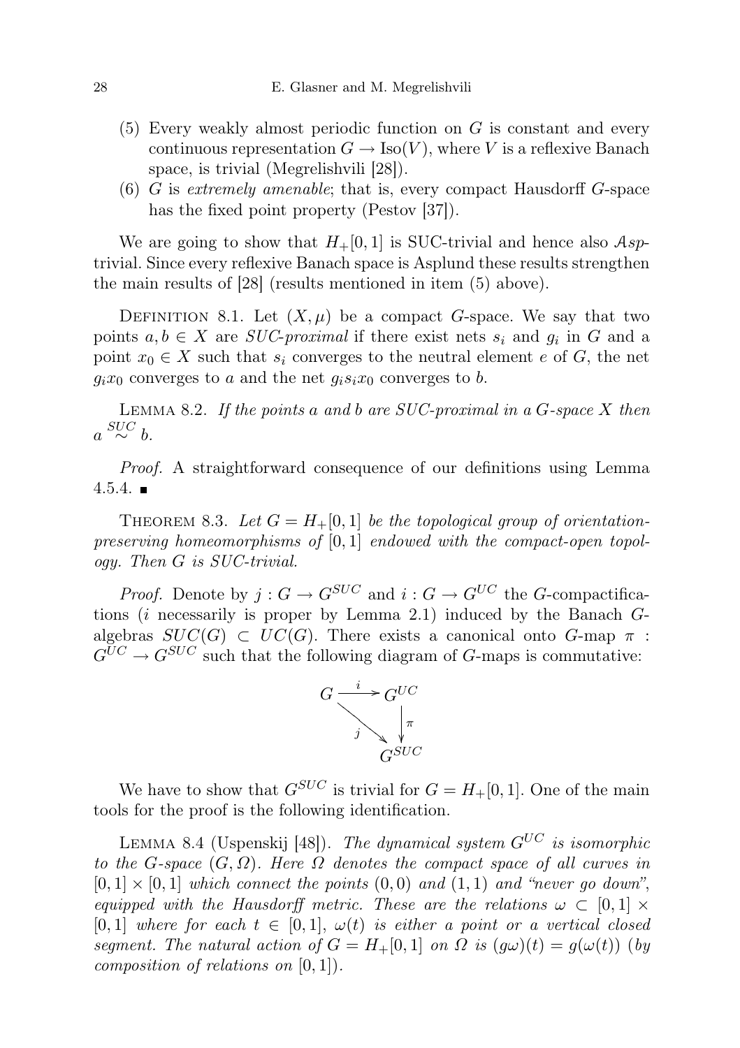(5) Every weakly almost periodic function on $G$ is constant and every continuous representation $G \to \mathrm{Iso}(V)$, where $V$ is a reflexive Banach space, is trivial (Megrelishvili [28]).

(6) $G$ is *extremely amenable*; that is, every compact Hausdorff $G$-space has the fixed point property (Pestov [37]).

We are going to show that $H_+[0,1]$ is SUC-trivial and hence also $\mathcal{A}sp$-trivial. Since every reflexive Banach space is Asplund these results strengthen the main results of [28] (results mentioned in item (5) above).

Definition 8.1. Let $(X, \mu)$ be a compact $G$-space. We say that two points $a, b \in X$ are *SUC-proximal* if there exist nets $s_i$ and $g_i$ in $G$ and a point $x_0 \in X$ such that $s_i$ converges to the neutral element $e$ of $G$, the net $g_i x_0$ converges to $a$ and the net $g_i s_i x_0$ converges to $b$.

Lemma 8.2. *If the points $a$ and $b$ are SUC-proximal in a $G$-space $X$ then $a \overset{SUC}{\sim} b$.*

*Proof.* A straightforward consequence of our definitions using Lemma 4.5.4. ∎

Theorem 8.3. *Let $G = H_+[0,1]$ be the topological group of orientation-preserving homeomorphisms of $[0,1]$ endowed with the compact-open topology. Then $G$ is SUC-trivial.*

*Proof.* Denote by $j : G \to G^{SUC}$ and $i : G \to G^{UC}$ the $G$-compactifications ($i$ necessarily is proper by Lemma 2.1) induced by the Banach $G$-algebras $SUC(G) \subset UC(G)$. There exists a canonical onto $G$-map $\pi : G^{UC} \to G^{SUC}$ such that the following diagram of $G$-maps is commutative:

$$\begin{array}{ccc} G & \xrightarrow{\ i\ } & G^{UC} \\ & \searrow^{j} & \downarrow{\scriptstyle \pi} \\ & & G^{SUC} \end{array}$$

We have to show that $G^{SUC}$ is trivial for $G = H_+[0,1]$. One of the main tools for the proof is the following identification.

Lemma 8.4 (Uspenskij [48]). *The dynamical system $G^{UC}$ is isomorphic to the $G$-space $(G, \Omega)$. Here $\Omega$ denotes the compact space of all curves in $[0,1] \times [0,1]$ which connect the points $(0,0)$ and $(1,1)$ and "never go down", equipped with the Hausdorff metric. These are the relations $\omega \subset [0,1] \times [0,1]$ where for each $t \in [0,1]$, $\omega(t)$ is either a point or a vertical closed segment. The natural action of $G = H_+[0,1]$ on $\Omega$ is $(g\omega)(t) = g(\omega(t))$ (by composition of relations on $[0,1]$).*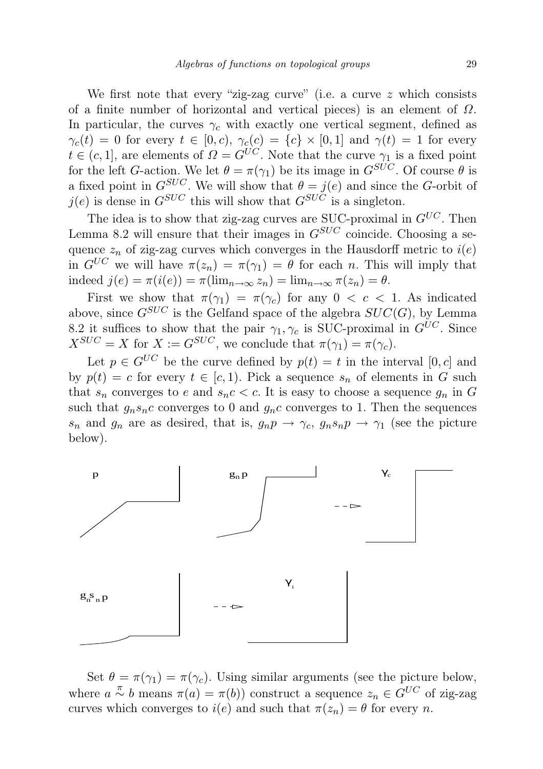We first note that every "zig-zag curve" (i.e. a curve $z$ which consists of a finite number of horizontal and vertical pieces) is an element of $\Omega$. In particular, the curves $\gamma_c$ with exactly one vertical segment, defined as $\gamma_c(t) = 0$ for every $t \in [0, c)$, $\gamma_c(c) = \{c\} \times [0, 1]$ and $\gamma(t) = 1$ for every $t \in (c, 1]$, are elements of $\Omega = G^{UC}$. Note that the curve $\gamma_1$ is a fixed point for the left $G$-action. We let $\theta = \pi(\gamma_1)$ be its image in $G^{SUC}$. Of course $\theta$ is a fixed point in $G^{SUC}$. We will show that $\theta = j(e)$ and since the $G$-orbit of $j(e)$ is dense in $G^{SUC}$ this will show that $G^{SUC}$ is a singleton.

The idea is to show that zig-zag curves are SUC-proximal in $G^{UC}$. Then Lemma 8.2 will ensure that their images in $G^{SUC}$ coincide. Choosing a sequence $z_n$ of zig-zag curves which converges in the Hausdorff metric to $i(e)$ in $G^{UC}$ we will have $\pi(z_n) = \pi(\gamma_1) = \theta$ for each $n$. This will imply that indeed $j(e) = \pi(i(e)) = \pi(\lim_{n\to\infty} z_n) = \lim_{n\to\infty} \pi(z_n) = \theta$.

First we show that $\pi(\gamma_1) = \pi(\gamma_c)$ for any $0 < c < 1$. As indicated above, since $G^{SUC}$ is the Gelfand space of the algebra $SUC(G)$, by Lemma 8.2 it suffices to show that the pair $\gamma_1, \gamma_c$ is SUC-proximal in $G^{UC}$. Since $X^{SUC} = X$ for $X := G^{SUC}$, we conclude that $\pi(\gamma_1) = \pi(\gamma_c)$.

Let $p \in G^{UC}$ be the curve defined by $p(t) = t$ in the interval $[0, c]$ and by $p(t) = c$ for every $t \in [c, 1)$. Pick a sequence $s_n$ of elements in $G$ such that $s_n$ converges to $e$ and $s_n c < c$. It is easy to choose a sequence $g_n$ in $G$ such that $g_n s_n c$ converges to 0 and $g_n c$ converges to 1. Then the sequences $s_n$ and $g_n$ are as desired, that is, $g_n p \to \gamma_c$, $g_n s_n p \to \gamma_1$ (see the picture below).

Set $\theta = \pi(\gamma_1) = \pi(\gamma_c)$. Using similar arguments (see the picture below, where $a \overset{\pi}{\sim} b$ means $\pi(a) = \pi(b)$) construct a sequence $z_n \in G^{UC}$ of zig-zag curves which converges to $i(e)$ and such that $\pi(z_n) = \theta$ for every $n$.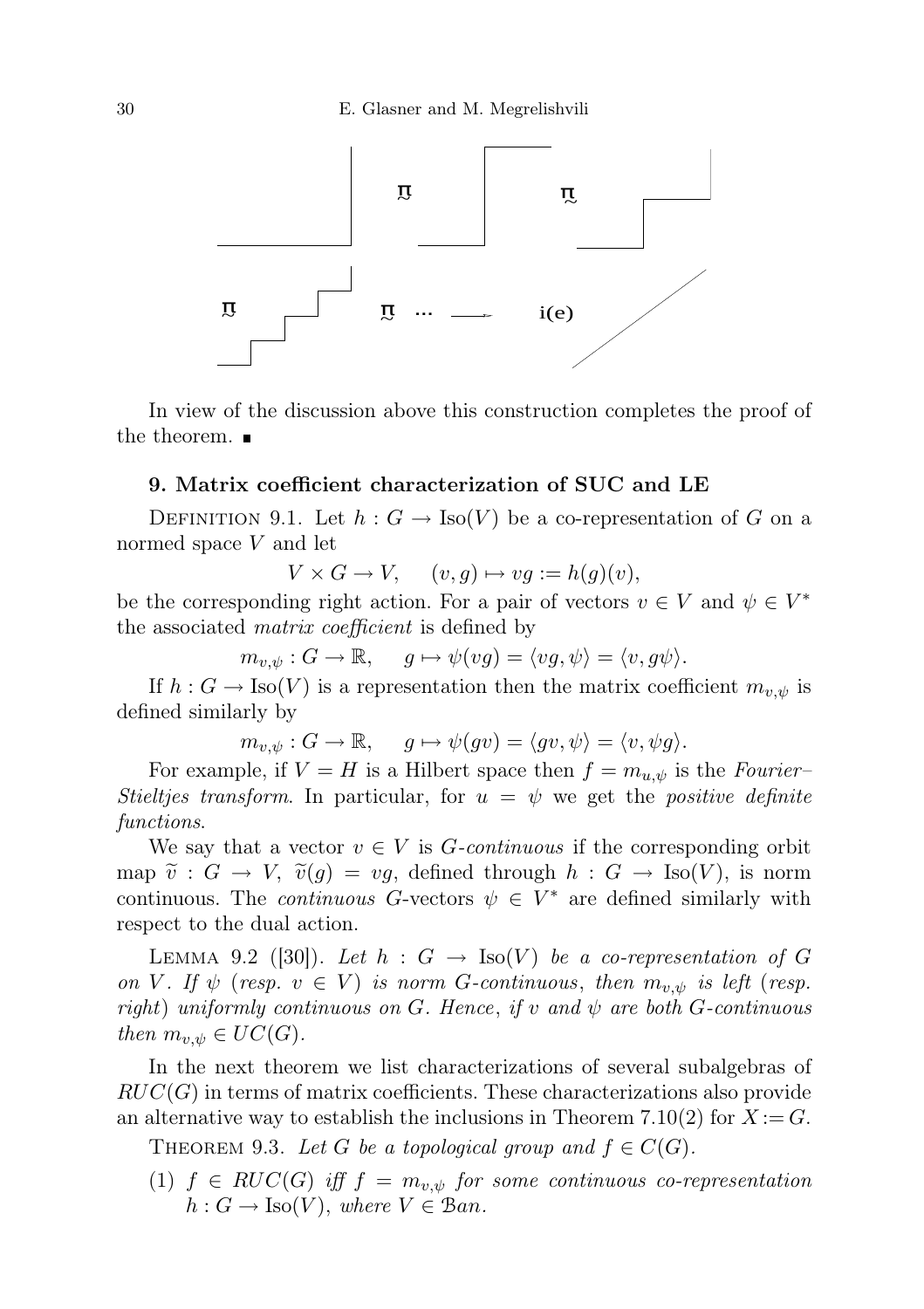In view of the discussion above this construction completes the proof of the theorem. ∎

## 9. Matrix coefficient characterization of SUC and LE

DEFINITION 9.1. Let $h : G \to \mathrm{Iso}(V)$ be a co-representation of $G$ on a normed space $V$ and let

$$V \times G \to V, \quad (v,g) \mapsto vg := h(g)(v),$$

be the corresponding right action. For a pair of vectors $v \in V$ and $\psi \in V^*$ the associated *matrix coefficient* is defined by

$$m_{v,\psi} : G \to \mathbb{R}, \quad g \mapsto \psi(vg) = \langle vg, \psi \rangle = \langle v, g\psi \rangle.$$

If $h : G \to \mathrm{Iso}(V)$ is a representation then the matrix coefficient $m_{v,\psi}$ is defined similarly by

$$m_{v,\psi} : G \to \mathbb{R}, \quad g \mapsto \psi(gv) = \langle gv, \psi \rangle = \langle v, \psi g \rangle.$$

For example, if $V = H$ is a Hilbert space then $f = m_{u,\psi}$ is the *Fourier–Stieltjes transform*. In particular, for $u = \psi$ we get the *positive definite functions*.

We say that a vector $v \in V$ is *G-continuous* if the corresponding orbit map $\widetilde{v} : G \to V$, $\widetilde{v}(g) = vg$, defined through $h : G \to \mathrm{Iso}(V)$, is norm continuous. The *continuous* $G$-vectors $\psi \in V^*$ are defined similarly with respect to the dual action.

LEMMA 9.2 ([30]). *Let $h : G \to \mathrm{Iso}(V)$ be a co-representation of $G$ on $V$. If $\psi$ (resp. $v \in V$) is norm $G$-continuous, then $m_{v,\psi}$ is left (resp. right) uniformly continuous on $G$. Hence, if $v$ and $\psi$ are both $G$-continuous then $m_{v,\psi} \in UC(G)$.*

In the next theorem we list characterizations of several subalgebras of $RUC(G)$ in terms of matrix coefficients. These characterizations also provide an alternative way to establish the inclusions in Theorem 7.10(2) for $X := G$.

THEOREM 9.3. *Let $G$ be a topological group and $f \in C(G)$.*

(1) *$f \in RUC(G)$ iff $f = m_{v,\psi}$ for some continuous co-representation $h : G \to \mathrm{Iso}(V)$, where $V \in \mathcal{B}an$.*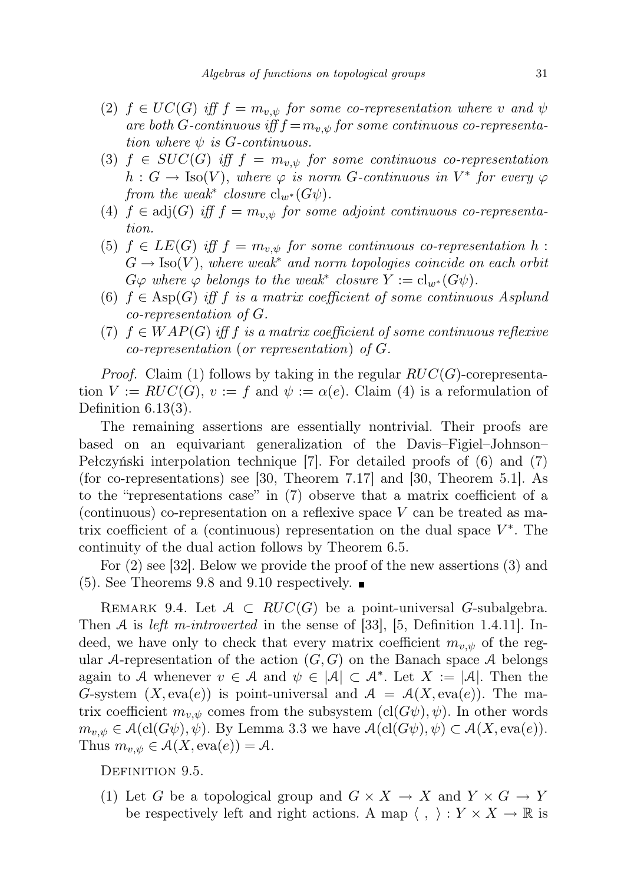(2) $f \in UC(G)$ *iff* $f = m_{v,\psi}$ *for some co-representation where* $v$ *and* $\psi$ *are both* $G$*-continuous iff* $f = m_{v,\psi}$ *for some continuous co-representation where* $\psi$ *is* $G$*-continuous.*
(3) $f \in SUC(G)$ *iff* $f = m_{v,\psi}$ *for some continuous co-representation* $h : G \to \mathrm{Iso}(V)$, *where* $\varphi$ *is norm* $G$*-continuous in* $V^*$ *for every* $\varphi$ *from the weak\* closure* $\mathrm{cl}_{w^*}(G\psi)$.
(4) $f \in \mathrm{adj}(G)$ *iff* $f = m_{v,\psi}$ *for some adjoint continuous co-representation.*
(5) $f \in LE(G)$ *iff* $f = m_{v,\psi}$ *for some continuous co-representation* $h : G \to \mathrm{Iso}(V)$, *where weak\* and norm topologies coincide on each orbit* $G\varphi$ *where* $\varphi$ *belongs to the weak\* closure* $Y := \mathrm{cl}_{w^*}(G\psi)$.
(6) $f \in \mathrm{Asp}(G)$ *iff* $f$ *is a matrix coefficient of some continuous Asplund co-representation of* $G$.
(7) $f \in WAP(G)$ *iff* $f$ *is a matrix coefficient of some continuous reflexive co-representation* (*or representation*) *of* $G$.

*Proof.* Claim (1) follows by taking in the regular $RUC(G)$-corepresentation $V := RUC(G)$, $v := f$ and $\psi := \alpha(e)$. Claim (4) is a reformulation of Definition 6.13(3).

The remaining assertions are essentially nontrivial. Their proofs are based on an equivariant generalization of the Davis–Figiel–Johnson–Pełczyński interpolation technique [7]. For detailed proofs of (6) and (7) (for co-representations) see [30, Theorem 7.17] and [30, Theorem 5.1]. As to the "representations case" in (7) observe that a matrix coefficient of a (continuous) co-representation on a reflexive space $V$ can be treated as matrix coefficient of a (continuous) representation on the dual space $V^*$. The continuity of the dual action follows by Theorem 6.5.

For (2) see [32]. Below we provide the proof of the new assertions (3) and (5). See Theorems 9.8 and 9.10 respectively. ∎

Remark 9.4. Let $\mathcal{A} \subset RUC(G)$ be a point-universal $G$-subalgebra. Then $\mathcal{A}$ is *left m-introverted* in the sense of [33], [5, Definition 1.4.11]. Indeed, we have only to check that every matrix coefficient $m_{v,\psi}$ of the regular $\mathcal{A}$-representation of the action $(G, G)$ on the Banach space $\mathcal{A}$ belongs again to $\mathcal{A}$ whenever $v \in \mathcal{A}$ and $\psi \in |\mathcal{A}| \subset \mathcal{A}^*$. Let $X := |\mathcal{A}|$. Then the $G$-system $(X, \mathrm{eva}(e))$ is point-universal and $\mathcal{A} = \mathcal{A}(X, \mathrm{eva}(e))$. The matrix coefficient $m_{v,\psi}$ comes from the subsystem $(\mathrm{cl}(G\psi), \psi)$. In other words $m_{v,\psi} \in \mathcal{A}(\mathrm{cl}(G\psi), \psi)$. By Lemma 3.3 we have $\mathcal{A}(\mathrm{cl}(G\psi), \psi) \subset \mathcal{A}(X, \mathrm{eva}(e))$. Thus $m_{v,\psi} \in \mathcal{A}(X, \mathrm{eva}(e)) = \mathcal{A}$.

Definition 9.5.

(1) Let $G$ be a topological group and $G \times X \to X$ and $Y \times G \to Y$ be respectively left and right actions. A map $\langle\ ,\ \rangle : Y \times X \to \mathbb{R}$ is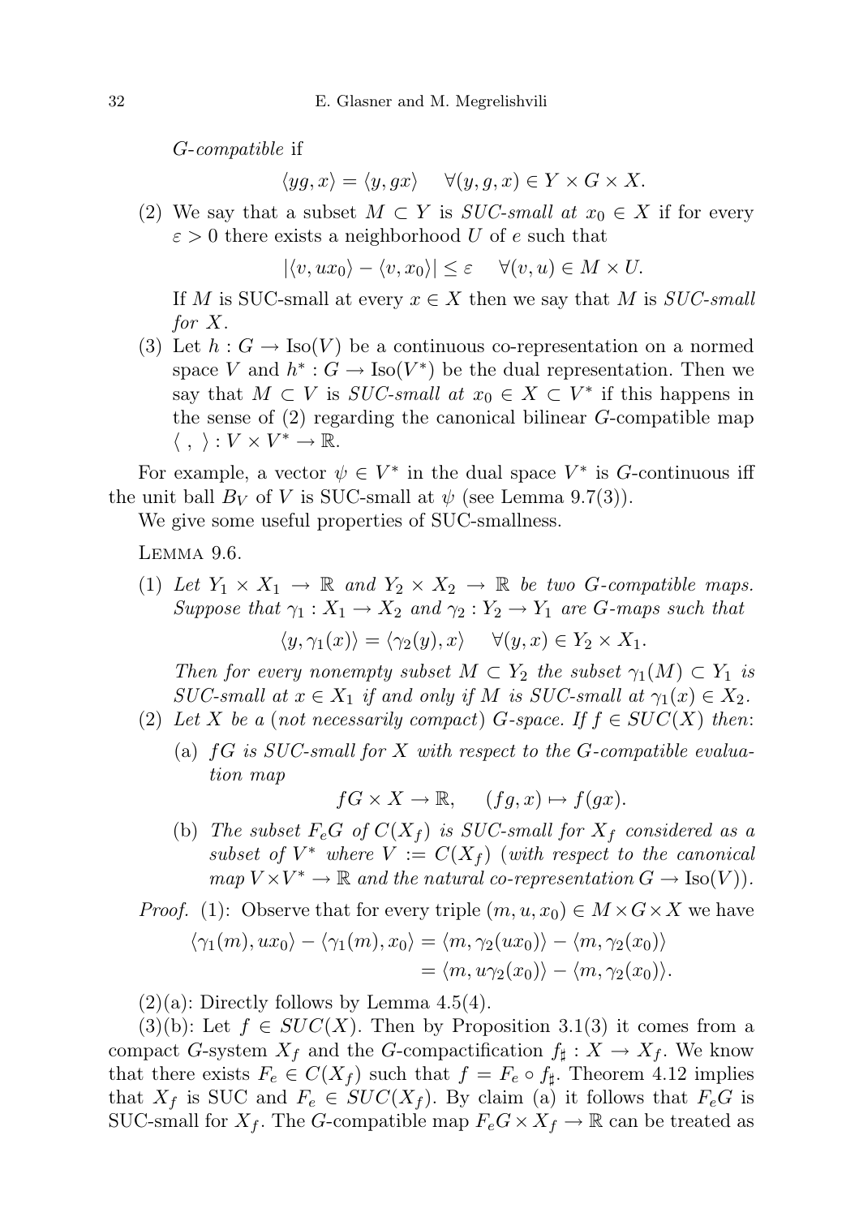*G-compatible* if

$$\langle yg, x\rangle = \langle y, gx\rangle \quad \forall (y, g, x) \in Y \times G \times X.$$

(2) We say that a subset $M \subset Y$ is *SUC-small at* $x_0 \in X$ if for every $\varepsilon > 0$ there exists a neighborhood $U$ of $e$ such that

$$|\langle v, ux_0\rangle - \langle v, x_0\rangle| \leq \varepsilon \quad \forall (v, u) \in M \times U.$$

If $M$ is SUC-small at every $x \in X$ then we say that $M$ is *SUC-small for* $X$.

(3) Let $h : G \to \mathrm{Iso}(V)$ be a continuous co-representation on a normed space $V$ and $h^* : G \to \mathrm{Iso}(V^*)$ be the dual representation. Then we say that $M \subset V$ is *SUC-small at* $x_0 \in X \subset V^*$ if this happens in the sense of (2) regarding the canonical bilinear $G$-compatible map $\langle\ ,\ \rangle : V \times V^* \to \mathbb{R}$.

For example, a vector $\psi \in V^*$ in the dual space $V^*$ is $G$-continuous iff the unit ball $B_V$ of $V$ is SUC-small at $\psi$ (see Lemma 9.7(3)).

We give some useful properties of SUC-smallness.

Lemma 9.6.

(1) *Let $Y_1 \times X_1 \to \mathbb{R}$ and $Y_2 \times X_2 \to \mathbb{R}$ be two $G$-compatible maps. Suppose that $\gamma_1 : X_1 \to X_2$ and $\gamma_2 : Y_2 \to Y_1$ are $G$-maps such that*

$$\langle y, \gamma_1(x)\rangle = \langle \gamma_2(y), x\rangle \quad \forall (y, x) \in Y_2 \times X_1.$$

*Then for every nonempty subset $M \subset Y_2$ the subset $\gamma_1(M) \subset Y_1$ is SUC-small at $x \in X_1$ if and only if $M$ is SUC-small at $\gamma_1(x) \in X_2$.*

(2) *Let $X$ be a (not necessarily compact) $G$-space. If $f \in SUC(X)$ then*:

(a) *$fG$ is SUC-small for $X$ with respect to the $G$-compatible evaluation map*

$$fG \times X \to \mathbb{R}, \quad (fg, x) \mapsto f(gx).$$

(b) *The subset $F_eG$ of $C(X_f)$ is SUC-small for $X_f$ considered as a subset of $V^*$ where $V := C(X_f)$ (with respect to the canonical map $V \times V^* \to \mathbb{R}$ and the natural co-representation $G \to \mathrm{Iso}(V)$).*

*Proof.* (1): Observe that for every triple $(m, u, x_0) \in M \times G \times X$ we have

$$\begin{aligned}
\langle \gamma_1(m), ux_0\rangle - \langle \gamma_1(m), x_0\rangle &= \langle m, \gamma_2(ux_0)\rangle - \langle m, \gamma_2(x_0)\rangle \\
&= \langle m, u\gamma_2(x_0)\rangle - \langle m, \gamma_2(x_0)\rangle.
\end{aligned}$$

(2)(a): Directly follows by Lemma 4.5(4).

(3)(b): Let $f \in SUC(X)$. Then by Proposition 3.1(3) it comes from a compact $G$-system $X_f$ and the $G$-compactification $f_\sharp : X \to X_f$. We know that there exists $F_e \in C(X_f)$ such that $f = F_e \circ f_\sharp$. Theorem 4.12 implies that $X_f$ is SUC and $F_e \in SUC(X_f)$. By claim (a) it follows that $F_eG$ is SUC-small for $X_f$. The $G$-compatible map $F_eG \times X_f \to \mathbb{R}$ can be treated as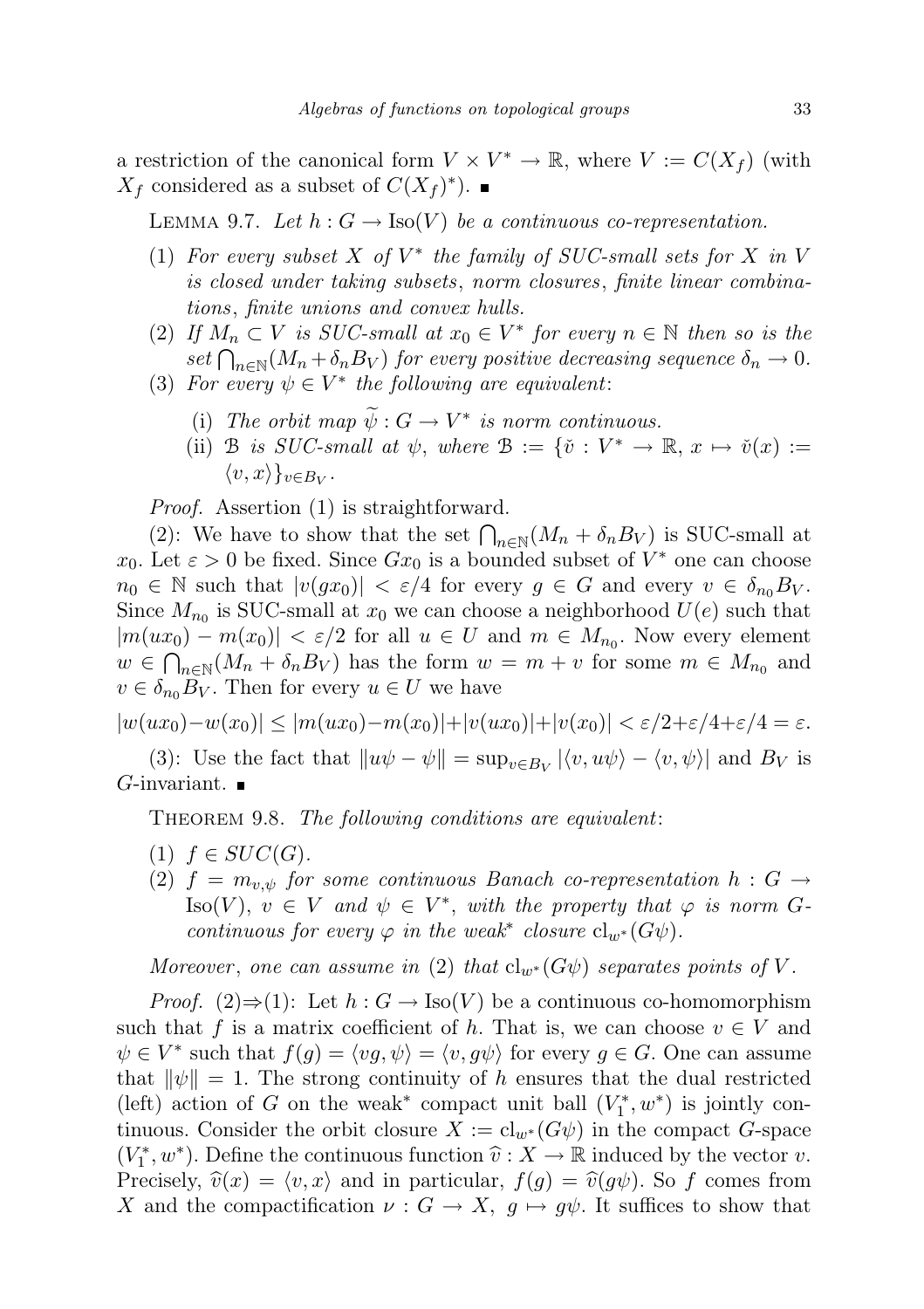a restriction of the canonical form $V \times V^* \to \mathbb{R}$, where $V := C(X_f)$ (with $X_f$ considered as a subset of $C(X_f)^*$). ∎

LEMMA 9.7. *Let $h : G \to \mathrm{Iso}(V)$ be a continuous co-representation.*

1. *For every subset $X$ of $V^*$ the family of SUC-small sets for $X$ in $V$ is closed under taking subsets, norm closures, finite linear combinations, finite unions and convex hulls.*
2. *If $M_n \subset V$ is SUC-small at $x_0 \in V^*$ for every $n \in \mathbb{N}$ then so is the set $\bigcap_{n\in\mathbb{N}}(M_n + \delta_n B_V)$ for every positive decreasing sequence $\delta_n \to 0$.*
3. *For every $\psi \in V^*$ the following are equivalent:*
   - (i) *The orbit map $\widetilde{\psi} : G \to V^*$ is norm continuous.*
   - (ii) *$\mathcal{B}$ is SUC-small at $\psi$, where $\mathcal{B} := \{\check{v} : V^* \to \mathbb{R},\ x \mapsto \check{v}(x) := \langle v, x\rangle\}_{v\in B_V}$.*

*Proof.* Assertion (1) is straightforward.

(2): We have to show that the set $\bigcap_{n\in\mathbb{N}}(M_n + \delta_n B_V)$ is SUC-small at $x_0$. Let $\varepsilon > 0$ be fixed. Since $Gx_0$ is a bounded subset of $V^*$ one can choose $n_0 \in \mathbb{N}$ such that $|v(gx_0)| < \varepsilon/4$ for every $g \in G$ and every $v \in \delta_{n_0} B_V$. Since $M_{n_0}$ is SUC-small at $x_0$ we can choose a neighborhood $U(e)$ such that $|m(ux_0) - m(x_0)| < \varepsilon/2$ for all $u \in U$ and $m \in M_{n_0}$. Now every element $w \in \bigcap_{n\in\mathbb{N}}(M_n + \delta_n B_V)$ has the form $w = m + v$ for some $m \in M_{n_0}$ and $v \in \delta_{n_0} B_V$. Then for every $u \in U$ we have

$$|w(ux_0)-w(x_0)| \le |m(ux_0)-m(x_0)|+|v(ux_0)|+|v(x_0)| < \varepsilon/2+\varepsilon/4+\varepsilon/4 = \varepsilon.$$

(3): Use the fact that $\|u\psi - \psi\| = \sup_{v\in B_V} |\langle v, u\psi\rangle - \langle v, \psi\rangle|$ and $B_V$ is $G$-invariant. ∎

THEOREM 9.8. *The following conditions are equivalent:*

1. *$f \in SUC(G)$.*
2. *$f = m_{v,\psi}$ for some continuous Banach co-representation $h : G \to \mathrm{Iso}(V)$, $v \in V$ and $\psi \in V^*$, with the property that $\varphi$ is norm $G$-continuous for every $\varphi$ in the weak\* closure $\mathrm{cl}_{w^*}(G\psi)$.*

*Moreover, one can assume in (2) that $\mathrm{cl}_{w^*}(G\psi)$ separates points of $V$.*

*Proof.* (2)⇒(1): Let $h : G \to \mathrm{Iso}(V)$ be a continuous co-homomorphism such that $f$ is a matrix coefficient of $h$. That is, we can choose $v \in V$ and $\psi \in V^*$ such that $f(g) = \langle vg, \psi\rangle = \langle v, g\psi\rangle$ for every $g \in G$. One can assume that $\|\psi\| = 1$. The strong continuity of $h$ ensures that the dual restricted (left) action of $G$ on the weak\* compact unit ball $(V_1^*, w^*)$ is jointly continuous. Consider the orbit closure $X := \mathrm{cl}_{w^*}(G\psi)$ in the compact $G$-space $(V_1^*, w^*)$. Define the continuous function $\widehat{v} : X \to \mathbb{R}$ induced by the vector $v$. Precisely, $\widehat{v}(x) = \langle v, x\rangle$ and in particular, $f(g) = \widehat{v}(g\psi)$. So $f$ comes from $X$ and the compactification $\nu : G \to X$, $g \mapsto g\psi$. It suffices to show that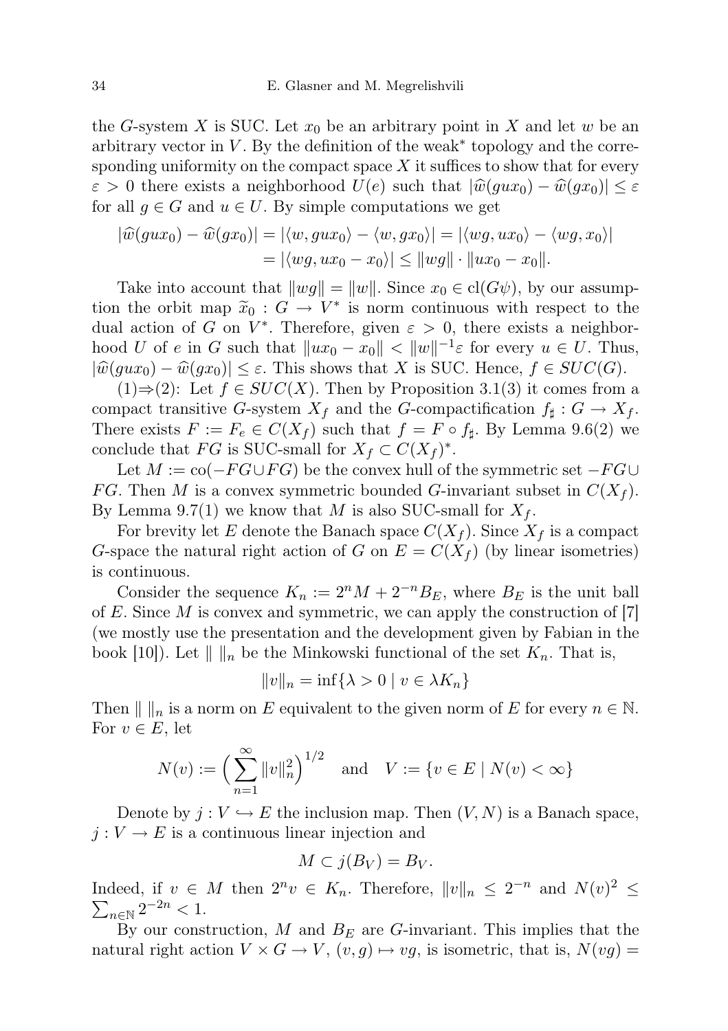the $G$-system $X$ is SUC. Let $x_0$ be an arbitrary point in $X$ and let $w$ be an arbitrary vector in $V$. By the definition of the weak$^*$ topology and the corresponding uniformity on the compact space $X$ it suffices to show that for every $\varepsilon > 0$ there exists a neighborhood $U(e)$ such that $|\widehat{w}(gux_0) - \widehat{w}(gx_0)| \leq \varepsilon$ for all $g \in G$ and $u \in U$. By simple computations we get

$$
\begin{aligned}
|\widehat{w}(gux_0) - \widehat{w}(gx_0)| &= |\langle w, gux_0\rangle - \langle w, gx_0\rangle| = |\langle wg, ux_0\rangle - \langle wg, x_0\rangle| \\
&= |\langle wg, ux_0 - x_0\rangle| \leq \|wg\| \cdot \|ux_0 - x_0\|.
\end{aligned}
$$

Take into account that $\|wg\| = \|w\|$. Since $x_0 \in \mathrm{cl}(G\psi)$, by our assumption the orbit map $\widetilde{x}_0 : G \to V^*$ is norm continuous with respect to the dual action of $G$ on $V^*$. Therefore, given $\varepsilon > 0$, there exists a neighborhood $U$ of $e$ in $G$ such that $\|ux_0 - x_0\| < \|w\|^{-1}\varepsilon$ for every $u \in U$. Thus, $|\widehat{w}(gux_0) - \widehat{w}(gx_0)| \leq \varepsilon$. This shows that $X$ is SUC. Hence, $f \in SUC(G)$.

(1)$\Rightarrow$(2): Let $f \in SUC(X)$. Then by Proposition 3.1(3) it comes from a compact transitive $G$-system $X_f$ and the $G$-compactification $f_\sharp : G \to X_f$. There exists $F := F_e \in C(X_f)$ such that $f = F \circ f_\sharp$. By Lemma 9.6(2) we conclude that $FG$ is SUC-small for $X_f \subset C(X_f)^*$.

Let $M := \mathrm{co}(-FG \cup FG)$ be the convex hull of the symmetric set $-FG \cup FG$. Then $M$ is a convex symmetric bounded $G$-invariant subset in $C(X_f)$. By Lemma 9.7(1) we know that $M$ is also SUC-small for $X_f$.

For brevity let $E$ denote the Banach space $C(X_f)$. Since $X_f$ is a compact $G$-space the natural right action of $G$ on $E = C(X_f)$ (by linear isometries) is continuous.

Consider the sequence $K_n := 2^n M + 2^{-n} B_E$, where $B_E$ is the unit ball of $E$. Since $M$ is convex and symmetric, we can apply the construction of [7] (we mostly use the presentation and the development given by Fabian in the book [10]). Let $\| \ \|_n$ be the Minkowski functional of the set $K_n$. That is,

$$
\|v\|_n = \inf\{\lambda > 0 \mid v \in \lambda K_n\}
$$

Then $\| \ \|_n$ is a norm on $E$ equivalent to the given norm of $E$ for every $n \in \mathbb{N}$. For $v \in E$, let

$$
N(v) := \Big(\sum_{n=1}^{\infty} \|v\|_n^2\Big)^{1/2} \quad \text{and} \quad V := \{v \in E \mid N(v) < \infty\}
$$

Denote by $j : V \hookrightarrow E$ the inclusion map. Then $(V, N)$ is a Banach space, $j : V \to E$ is a continuous linear injection and

$$
M \subset j(B_V) = B_V.
$$

Indeed, if $v \in M$ then $2^n v \in K_n$. Therefore, $\|v\|_n \leq 2^{-n}$ and $N(v)^2 \leq \sum_{n\in\mathbb{N}} 2^{-2n} < 1$.

By our construction, $M$ and $B_E$ are $G$-invariant. This implies that the natural right action $V \times G \to V$, $(v, g) \mapsto vg$, is isometric, that is, $N(vg) =$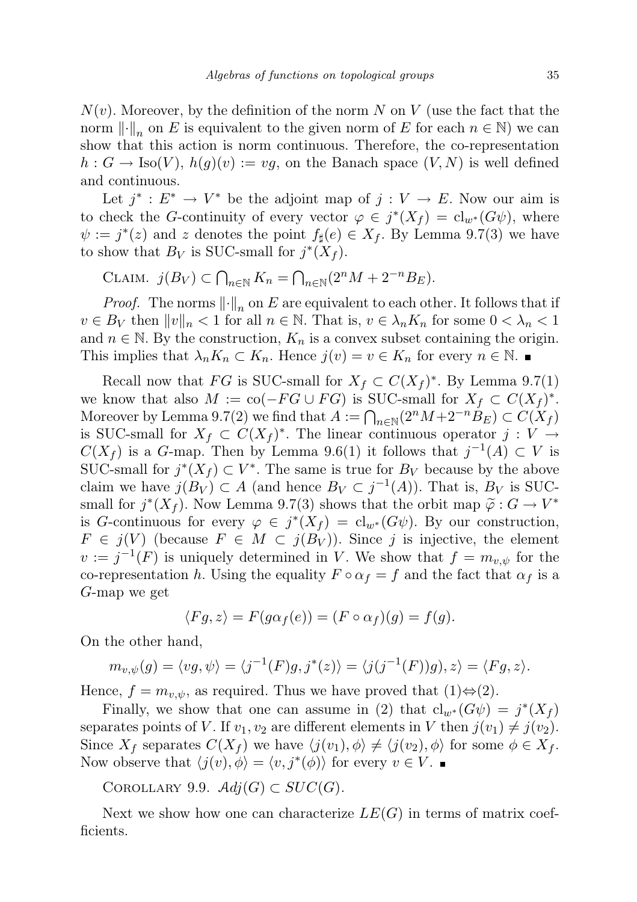$N(v)$. Moreover, by the definition of the norm $N$ on $V$ (use the fact that the norm $\|\cdot\|_n$ on $E$ is equivalent to the given norm of $E$ for each $n \in \mathbb{N}$) we can show that this action is norm continuous. Therefore, the co-representation $h : G \to \mathrm{Iso}(V)$, $h(g)(v) := vg$, on the Banach space $(V, N)$ is well defined and continuous.

Let $j^* : E^* \to V^*$ be the adjoint map of $j : V \to E$. Now our aim is to check the $G$-continuity of every vector $\varphi \in j^*(X_f) = \mathrm{cl}_{w^*}(G\psi)$, where $\psi := j^*(z)$ and $z$ denotes the point $f_\sharp(e) \in X_f$. By Lemma 9.7(3) we have to show that $B_V$ is SUC-small for $j^*(X_f)$.

Claim. $j(B_V) \subset \bigcap_{n\in\mathbb{N}} K_n = \bigcap_{n\in\mathbb{N}} (2^n M + 2^{-n} B_E)$.

*Proof.* The norms $\|\cdot\|_n$ on $E$ are equivalent to each other. It follows that if $v \in B_V$ then $\|v\|_n < 1$ for all $n \in \mathbb{N}$. That is, $v \in \lambda_n K_n$ for some $0 < \lambda_n < 1$ and $n \in \mathbb{N}$. By the construction, $K_n$ is a convex subset containing the origin. This implies that $\lambda_n K_n \subset K_n$. Hence $j(v) = v \in K_n$ for every $n \in \mathbb{N}$. ∎

Recall now that $FG$ is SUC-small for $X_f \subset C(X_f)^*$. By Lemma 9.7(1) we know that also $M := \mathrm{co}(-FG \cup FG)$ is SUC-small for $X_f \subset C(X_f)^*$. Moreover by Lemma 9.7(2) we find that $A := \bigcap_{n\in\mathbb{N}} (2^n M + 2^{-n} B_E) \subset C(X_f)$ is SUC-small for $X_f \subset C(X_f)^*$. The linear continuous operator $j : V \to C(X_f)$ is a $G$-map. Then by Lemma 9.6(1) it follows that $j^{-1}(A) \subset V$ is SUC-small for $j^*(X_f) \subset V^*$. The same is true for $B_V$ because by the above claim we have $j(B_V) \subset A$ (and hence $B_V \subset j^{-1}(A)$). That is, $B_V$ is SUC-small for $j^*(X_f)$. Now Lemma 9.7(3) shows that the orbit map $\widetilde{\varphi} : G \to V^*$ is $G$-continuous for every $\varphi \in j^*(X_f) = \mathrm{cl}_{w^*}(G\psi)$. By our construction, $F \in j(V)$ (because $F \in M \subset j(B_V)$). Since $j$ is injective, the element $v := j^{-1}(F)$ is uniquely determined in $V$. We show that $f = m_{v,\psi}$ for the co-representation $h$. Using the equality $F \circ \alpha_f = f$ and the fact $\alpha_f$ is a $G$-map we get

$$\langle Fg, z\rangle = F(g\alpha_f(e)) = (F \circ \alpha_f)(g) = f(g).$$

On the other hand,

$$m_{v,\psi}(g) = \langle vg, \psi\rangle = \langle j^{-1}(F)g, j^*(z)\rangle = \langle j(j^{-1}(F))g), z\rangle = \langle Fg, z\rangle.$$

Hence, $f = m_{v,\psi}$, as required. Thus we have proved that (1)⇔(2).

Finally, we show that one can assume in (2) that $\mathrm{cl}_{w^*}(G\psi) = j^*(X_f)$ separates points of $V$. If $v_1, v_2$ are different elements in $V$ then $j(v_1) \neq j(v_2)$. Since $X_f$ separates $C(X_f)$ we have $\langle j(v_1), \phi\rangle \neq \langle j(v_2), \phi\rangle$ for some $\phi \in X_f$. Now observe that $\langle j(v), \phi\rangle = \langle v, j^*(\phi)\rangle$ for every $v \in V$. ∎

Corollary 9.9. $\mathcal{A}dj(G) \subset SUC(G)$.

Next we show how one can characterize $LE(G)$ in terms of matrix coefficients.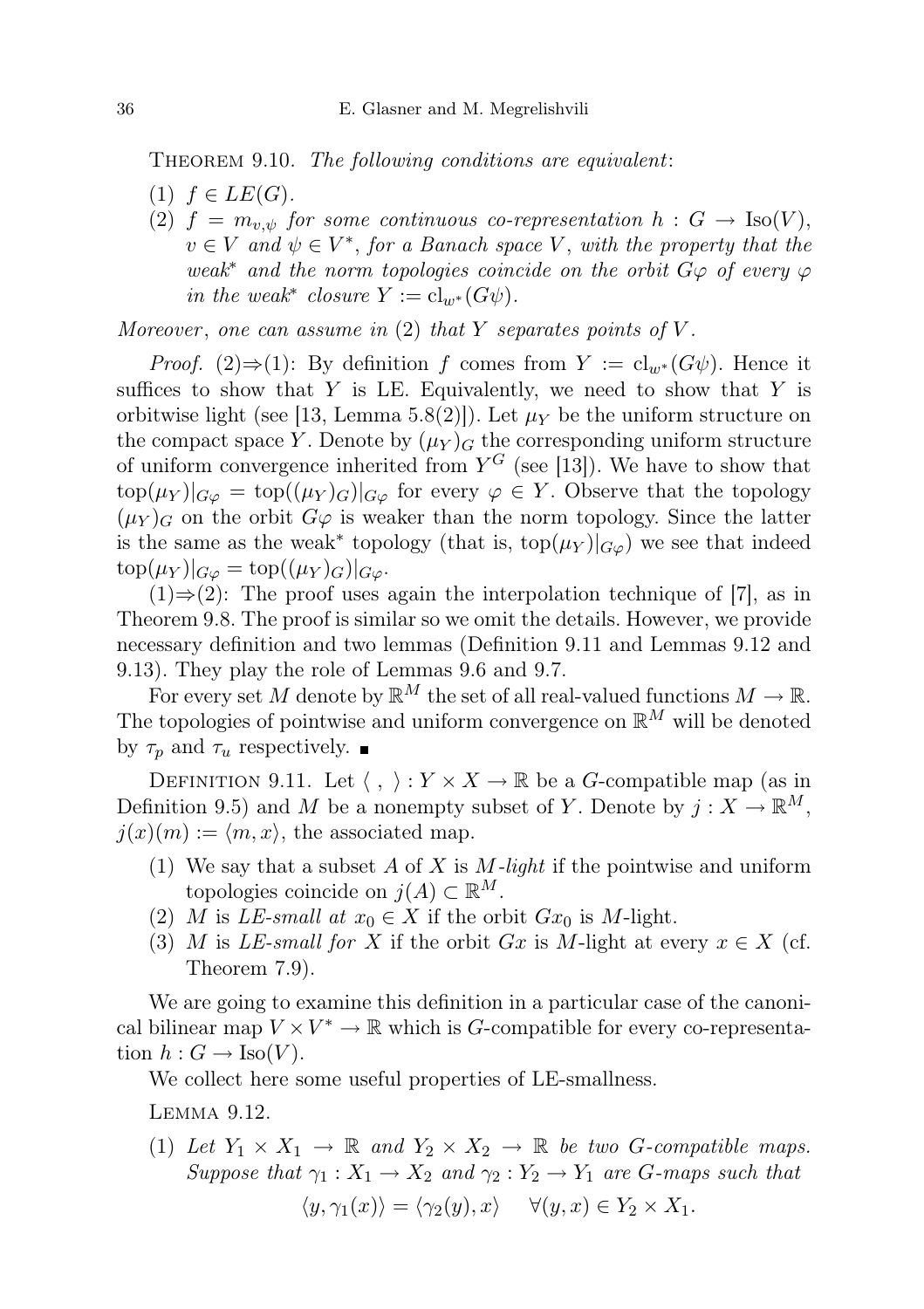THEOREM 9.10. *The following conditions are equivalent*:

(1) $f \in LE(G)$.

(2) $f = m_{v,\psi}$ *for some continuous co-representation* $h : G \to \mathrm{Iso}(V)$, $v \in V$ *and* $\psi \in V^*$, *for a Banach space* $V$, *with the property that the weak*\* *and the norm topologies coincide on the orbit* $G\varphi$ *of every* $\varphi$ *in the weak*\* *closure* $Y := \mathrm{cl}_{w^*}(G\psi)$.

*Moreover*, *one can assume in* (2) *that* $Y$ *separates points of* $V$.

*Proof.* (2)⇒(1): By definition $f$ comes from $Y := \mathrm{cl}_{w^*}(G\psi)$. Hence it suffices to show that $Y$ is LE. Equivalently, we need to show that $Y$ is orbitwise light (see [13, Lemma 5.8(2)]). Let $\mu_Y$ be the uniform structure on the compact space $Y$. Denote by $(\mu_Y)_G$ the corresponding uniform structure of uniform convergence inherited from $Y^G$ (see [13]). We have to show that $\mathrm{top}(\mu_Y)|_{G\varphi} = \mathrm{top}((\mu_Y)_G)|_{G\varphi}$ for every $\varphi \in Y$. Observe that the topology $(\mu_Y)_G$ on the orbit $G\varphi$ is weaker than the norm topology. Since the latter is the same as the weak\* topology (that is, $\mathrm{top}(\mu_Y)|_{G\varphi}$) we see that indeed $\mathrm{top}(\mu_Y)|_{G\varphi} = \mathrm{top}((\mu_Y)_G)|_{G\varphi}$.

(1)⇒(2): The proof uses again the interpolation technique of [7], as in Theorem 9.8. The proof is similar so we omit the details. However, we provide necessary definition and two lemmas (Definition 9.11 and Lemmas 9.12 and 9.13). They play the role of Lemmas 9.6 and 9.7.

For every set $M$ denote by $\mathbb{R}^M$ the set of all real-valued functions $M \to \mathbb{R}$. The topologies of pointwise and uniform convergence on $\mathbb{R}^M$ will be denoted by $\tau_p$ and $\tau_u$ respectively. ∎

DEFINITION 9.11. Let $\langle\ ,\ \rangle : Y \times X \to \mathbb{R}$ be a $G$-compatible map (as in Definition 9.5) and $M$ be a nonempty subset of $Y$. Denote by $j : X \to \mathbb{R}^M$, $j(x)(m) := \langle m, x\rangle$, the associated map.

(1) We say that a subset $A$ of $X$ is *$M$-light* if the pointwise and uniform topologies coincide on $j(A) \subset \mathbb{R}^M$.
(2) $M$ is *LE-small at* $x_0 \in X$ if the orbit $Gx_0$ is $M$-light.
(3) $M$ is *LE-small for* $X$ if the orbit $Gx$ is $M$-light at every $x \in X$ (cf. Theorem 7.9).

We are going to examine this definition in a particular case of the canonical bilinear map $V \times V^* \to \mathbb{R}$ which is $G$-compatible for every co-representation $h : G \to \mathrm{Iso}(V)$.

We collect here some useful properties of LE-smallness.

LEMMA 9.12.

(1) *Let* $Y_1 \times X_1 \to \mathbb{R}$ *and* $Y_2 \times X_2 \to \mathbb{R}$ *be two $G$-compatible maps. Suppose that* $\gamma_1 : X_1 \to X_2$ *and* $\gamma_2 : Y_2 \to Y_1$ *are $G$-maps such that*

$$\langle y, \gamma_1(x)\rangle = \langle \gamma_2(y), x\rangle \quad \forall (y, x) \in Y_2 \times X_1.$$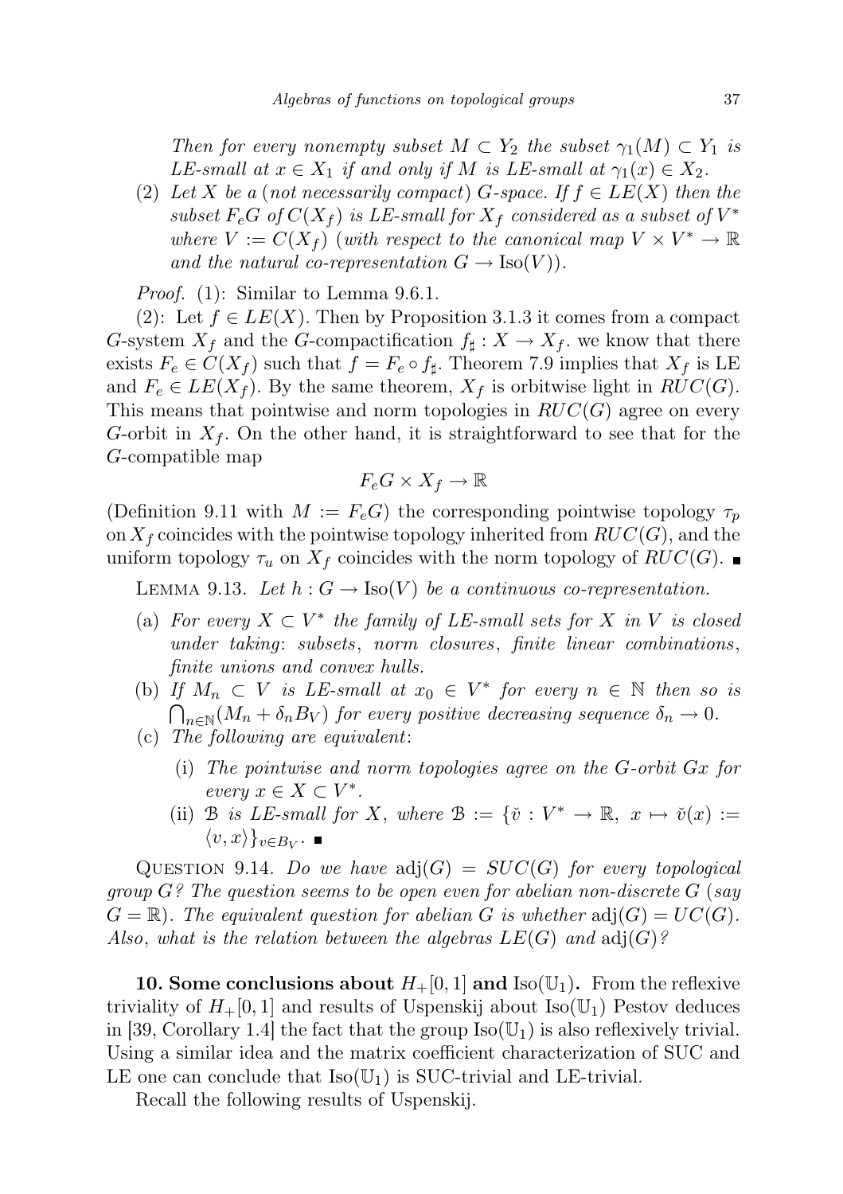*Then for every nonempty subset $M \subset Y_2$ the subset $\gamma_1(M) \subset Y_1$ is LE-small at $x \in X_1$ if and only if $M$ is LE-small at $\gamma_1(x) \in X_2$.*

(2) *Let $X$ be a (not necessarily compact) $G$-space. If $f \in LE(X)$ then the subset $F_eG$ of $C(X_f)$ is LE-small for $X_f$ considered as a subset of $V^*$ where $V := C(X_f)$ (with respect to the canonical map $V \times V^* \to \mathbb{R}$ and the natural co-representation $G \to \mathrm{Iso}(V)$).*

*Proof.* (1): Similar to Lemma 9.6.1.

(2): Let $f \in LE(X)$. Then by Proposition 3.1.3 it comes from a compact $G$-system $X_f$ and the $G$-compactification $f_\sharp : X \to X_f$. we know that there exists $F_e \in C(X_f)$ such that $f = F_e \circ f_\sharp$. Theorem 7.9 implies that $X_f$ is LE and $F_e \in LE(X_f)$. By the same theorem, $X_f$ is orbitwise light in $RUC(G)$. This means that pointwise and norm topologies in $RUC(G)$ agree on every $G$-orbit in $X_f$. On the other hand, it is straightforward to see that for the $G$-compatible map

$$F_eG \times X_f \to \mathbb{R}$$

(Definition 9.11 with $M := F_eG$) the corresponding pointwise topology $\tau_p$ on $X_f$ coincides with the pointwise topology inherited from $RUC(G)$, and the uniform topology $\tau_u$ on $X_f$ coincides with the norm topology of $RUC(G)$. ■

LEMMA 9.13. *Let $h : G \to \mathrm{Iso}(V)$ be a continuous co-representation.*

(a) *For every $X \subset V^*$ the family of LE-small sets for $X$ in $V$ is closed under taking: subsets, norm closures, finite linear combinations, finite unions and convex hulls.*

(b) *If $M_n \subset V$ is LE-small at $x_0 \in V^*$ for every $n \in \mathbb{N}$ then so is $\bigcap_{n\in\mathbb{N}}(M_n + \delta_n B_V)$ for every positive decreasing sequence $\delta_n \to 0$.*

(c) *The following are equivalent:*
   - (i) *The pointwise and norm topologies agree on the $G$-orbit $Gx$ for every $x \in X \subset V^*$.*
   - (ii) *$\mathcal{B}$ is LE-small for $X$, where $\mathcal{B} := \{\check{v} : V^* \to \mathbb{R},\ x \mapsto \check{v}(x) := \langle v, x\rangle\}_{v\in B_V}$.* ■

QUESTION 9.14. *Do we have $\mathrm{adj}(G) = SUC(G)$ for every topological group $G$? The question seems to be open even for abelian non-discrete $G$ (say $G = \mathbb{R}$). The equivalent question for abelian $G$ is whether $\mathrm{adj}(G) = UC(G)$. Also, what is the relation between the algebras $LE(G)$ and $\mathrm{adj}(G)$?*

## 10. Some conclusions about $H_+[0,1]$ and $\mathrm{Iso}(\mathbb{U}_1)$.

From the reflexive triviality of $H_+[0,1]$ and results of Uspenskij about $\mathrm{Iso}(\mathbb{U}_1)$ Pestov deduces in [39, Corollary 1.4] the fact that the group $\mathrm{Iso}(\mathbb{U}_1)$ is also reflexively trivial. Using a similar idea and the matrix coefficient characterization of SUC and LE one can conclude that $\mathrm{Iso}(\mathbb{U}_1)$ is SUC-trivial and LE-trivial.

Recall the following results of Uspenskij.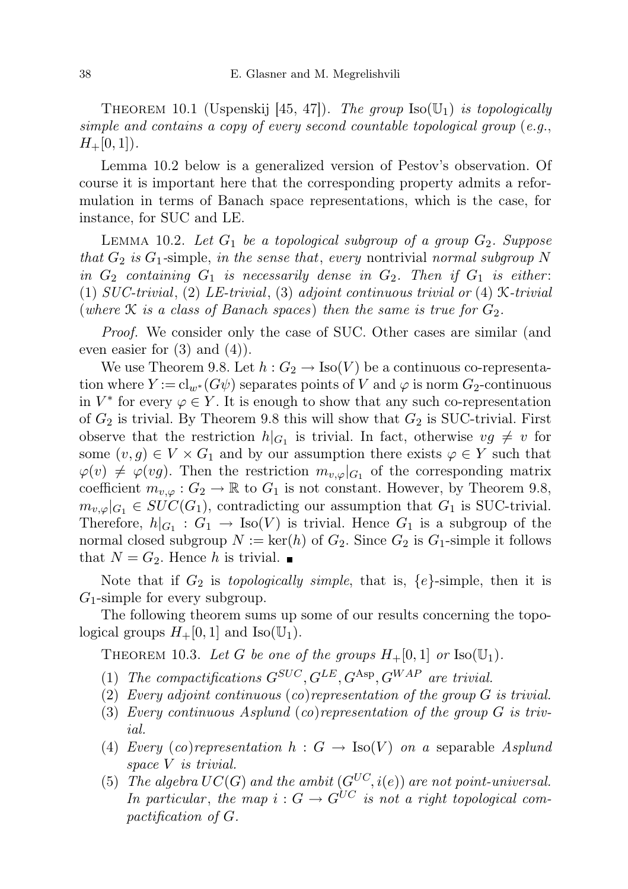THEOREM 10.1 (Uspenskij [45, 47]). *The group* $\mathrm{Iso}(\mathbb{U}_1)$ *is topologically simple and contains a copy of every second countable topological group* (*e.g.*, $H_+[0,1]$).

Lemma 10.2 below is a generalized version of Pestov's observation. Of course it is important here that the corresponding property admits a reformulation in terms of Banach space representations, which is the case, for instance, for SUC and LE.

LEMMA 10.2. *Let* $G_1$ *be a topological subgroup of a group* $G_2$. *Suppose that* $G_2$ *is* $G_1$-simple, *in the sense that*, *every* nontrivial *normal subgroup* $N$ *in* $G_2$ *containing* $G_1$ *is necessarily dense in* $G_2$. *Then if* $G_1$ *is either*: (1) *SUC-trivial*, (2) *LE-trivial*, (3) *adjoint continuous trivial or* (4) $\mathcal{K}$*-trivial* (*where* $\mathcal{K}$ *is a class of Banach spaces*) *then the same is true for* $G_2$.

*Proof.* We consider only the case of SUC. Other cases are similar (and even easier for (3) and (4)).

We use Theorem 9.8. Let $h : G_2 \to \mathrm{Iso}(V)$ be a continuous co-representation where $Y := \mathrm{cl}_{w^*}(G\psi)$ separates points of $V$ and $\varphi$ is norm $G_2$-continuous in $V^*$ for every $\varphi \in Y$. It is enough to show that any such co-representation of $G_2$ is trivial. By Theorem 9.8 this will show that $G_2$ is SUC-trivial. First observe that the restriction $h|_{G_1}$ is trivial. In fact, otherwise $vg \neq v$ for some $(v, g) \in V \times G_1$ and by our assumption there exists $\varphi \in Y$ such that $\varphi(v) \neq \varphi(vg)$. Then the restriction $m_{v,\varphi}|_{G_1}$ of the corresponding matrix coefficient $m_{v,\varphi} : G_2 \to \mathbb{R}$ to $G_1$ is not constant. However, by Theorem 9.8, $m_{v,\varphi}|_{G_1} \in SUC(G_1)$, contradicting our assumption that $G_1$ is SUC-trivial. Therefore, $h|_{G_1} : G_1 \to \mathrm{Iso}(V)$ is trivial. Hence $G_1$ is a subgroup of the normal closed subgroup $N := \ker(h)$ of $G_2$. Since $G_2$ is $G_1$-simple it follows that $N = G_2$. Hence $h$ is trivial. ■

Note that if $G_2$ is *topologically simple*, that is, $\{e\}$-simple, then it is $G_1$-simple for every subgroup.

The following theorem sums up some of our results concerning the topological groups $H_+[0,1]$ and $\mathrm{Iso}(\mathbb{U}_1)$.

THEOREM 10.3. *Let* $G$ *be one of the groups* $H_+[0,1]$ *or* $\mathrm{Iso}(\mathbb{U}_1)$.

1. *The compactifications* $G^{SUC}, G^{LE}, G^{\mathrm{Asp}}, G^{WAP}$ *are trivial.*
2. *Every adjoint continuous* (*co*)*representation of the group* $G$ *is trivial.*
3. *Every continuous Asplund* (*co*)*representation of the group* $G$ *is trivial.*
4. *Every* (*co*)*representation* $h : G \to \mathrm{Iso}(V)$ *on a* separable *Asplund space* $V$ *is trivial.*
5. *The algebra* $UC(G)$ *and the ambit* $(G^{UC}, i(e))$ *are not point-universal. In particular*, *the map* $i : G \to G^{UC}$ *is not a right topological compactification of* $G$.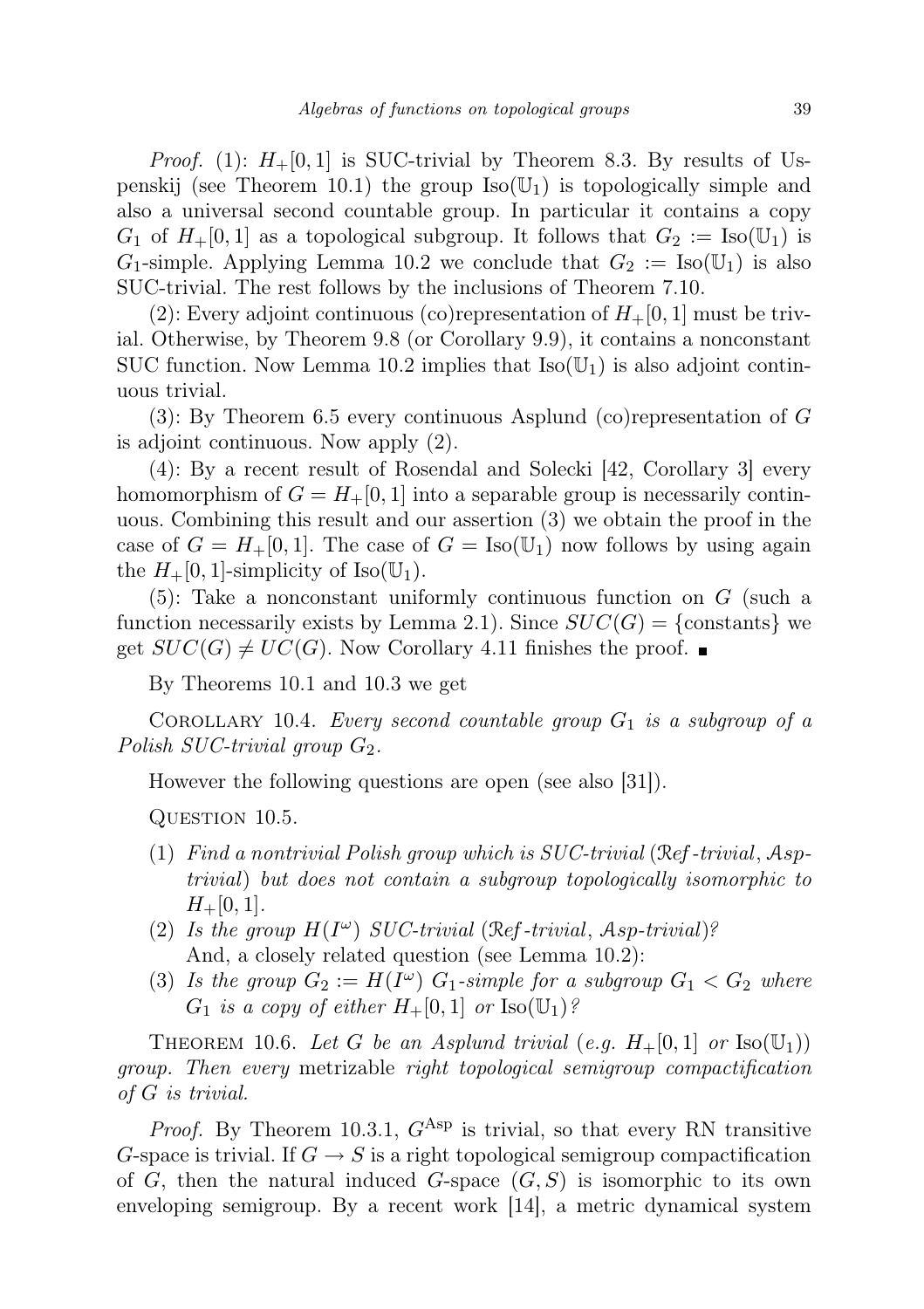*Proof.* (1): $H_+[0,1]$ is SUC-trivial by Theorem 8.3. By results of Uspenskij (see Theorem 10.1) the group $\mathrm{Iso}(\mathbb{U}_1)$ is topologically simple and also a universal second countable group. In particular it contains a copy $G_1$ of $H_+[0,1]$ as a topological subgroup. It follows that $G_2 := \mathrm{Iso}(\mathbb{U}_1)$ is $G_1$-simple. Applying Lemma 10.2 we conclude that $G_2 := \mathrm{Iso}(\mathbb{U}_1)$ is also SUC-trivial. The rest follows by the inclusions of Theorem 7.10.

(2): Every adjoint continuous (co)representation of $H_+[0,1]$ must be trivial. Otherwise, by Theorem 9.8 (or Corollary 9.9), it contains a nonconstant SUC function. Now Lemma 10.2 implies that $\mathrm{Iso}(\mathbb{U}_1)$ is also adjoint continuous trivial.

(3): By Theorem 6.5 every continuous Asplund (co)representation of $G$ is adjoint continuous. Now apply (2).

(4): By a recent result of Rosendal and Solecki [42, Corollary 3] every homomorphism of $G = H_+[0,1]$ into a separable group is necessarily continuous. Combining this result and our assertion (3) we obtain the proof in the case of $G = H_+[0,1]$. The case of $G = \mathrm{Iso}(\mathbb{U}_1)$ now follows by using again the $H_+[0,1]$-simplicity of $\mathrm{Iso}(\mathbb{U}_1)$.

(5): Take a nonconstant uniformly continuous function on $G$ (such a function necessarily exists by Lemma 2.1). Since $SUC(G) = \{\text{constants}\}$ we get $SUC(G) \neq UC(G)$. Now Corollary 4.11 finishes the proof. ∎

By Theorems 10.1 and 10.3 we get

Corollary 10.4. *Every second countable group $G_1$ is a subgroup of a Polish SUC-trivial group $G_2$.*

However the following questions are open (see also [31]).

Question 10.5.

1. *Find a nontrivial Polish group which is SUC-trivial ($\mathcal{R}ef$-trivial, $\mathcal{A}sp$-trivial) but does not contain a subgroup topologically isomorphic to $H_+[0,1]$.*
2. *Is the group $H(I^\omega)$ SUC-trivial ($\mathcal{R}ef$-trivial, $\mathcal{A}sp$-trivial)?*
   And, a closely related question (see Lemma 10.2):
3. *Is the group $G_2 := H(I^\omega)$ $G_1$-simple for a subgroup $G_1 < G_2$ where $G_1$ is a copy of either $H_+[0,1]$ or $\mathrm{Iso}(\mathbb{U}_1)$?*

Theorem 10.6. *Let $G$ be an Asplund trivial (e.g. $H_+[0,1]$ or $\mathrm{Iso}(\mathbb{U}_1)$) group. Then every* metrizable *right topological semigroup compactification of $G$ is trivial.*

*Proof.* By Theorem 10.3.1, $G^{\mathrm{Asp}}$ is trivial, so that every RN transitive $G$-space is trivial. If $G \to S$ is a right topological semigroup compactification of $G$, then the natural induced $G$-space $(G, S)$ is isomorphic to its own enveloping semigroup. By a recent work [14], a metric dynamical system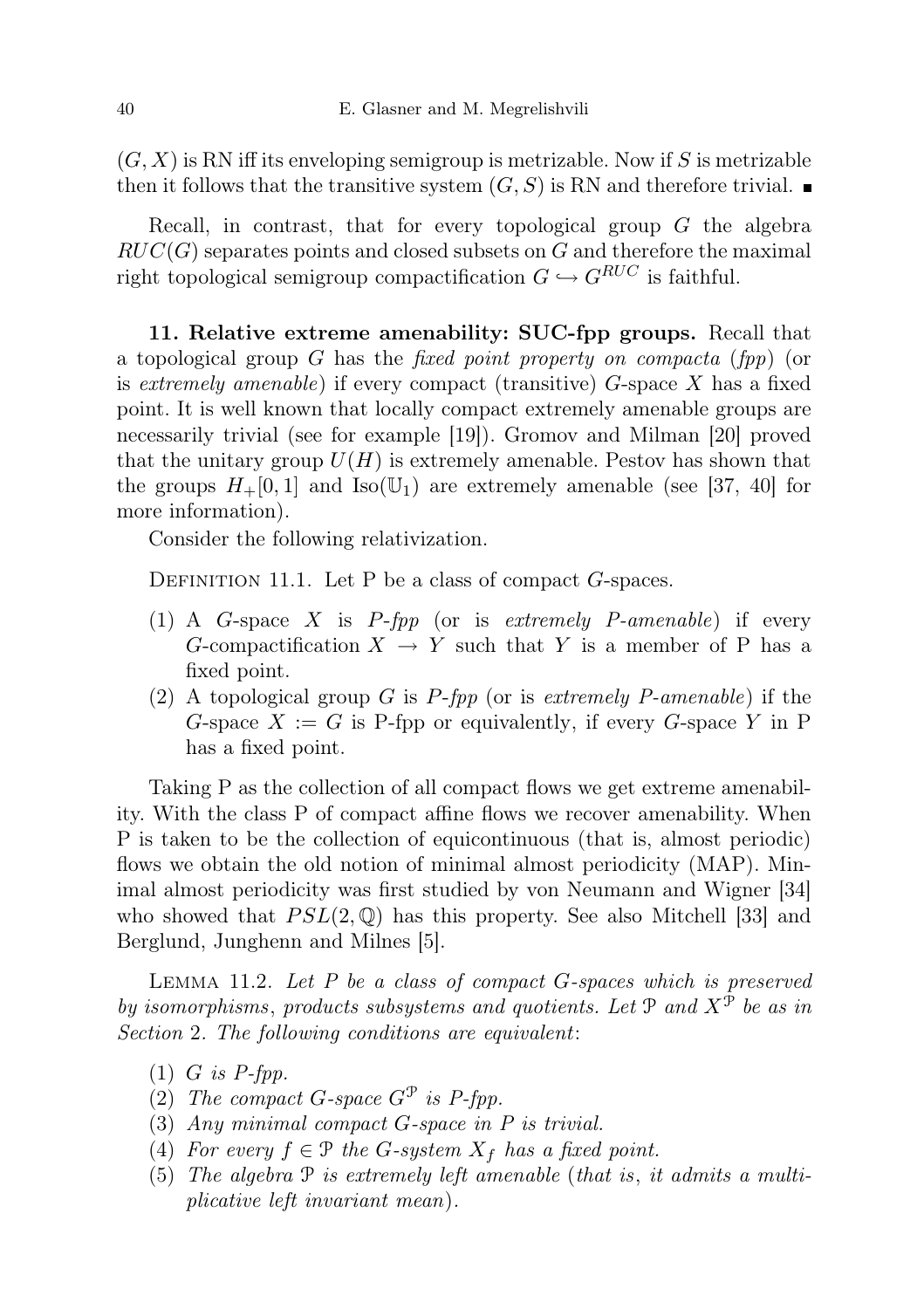$(G, X)$ is RN iff its enveloping semigroup is metrizable. Now if $S$ is metrizable then it follows that the transitive system $(G, S)$ is RN and therefore trivial. ■

Recall, in contrast, that for every topological group $G$ the algebra $RUC(G)$ separates points and closed subsets on $G$ and therefore the maximal right topological semigroup compactification $G \hookrightarrow G^{RUC}$ is faithful.

**11. Relative extreme amenability: SUC-fpp groups.** Recall that a topological group $G$ has the *fixed point property on compacta* (*fpp*) (or is *extremely amenable*) if every compact (transitive) $G$-space $X$ has a fixed point. It is well known that locally compact extremely amenable groups are necessarily trivial (see for example [19]). Gromov and Milman [20] proved that the unitary group $U(H)$ is extremely amenable. Pestov has shown that the groups $H_+[0,1]$ and $\mathrm{Iso}(\mathbb{U}_1)$ are extremely amenable (see [37, 40] for more information).

Consider the following relativization.

Definition 11.1. Let P be a class of compact $G$-spaces.

1. A $G$-space $X$ is *P-fpp* (or is *extremely P-amenable*) if every $G$-compactification $X \to Y$ such that $Y$ is a member of P has a fixed point.
2. A topological group $G$ is *P-fpp* (or is *extremely P-amenable*) if the $G$-space $X := G$ is P-fpp or equivalently, if every $G$-space $Y$ in P has a fixed point.

Taking P as the collection of all compact flows we get extreme amenability. With the class P of compact affine flows we recover amenability. When P is taken to be the collection of equicontinuous (that is, almost periodic) flows we obtain the old notion of minimal almost periodicity (MAP). Minimal almost periodicity was first studied by von Neumann and Wigner [34] who showed that $PSL(2, \mathbb{Q})$ has this property. See also Mitchell [33] and Berglund, Junghenn and Milnes [5].

Lemma 11.2. *Let P be a class of compact G-spaces which is preserved by isomorphisms, products subsystems and quotients. Let $\mathcal{P}$ and $X^{\mathcal{P}}$ be as in Section* 2. *The following conditions are equivalent*:

1. *$G$ is P-fpp.*
2. *The compact $G$-space $G^{\mathcal{P}}$ is P-fpp.*
3. *Any minimal compact $G$-space in P is trivial.*
4. *For every $f \in \mathcal{P}$ the $G$-system $X_f$ has a fixed point.*
5. *The algebra $\mathcal{P}$ is extremely left amenable* (*that is*, *it admits a multiplicative left invariant mean*).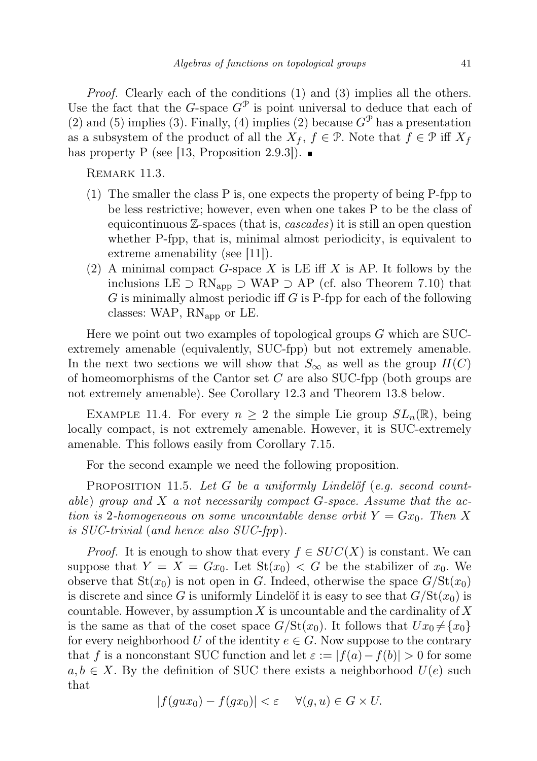*Proof.* Clearly each of the conditions (1) and (3) implies all the others. Use the fact that the $G$-space $G^{\mathcal{P}}$ is point universal to deduce that each of (2) and (5) implies (3). Finally, (4) implies (2) because $G^{\mathcal{P}}$ has a presentation as a subsystem of the product of all the $X_f$, $f \in \mathcal{P}$. Note that $f \in \mathcal{P}$ iff $X_f$ has property P (see [13, Proposition 2.9.3]). ∎

Remark 11.3.

1. The smaller the class P is, one expects the property of being P-fpp to be less restrictive; however, even when one takes P to be the class of equicontinuous $\mathbb{Z}$-spaces (that is, *cascades*) it is still an open question whether P-fpp, that is, minimal almost periodicity, is equivalent to extreme amenability (see [11]).
2. A minimal compact $G$-space $X$ is LE iff $X$ is AP. It follows by the inclusions $\mathrm{LE} \supset \mathrm{RN}_{\mathrm{app}} \supset \mathrm{WAP} \supset \mathrm{AP}$ (cf. also Theorem 7.10) that $G$ is minimally almost periodic iff $G$ is P-fpp for each of the following classes: WAP, $\mathrm{RN}_{\mathrm{app}}$ or LE.

Here we point out two examples of topological groups $G$ which are SUC-extremely amenable (equivalently, SUC-fpp) but not extremely amenable. In the next two sections we will show that $S_\infty$ as well as the group $H(C)$ of homeomorphisms of the Cantor set $C$ are also SUC-fpp (both groups are not extremely amenable). See Corollary 12.3 and Theorem 13.8 below.

Example 11.4. For every $n \geq 2$ the simple Lie group $SL_n(\mathbb{R})$, being locally compact, is not extremely amenable. However, it is SUC-extremely amenable. This follows easily from Corollary 7.15.

For the second example we need the following proposition.

Proposition 11.5. *Let $G$ be a uniformly Lindelöf* (*e.g. second countable*) *group and $X$ a not necessarily compact $G$-space. Assume that the action is* 2*-homogeneous on some uncountable dense orbit $Y = Gx_0$. Then $X$ is SUC-trivial* (*and hence also SUC-fpp*).

*Proof.* It is enough to show that every $f \in SUC(X)$ is constant. We can suppose that $Y = X = Gx_0$. Let $\mathrm{St}(x_0) < G$ be the stabilizer of $x_0$. We observe that $\mathrm{St}(x_0)$ is not open in $G$. Indeed, otherwise the space $G/\mathrm{St}(x_0)$ is discrete and since $G$ is uniformly Lindelöf it is easy to see that $G/\mathrm{St}(x_0)$ is countable. However, by assumption $X$ is uncountable and the cardinality of $X$ is the same as that of the coset space $G/\mathrm{St}(x_0)$. It follows that $Ux_0 \neq \{x_0\}$ for every neighborhood $U$ of the identity $e \in G$. Now suppose to the contrary that $f$ is a nonconstant SUC function and let $\varepsilon := |f(a) - f(b)| > 0$ for some $a, b \in X$. By the definition of SUC there exists a neighborhood $U(e)$ such that

$$|f(gux_0) - f(gx_0)| < \varepsilon \quad \forall (g, u) \in G \times U.$$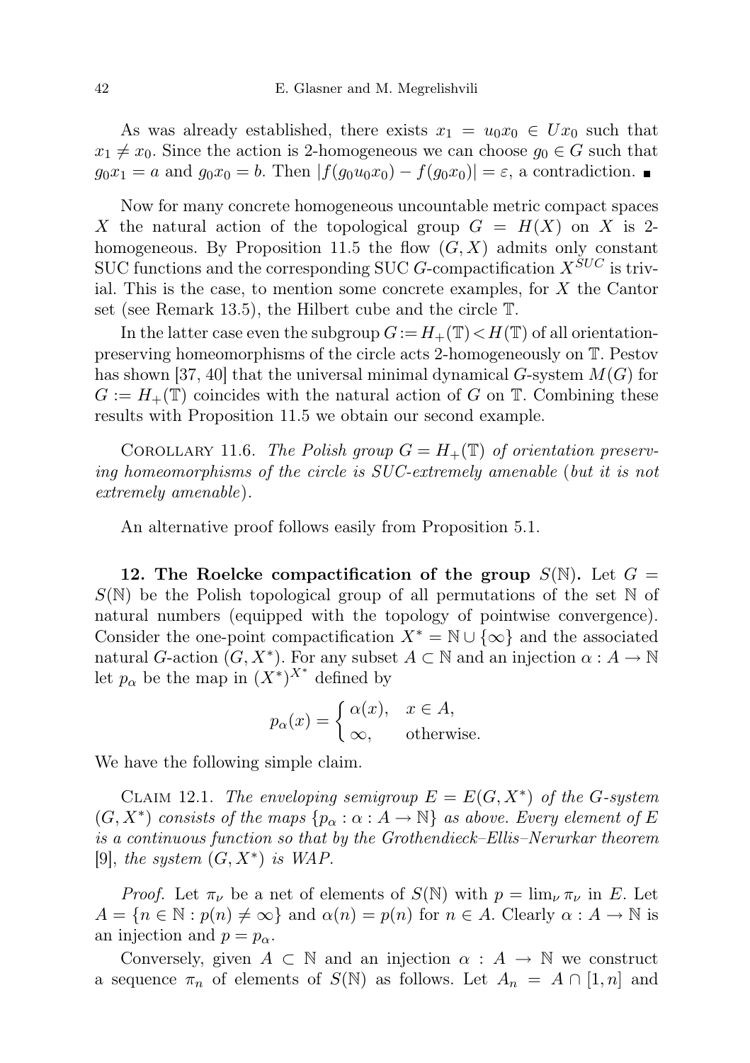As was already established, there exists $x_1 = u_0 x_0 \in U x_0$ such that $x_1 \neq x_0$. Since the action is 2-homogeneous we can choose $g_0 \in G$ such that $g_0 x_1 = a$ and $g_0 x_0 = b$. Then $|f(g_0 u_0 x_0) - f(g_0 x_0)| = \varepsilon$, a contradiction. ∎

Now for many concrete homogeneous uncountable metric compact spaces $X$ the natural action of the topological group $G = H(X)$ on $X$ is 2-homogeneous. By Proposition 11.5 the flow $(G, X)$ admits only constant SUC functions and the corresponding SUC $G$-compactification $X^{SUC}$ is trivial. This is the case, to mention some concrete examples, for $X$ the Cantor set (see Remark 13.5), the Hilbert cube and the circle $\mathbb{T}$.

In the latter case even the subgroup $G := H_+(\mathbb{T}) < H(\mathbb{T})$ of all orientation-preserving homeomorphisms of the circle acts 2-homogeneously on $\mathbb{T}$. Pestov has shown [37, 40] that the universal minimal dynamical $G$-system $M(G)$ for $G := H_+(\mathbb{T})$ coincides with the natural action of $G$ on $\mathbb{T}$. Combining these results with Proposition 11.5 we obtain our second example.

Corollary 11.6. *The Polish group $G = H_+(\mathbb{T})$ of orientation preserving homeomorphisms of the circle is SUC-extremely amenable* (*but it is not extremely amenable*).

An alternative proof follows easily from Proposition 5.1.

## 12. The Roelcke compactification of the group $S(\mathbb{N})$.

Let $G = S(\mathbb{N})$ be the Polish topological group of all permutations of the set $\mathbb{N}$ of natural numbers (equipped with the topology of pointwise convergence). Consider the one-point compactification $X^* = \mathbb{N} \cup \{\infty\}$ and the associated natural $G$-action $(G, X^*)$. For any subset $A \subset \mathbb{N}$ and an injection $\alpha : A \to \mathbb{N}$ let $p_\alpha$ be the map in $(X^*)^{X^*}$ defined by

$$p_\alpha(x) = \begin{cases} \alpha(x), & x \in A, \\ \infty, & \text{otherwise.} \end{cases}$$

We have the following simple claim.

Claim 12.1. *The enveloping semigroup $E = E(G, X^*)$ of the $G$-system $(G, X^*)$ consists of the maps $\{p_\alpha : \alpha : A \to \mathbb{N}\}$ as above. Every element of $E$ is a continuous function so that by the Grothendieck–Ellis–Nerurkar theorem* [9], *the system $(G, X^*)$ is WAP.*

*Proof.* Let $\pi_\nu$ be a net of elements of $S(\mathbb{N})$ with $p = \lim_\nu \pi_\nu$ in $E$. Let $A = \{n \in \mathbb{N} : p(n) \neq \infty\}$ and $\alpha(n) = p(n)$ for $n \in A$. Clearly $\alpha : A \to \mathbb{N}$ is an injection and $p = p_\alpha$.

Conversely, given $A \subset \mathbb{N}$ and an injection $\alpha : A \to \mathbb{N}$ we construct a sequence $\pi_n$ of elements of $S(\mathbb{N})$ as follows. Let $A_n = A \cap [1, n]$ and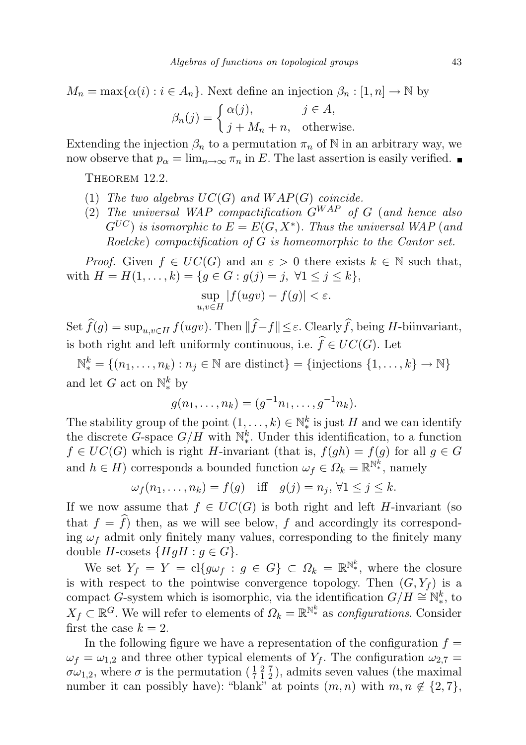$M_n = \max\{\alpha(i) : i \in A_n\}$. Next define an injection $\beta_n : [1, n] \to \mathbb{N}$ by

$$\beta_n(j) = \begin{cases} \alpha(j), & j \in A, \\ j + M_n + n, & \text{otherwise.} \end{cases}$$

Extending the injection $\beta_n$ to a permutation $\pi_n$ of $\mathbb{N}$ in an arbitrary way, we now observe that $p_\alpha = \lim_{n\to\infty} \pi_n$ in $E$. The last assertion is easily verified. ∎

Theorem 12.2.

1. *The two algebras $UC(G)$ and $WAP(G)$ coincide.*
2. *The universal WAP compactification $G^{WAP}$ of $G$ (and hence also $G^{UC}$) is isomorphic to $E = E(G, X^*)$. Thus the universal WAP (and Roelcke) compactification of $G$ is homeomorphic to the Cantor set.*

*Proof.* Given $f \in UC(G)$ and an $\varepsilon > 0$ there exists $k \in \mathbb{N}$ such that, with $H = H(1, \ldots, k) = \{g \in G : g(j) = j,\ \forall 1 \le j \le k\}$,

$$\sup_{u,v\in H} |f(ugv) - f(g)| < \varepsilon.$$

Set $\widehat{f}(g) = \sup_{u,v\in H} f(ugv)$. Then $\|\widehat{f} - f\| \le \varepsilon$. Clearly $\widehat{f}$, being $H$-biinvariant, is both right and left uniformly continuous, i.e. $\widehat{f} \in UC(G)$. Let

$$\mathbb{N}^k_* = \{(n_1, \ldots, n_k) : n_j \in \mathbb{N} \text{ are distinct}\} = \{\text{injections } \{1, \ldots, k\} \to \mathbb{N}\}$$

and let $G$ act on $\mathbb{N}^k_*$ by

$$g(n_1, \ldots, n_k) = (g^{-1}n_1, \ldots, g^{-1}n_k).$$

The stability group of the point $(1, \ldots, k) \in \mathbb{N}^k_*$ is just $H$ and we can identify the discrete $G$-space $G/H$ with $\mathbb{N}^k_*$. Under this identification, to a function $f \in UC(G)$ which is right $H$-invariant (that is, $f(gh) = f(g)$ for all $g \in G$ and $h \in H$) corresponds a bounded function $\omega_f \in \Omega_k = \mathbb{R}^{\mathbb{N}^k_*}$, namely

$$\omega_f(n_1, \ldots, n_k) = f(g) \quad \text{iff} \quad g(j) = n_j,\ \forall 1 \le j \le k.$$

If we now assume that $f \in UC(G)$ is both right and left $H$-invariant (so that $f = \widehat{f}$) then, as we will see below, $f$ and accordingly its corresponding $\omega_f$ admit only finitely many values, corresponding to the finitely many double $H$-cosets $\{HgH : g \in G\}$.

We set $Y_f = Y = \mathrm{cl}\{g\omega_f : g \in G\} \subset \Omega_k = \mathbb{R}^{\mathbb{N}^k_*}$, where the closure is with respect to the pointwise convergence topology. Then $(G, Y_f)$ is a compact $G$-system which is isomorphic, via the identification $G/H \cong \mathbb{N}^k_*$, to $X_f \subset \mathbb{R}^G$. We will refer to elements of $\Omega_k = \mathbb{R}^{\mathbb{N}^k_*}$ as *configurations*. Consider first the case $k = 2$.

In the following figure we have a representation of the configuration $f = \omega_f = \omega_{1,2}$ and three other typical elements of $Y_f$. The configuration $\omega_{2,7} = \sigma\omega_{1,2}$, where $\sigma$ is the permutation $\left(\begin{smallmatrix} 1 & 2 & 7 \\ 7 & 1 & 2 \end{smallmatrix}\right)$, admits seven values (the maximal number it can possibly have): "blank" at points $(m, n)$ with $m, n \notin \{2, 7\}$,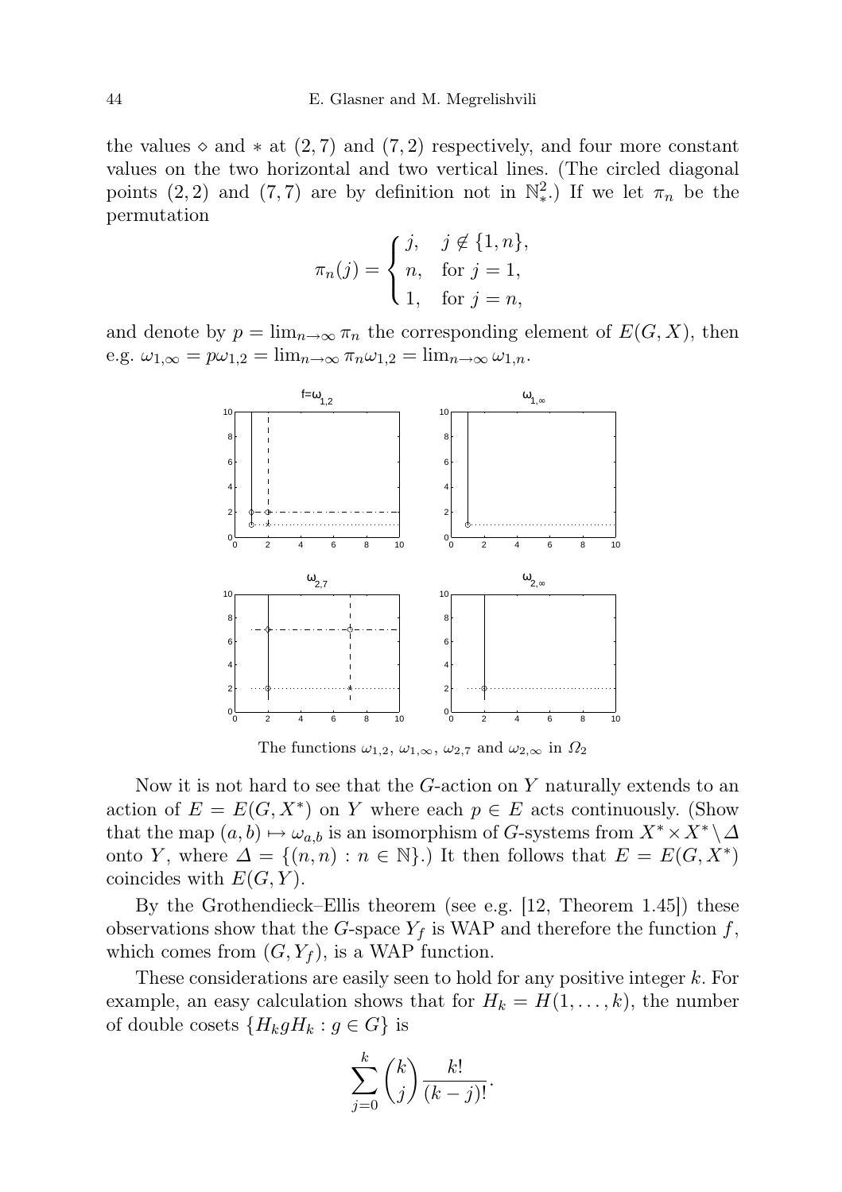the values $\diamond$ and $*$ at $(2,7)$ and $(7,2)$ respectively, and four more constant values on the two horizontal and two vertical lines. (The circled diagonal points $(2,2)$ and $(7,7)$ are by definition not in $\mathbb{N}^2_*$.) If we let $\pi_n$ be the permutation

$$\pi_n(j) = \begin{cases} j, & j \notin \{1, n\}, \\ n, & \text{for } j = 1, \\ 1, & \text{for } j = n, \end{cases}$$

and denote by $p = \lim_{n\to\infty} \pi_n$ the corresponding element of $E(G,X)$, then e.g. $\omega_{1,\infty} = p\omega_{1,2} = \lim_{n\to\infty} \pi_n \omega_{1,2} = \lim_{n\to\infty} \omega_{1,n}$.

The functions $\omega_{1,2}$, $\omega_{1,\infty}$, $\omega_{2,7}$ and $\omega_{2,\infty}$ in $\Omega_2$

Now it is not hard to see that the $G$-action on $Y$ naturally extends to an action of $E = E(G, X^*)$ on $Y$ where each $p \in E$ acts continuously. (Show that the map $(a,b) \mapsto \omega_{a,b}$ is an isomorphism of $G$-systems from $X^* \times X^* \setminus \Delta$ onto $Y$, where $\Delta = \{(n,n) : n \in \mathbb{N}\}$.) It then follows that $E = E(G, X^*)$ coincides with $E(G, Y)$.

By the Grothendieck–Ellis theorem (see e.g. [12, Theorem 1.45]) these observations show that the $G$-space $Y_f$ is WAP and therefore the function $f$, which comes from $(G, Y_f)$, is a WAP function.

These considerations are easily seen to hold for any positive integer $k$. For example, an easy calculation shows that for $H_k = H(1, \ldots, k)$, the number of double cosets $\{H_k g H_k : g \in G\}$ is

$$\sum_{j=0}^{k} \binom{k}{j} \frac{k!}{(k-j)!}.$$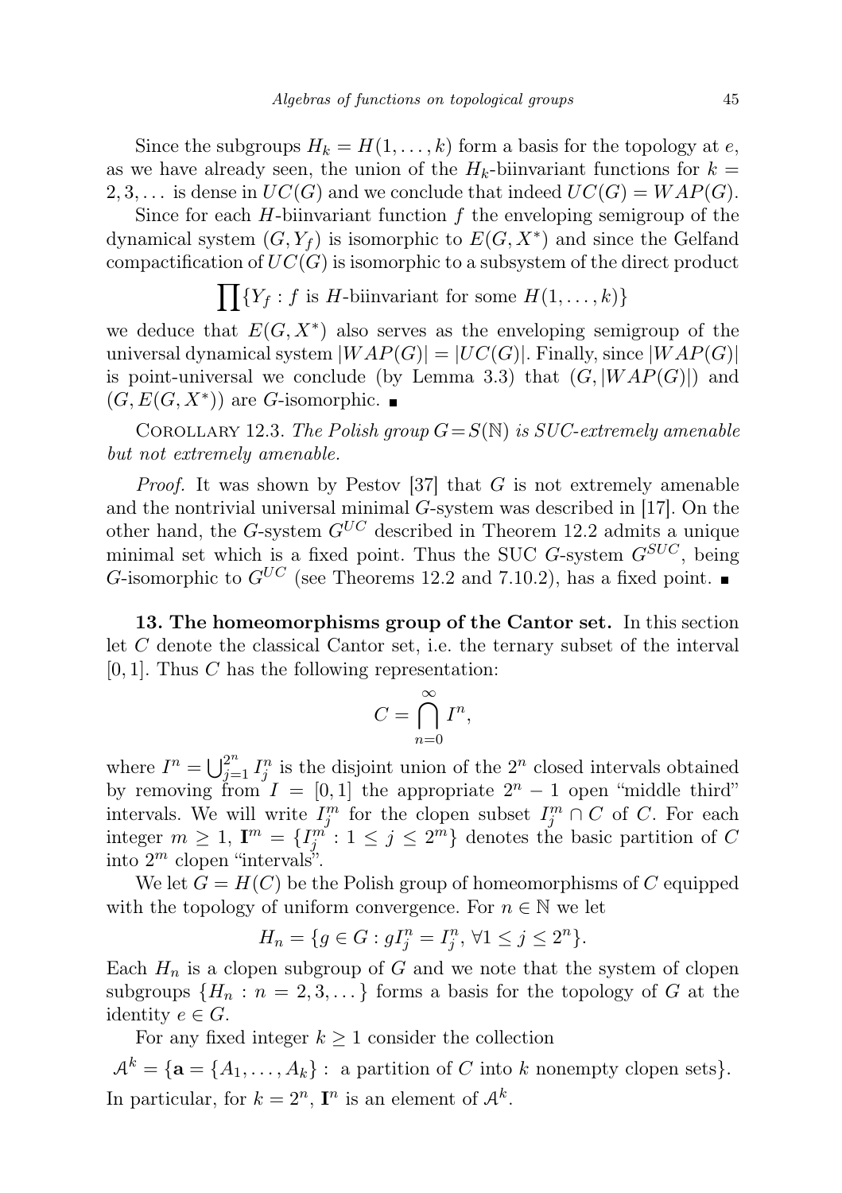Since the subgroups $H_k = H(1, \ldots, k)$ form a basis for the topology at $e$, as we have already seen, the union of the $H_k$-biinvariant functions for $k = 2, 3, \ldots$ is dense in $UC(G)$ and we conclude that indeed $UC(G) = WAP(G)$.

Since for each $H$-biinvariant function $f$ the enveloping semigroup of the dynamical system $(G, Y_f)$ is isomorphic to $E(G, X^*)$ and since the Gelfand compactification of $UC(G)$ is isomorphic to a subsystem of the direct product

$$\prod\{Y_f : f \text{ is } H\text{-biinvariant for some } H(1, \ldots, k)\}$$

we deduce that $E(G, X^*)$ also serves as the enveloping semigroup of the universal dynamical system $|WAP(G)| = |UC(G)|$. Finally, since $|WAP(G)|$ is point-universal we conclude (by Lemma 3.3) that $(G, |WAP(G)|)$ and $(G, E(G, X^*))$ are $G$-isomorphic. ∎

Corollary 12.3. *The Polish group $G = S(\mathbb{N})$ is SUC-extremely amenable but not extremely amenable.*

*Proof.* It was shown by Pestov [37] that $G$ is not extremely amenable and the nontrivial universal minimal $G$-system was described in [17]. On the other hand, the $G$-system $G^{UC}$ described in Theorem 12.2 admits a unique minimal set which is a fixed point. Thus the SUC $G$-system $G^{SUC}$, being $G$-isomorphic to $G^{UC}$ (see Theorems 12.2 and 7.10.2), has a fixed point. ∎

**13. The homeomorphisms group of the Cantor set.** In this section let $C$ denote the classical Cantor set, i.e. the ternary subset of the interval $[0, 1]$. Thus $C$ has the following representation:

$$C = \bigcap_{n=0}^{\infty} I^n,$$

where $I^n = \bigcup_{j=1}^{2^n} I_j^n$ is the disjoint union of the $2^n$ closed intervals obtained by removing from $I = [0, 1]$ the appropriate $2^n - 1$ open "middle third" intervals. We will write $I_j^m$ for the clopen subset $I_j^m \cap C$ of $C$. For each integer $m \geq 1$, $\mathbf{I}^m = \{I_j^m : 1 \leq j \leq 2^m\}$ denotes the basic partition of $C$ into $2^m$ clopen "intervals".

We let $G = H(C)$ be the Polish group of homeomorphisms of $C$ equipped with the topology of uniform convergence. For $n \in \mathbb{N}$ we let

$$H_n = \{g \in G : gI_j^n = I_j^n, \ \forall 1 \leq j \leq 2^n\}.$$

Each $H_n$ is a clopen subgroup of $G$ and we note that the system of clopen subgroups $\{H_n : n = 2, 3, \ldots\}$ forms a basis for the topology of $G$ at the identity $e \in G$.

For any fixed integer $k \geq 1$ consider the collection

$$\mathcal{A}^k = \{\mathbf{a} = \{A_1, \ldots, A_k\} : \text{ a partition of } C \text{ into } k \text{ nonempty clopen sets}\}.$$

In particular, for $k = 2^n$, $\mathbf{I}^n$ is an element of $\mathcal{A}^k$.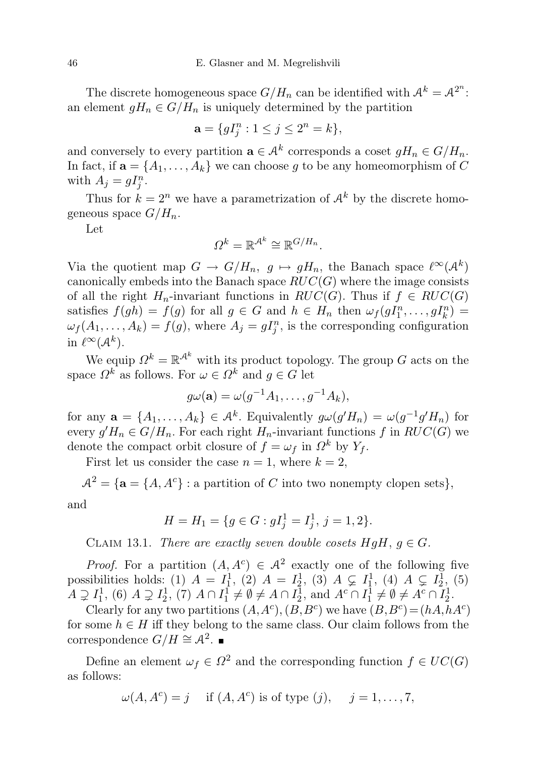The discrete homogeneous space $G/H_n$ can be identified with $\mathcal{A}^k = \mathcal{A}^{2^n}$: an element $gH_n \in G/H_n$ is uniquely determined by the partition

$$\mathbf{a} = \{gI_j^n : 1 \le j \le 2^n = k\},$$

and conversely to every partition $\mathbf{a} \in \mathcal{A}^k$ corresponds a coset $gH_n \in G/H_n$. In fact, if $\mathbf{a} = \{A_1, \ldots, A_k\}$ we can choose $g$ to be any homeomorphism of $C$ with $A_j = gI_j^n$.

Thus for $k = 2^n$ we have a parametrization of $\mathcal{A}^k$ by the discrete homogeneous space $G/H_n$.

Let

$$\Omega^k = \mathbb{R}^{\mathcal{A}^k} \cong \mathbb{R}^{G/H_n}.$$

Via the quotient map $G \to G/H_n$, $g \mapsto gH_n$, the Banach space $\ell^\infty(\mathcal{A}^k)$ canonically embeds into the Banach space $RUC(G)$ where the image consists of all the right $H_n$-invariant functions in $RUC(G)$. Thus if $f \in RUC(G)$ satisfies $f(gh) = f(g)$ for all $g \in G$ and $h \in H_n$ then $\omega_f(gI_1^n, \ldots, gI_k^n) = \omega_f(A_1, \ldots, A_k) = f(g)$, where $A_j = gI_j^n$, is the corresponding configuration in $\ell^\infty(\mathcal{A}^k)$.

We equip $\Omega^k = \mathbb{R}^{\mathcal{A}^k}$ with its product topology. The group $G$ acts on the space $\Omega^k$ as follows. For $\omega \in \Omega^k$ and $g \in G$ let

$$g\omega(\mathbf{a}) = \omega(g^{-1}A_1, \ldots, g^{-1}A_k),$$

for any $\mathbf{a} = \{A_1, \ldots, A_k\} \in \mathcal{A}^k$. Equivalently $g\omega(g'H_n) = \omega(g^{-1}g'H_n)$ for every $g'H_n \in G/H_n$. For each right $H_n$-invariant functions $f$ in $RUC(G)$ we denote the compact orbit closure of $f = \omega_f$ in $\Omega^k$ by $Y_f$.

First let us consider the case $n = 1$, where $k = 2$,

$$\mathcal{A}^2 = \{\mathbf{a} = \{A, A^c\} : \text{a partition of } C \text{ into two nonempty clopen sets}\},$$

and

$$H = H_1 = \{g \in G : gI_j^1 = I_j^1,\ j = 1, 2\}.$$

Claim 13.1. *There are exactly seven double cosets $HgH$, $g \in G$.*

*Proof.* For a partition $(A, A^c) \in \mathcal{A}^2$ exactly one of the following five possibilities holds: (1) $A = I_1^1$, (2) $A = I_2^1$, (3) $A \subsetneq I_1^1$, (4) $A \subsetneq I_2^1$, (5) $A \supsetneq I_1^1$, (6) $A \supsetneq I_2^1$, (7) $A \cap I_1^1 \ne \emptyset \ne A \cap I_2^1$, and $A^c \cap I_1^1 \ne \emptyset \ne A^c \cap I_2^1$.

Clearly for any two partitions $(A, A^c), (B, B^c)$ we have $(B, B^c) = (hA, hA^c)$ for some $h \in H$ iff they belong to the same class. Our claim follows from the correspondence $G/H \cong \mathcal{A}^2$. ∎

Define an element $\omega_f \in \Omega^2$ and the corresponding function $f \in UC(G)$ as follows:

$$\omega(A, A^c) = j \quad \text{if } (A, A^c) \text{ is of type } (j), \quad j = 1, \ldots, 7,$$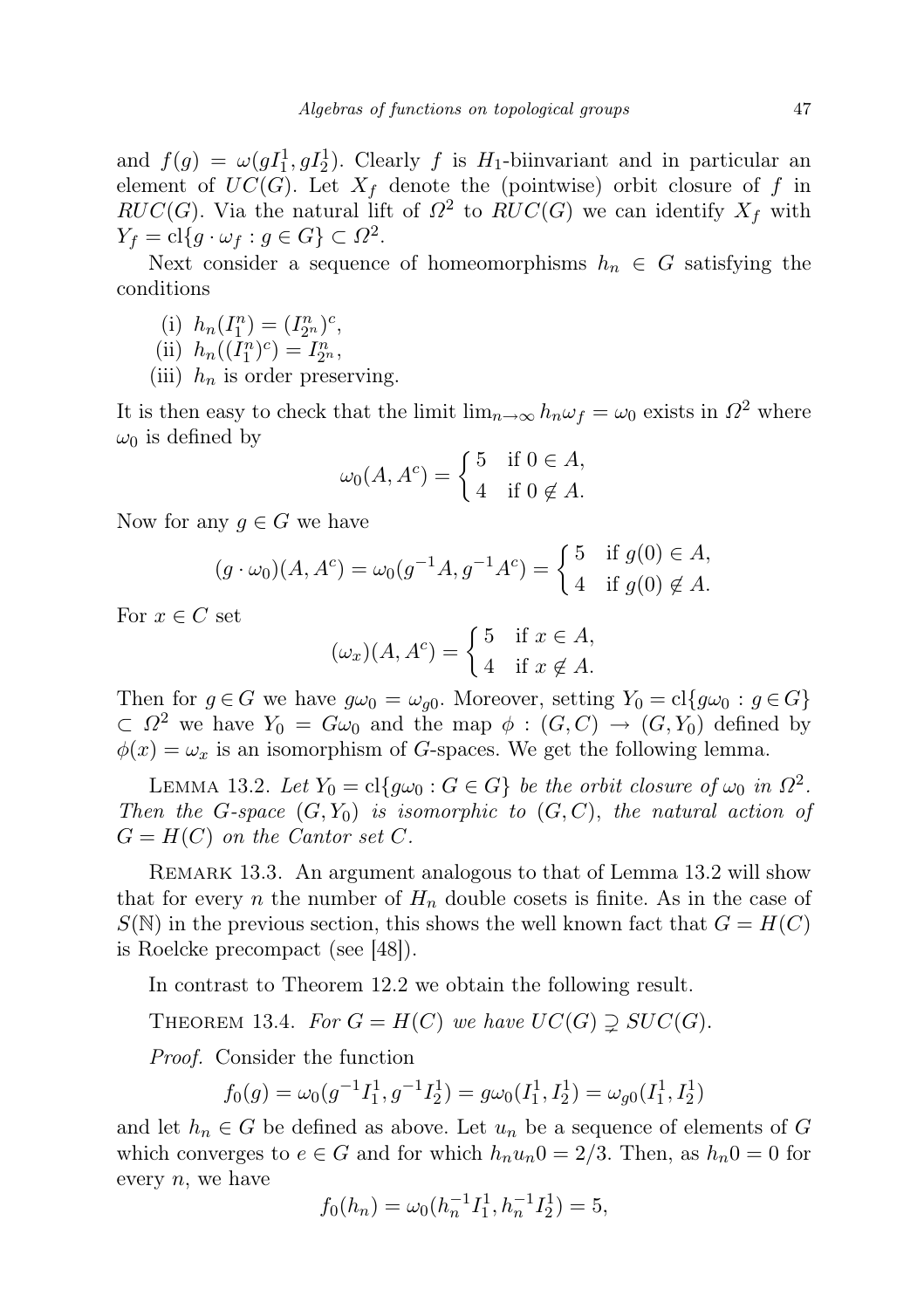and $f(g) = \omega(gI_1^1, gI_2^1)$. Clearly $f$ is $H_1$-biinvariant and in particular an element of $UC(G)$. Let $X_f$ denote the (pointwise) orbit closure of $f$ in $RUC(G)$. Via the natural lift of $\Omega^2$ to $RUC(G)$ we can identify $X_f$ with $Y_f = \mathrm{cl}\{g \cdot \omega_f : g \in G\} \subset \Omega^2$.

Next consider a sequence of homeomorphisms $h_n \in G$ satisfying the conditions

- (i) $h_n(I_1^n) = (I_{2^n}^n)^c$,
- (ii) $h_n((I_1^n)^c) = I_{2^n}^n$,
- (iii) $h_n$ is order preserving.

It is then easy to check that the limit $\lim_{n\to\infty} h_n\omega_f = \omega_0$ exists in $\Omega^2$ where $\omega_0$ is defined by

$$\omega_0(A, A^c) = \begin{cases} 5 & \text{if } 0 \in A, \\ 4 & \text{if } 0 \notin A. \end{cases}$$

Now for any $g \in G$ we have

$$(g \cdot \omega_0)(A, A^c) = \omega_0(g^{-1}A, g^{-1}A^c) = \begin{cases} 5 & \text{if } g(0) \in A, \\ 4 & \text{if } g(0) \notin A. \end{cases}$$

For $x \in C$ set

$$(\omega_x)(A, A^c) = \begin{cases} 5 & \text{if } x \in A, \\ 4 & \text{if } x \notin A. \end{cases}$$

Then for $g \in G$ we have $g\omega_0 = \omega_{g0}$. Moreover, setting $Y_0 = \mathrm{cl}\{g\omega_0 : g \in G\} \subset \Omega^2$ we have $Y_0 = G\omega_0$ and the map $\phi : (G, C) \to (G, Y_0)$ defined by $\phi(x) = \omega_x$ is an isomorphism of $G$-spaces. We get the following lemma.

Lemma 13.2. *Let $Y_0 = \mathrm{cl}\{g\omega_0 : G \in G\}$ be the orbit closure of $\omega_0$ in $\Omega^2$. Then the $G$-space $(G, Y_0)$ is isomorphic to $(G, C)$, the natural action of $G = H(C)$ on the Cantor set $C$.*

Remark 13.3. An argument analogous to that of Lemma 13.2 will show that for every $n$ the number of $H_n$ double cosets is finite. As in the case of $S(\mathbb{N})$ in the previous section, this shows the well known fact that $G = H(C)$ is Roelcke precompact (see [48]).

In contrast to Theorem 12.2 we obtain the following result.

Theorem 13.4. *For $G = H(C)$ we have $UC(G) \supsetneq SUC(G)$.*

*Proof.* Consider the function

$$f_0(g) = \omega_0(g^{-1}I_1^1, g^{-1}I_2^1) = g\omega_0(I_1^1, I_2^1) = \omega_{g0}(I_1^1, I_2^1)$$

and let $h_n \in G$ be defined as above. Let $u_n$ be a sequence of elements of $G$ which converges to $e \in G$ and for which $h_n u_n 0 = 2/3$. Then, as $h_n 0 = 0$ for every $n$, we have

$$f_0(h_n) = \omega_0(h_n^{-1}I_1^1, h_n^{-1}I_2^1) = 5,$$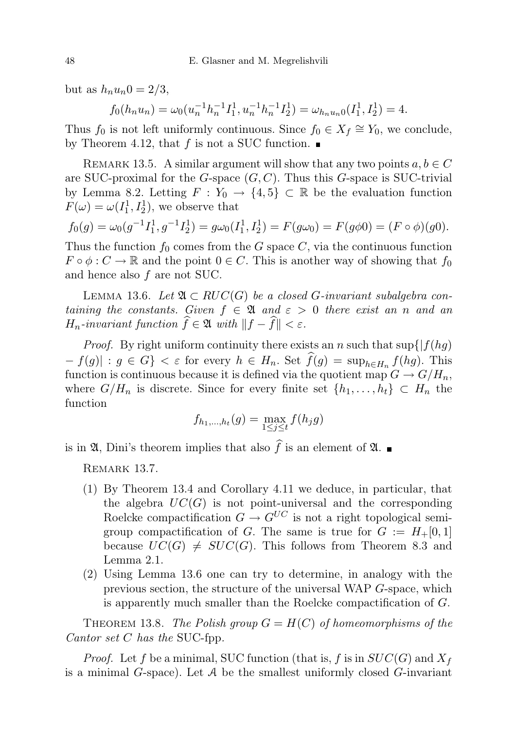but as $h_n u_n 0 = 2/3$,

$$f_0(h_n u_n) = \omega_0(u_n^{-1} h_n^{-1} I_1^1, u_n^{-1} h_n^{-1} I_2^1) = \omega_{h_n u_n 0}(I_1^1, I_2^1) = 4.$$

Thus $f_0$ is not left uniformly continuous. Since $f_0 \in X_f \cong Y_0$, we conclude, by Theorem 4.12, that $f$ is not a SUC function. ∎

REMARK 13.5. A similar argument will show that any two points $a, b \in C$ are SUC-proximal for the $G$-space $(G, C)$. Thus this $G$-space is SUC-trivial by Lemma 8.2. Letting $F : Y_0 \to \{4, 5\} \subset \mathbb{R}$ be the evaluation function $F(\omega) = \omega(I_1^1, I_2^1)$, we observe that

$$f_0(g) = \omega_0(g^{-1} I_1^1, g^{-1} I_2^1) = g\omega_0(I_1^1, I_2^1) = F(g\omega_0) = F(g\phi 0) = (F \circ \phi)(g0).$$

Thus the function $f_0$ comes from the $G$ space $C$, via the continuous function $F \circ \phi : C \to \mathbb{R}$ and the point $0 \in C$. This is another way of showing that $f_0$ and hence also $f$ are not SUC.

LEMMA 13.6. *Let $\mathfrak{A} \subset RUC(G)$ be a closed $G$-invariant subalgebra containing the constants. Given $f \in \mathfrak{A}$ and $\varepsilon > 0$ there exist an $n$ and an $H_n$-invariant function $\widehat{f} \in \mathfrak{A}$ with $\|f - \widehat{f}\| < \varepsilon$.*

*Proof.* By right uniform continuity there exists an $n$ such that $\sup\{|f(hg) - f(g)| : g \in G\} < \varepsilon$ for every $h \in H_n$. Set $\widehat{f}(g) = \sup_{h \in H_n} f(hg)$. This function is continuous because it is defined via the quotient map $G \to G/H_n$, where $G/H_n$ is discrete. Since for every finite set $\{h_1, \ldots, h_t\} \subset H_n$ the function

$$f_{h_1,\ldots,h_t}(g) = \max_{1 \le j \le t} f(h_j g)$$

is in $\mathfrak{A}$, Dini's theorem implies that also $\widehat{f}$ is an element of $\mathfrak{A}$. ∎

REMARK 13.7.

1. By Theorem 13.4 and Corollary 4.11 we deduce, in particular, that the algebra $UC(G)$ is not point-universal and the corresponding Roelcke compactification $G \to G^{UC}$ is not a right topological semigroup compactification of $G$. The same is true for $G := H_+[0, 1]$ because $UC(G) \neq SUC(G)$. This follows from Theorem 8.3 and Lemma 2.1.
2. Using Lemma 13.6 one can try to determine, in analogy with the previous section, the structure of the universal WAP $G$-space, which is apparently much smaller than the Roelcke compactification of $G$.

THEOREM 13.8. *The Polish group $G = H(C)$ of homeomorphisms of the Cantor set $C$ has the* SUC-fpp.

*Proof.* Let $f$ be a minimal, SUC function (that is, $f$ is in $SUC(G)$ and $X_f$ is a minimal $G$-space). Let $\mathcal{A}$ be the smallest uniformly closed $G$-invariant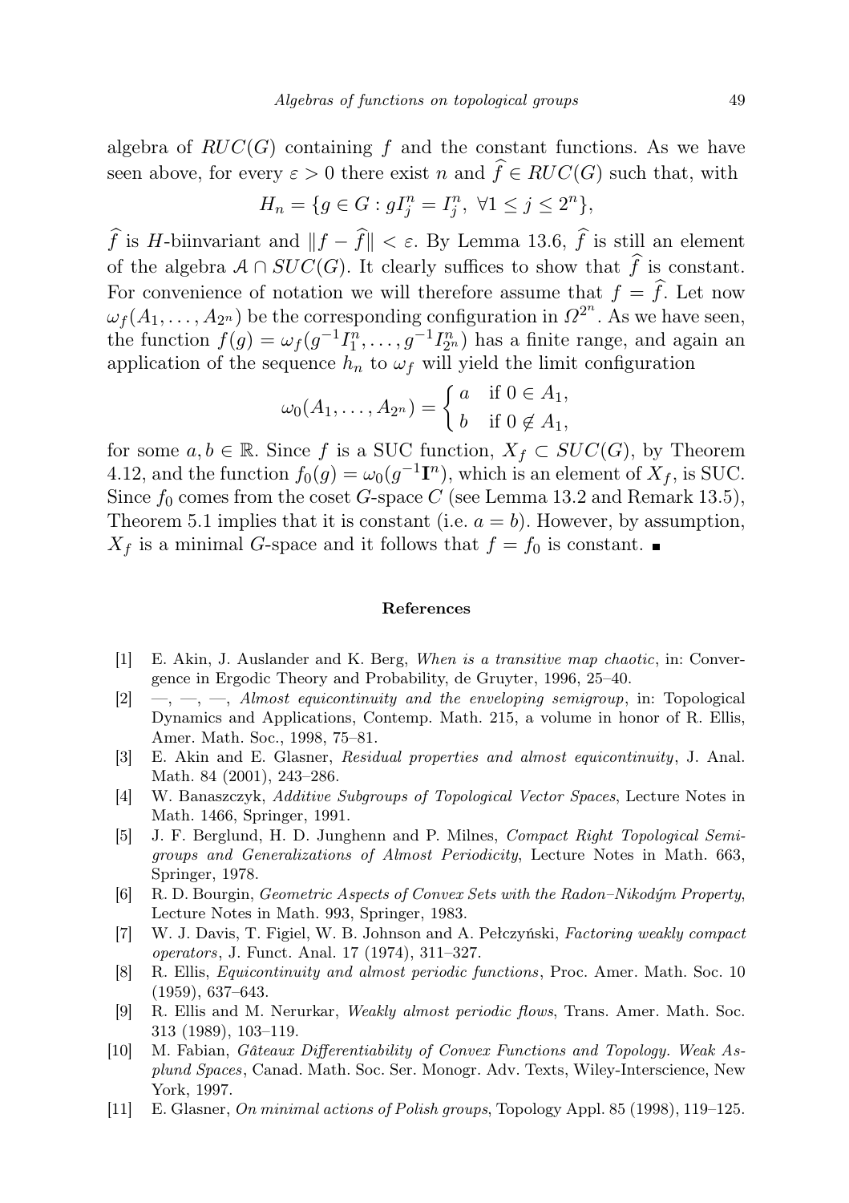algebra of $RUC(G)$ containing $f$ and the constant functions. As we have seen above, for every $\varepsilon > 0$ there exist $n$ and $\widehat{f} \in RUC(G)$ such that, with

$$H_n = \{g \in G : gI_j^n = I_j^n,\ \forall 1 \leq j \leq 2^n\},$$

$\widehat{f}$ is $H$-biinvariant and $\|f - \widehat{f}\| < \varepsilon$. By Lemma 13.6, $\widehat{f}$ is still an element of the algebra $\mathcal{A} \cap SUC(G)$. It clearly suffices to show that $\widehat{f}$ is constant. For convenience of notation we will therefore assume that $f = \widehat{f}$. Let now $\omega_f(A_1, \ldots, A_{2^n})$ be the corresponding configuration in $\Omega^{2^n}$. As we have seen, the function $f(g) = \omega_f(g^{-1}I_1^n, \ldots, g^{-1}I_{2^n}^n)$ has a finite range, and again an application of the sequence $h_n$ to $\omega_f$ will yield the limit configuration

$$\omega_0(A_1, \ldots, A_{2^n}) = \begin{cases} a & \text{if } 0 \in A_1, \\ b & \text{if } 0 \notin A_1, \end{cases}$$

for some $a, b \in \mathbb{R}$. Since $f$ is a SUC function, $X_f \subset SUC(G)$, by Theorem 4.12, and the function $f_0(g) = \omega_0(g^{-1}\mathbf{I}^n)$, which is an element of $X_f$, is SUC. Since $f_0$ comes from the coset $G$-space $C$ (see Lemma 13.2 and Remark 13.5), Theorem 5.1 implies that it is constant (i.e. $a = b$). However, by assumption, $X_f$ is a minimal $G$-space and it follows that $f = f_0$ is constant. ∎

## References

[1] E. Akin, J. Auslander and K. Berg, *When is a transitive map chaotic*, in: Convergence in Ergodic Theory and Probability, de Gruyter, 1996, 25–40.

[2] —, —, —, *Almost equicontinuity and the enveloping semigroup*, in: Topological Dynamics and Applications, Contemp. Math. 215, a volume in honor of R. Ellis, Amer. Math. Soc., 1998, 75–81.

[3] E. Akin and E. Glasner, *Residual properties and almost equicontinuity*, J. Anal. Math. 84 (2001), 243–286.

[4] W. Banaszczyk, *Additive Subgroups of Topological Vector Spaces*, Lecture Notes in Math. 1466, Springer, 1991.

[5] J. F. Berglund, H. D. Junghenn and P. Milnes, *Compact Right Topological Semigroups and Generalizations of Almost Periodicity*, Lecture Notes in Math. 663, Springer, 1978.

[6] R. D. Bourgin, *Geometric Aspects of Convex Sets with the Radon–Nikodým Property*, Lecture Notes in Math. 993, Springer, 1983.

[7] W. J. Davis, T. Figiel, W. B. Johnson and A. Pełczyński, *Factoring weakly compact operators*, J. Funct. Anal. 17 (1974), 311–327.

[8] R. Ellis, *Equicontinuity and almost periodic functions*, Proc. Amer. Math. Soc. 10 (1959), 637–643.

[9] R. Ellis and M. Nerurkar, *Weakly almost periodic flows*, Trans. Amer. Math. Soc. 313 (1989), 103–119.

[10] M. Fabian, *Gâteaux Differentiability of Convex Functions and Topology. Weak Asplund Spaces*, Canad. Math. Soc. Ser. Monogr. Adv. Texts, Wiley-Interscience, New York, 1997.

[11] E. Glasner, *On minimal actions of Polish groups*, Topology Appl. 85 (1998), 119–125.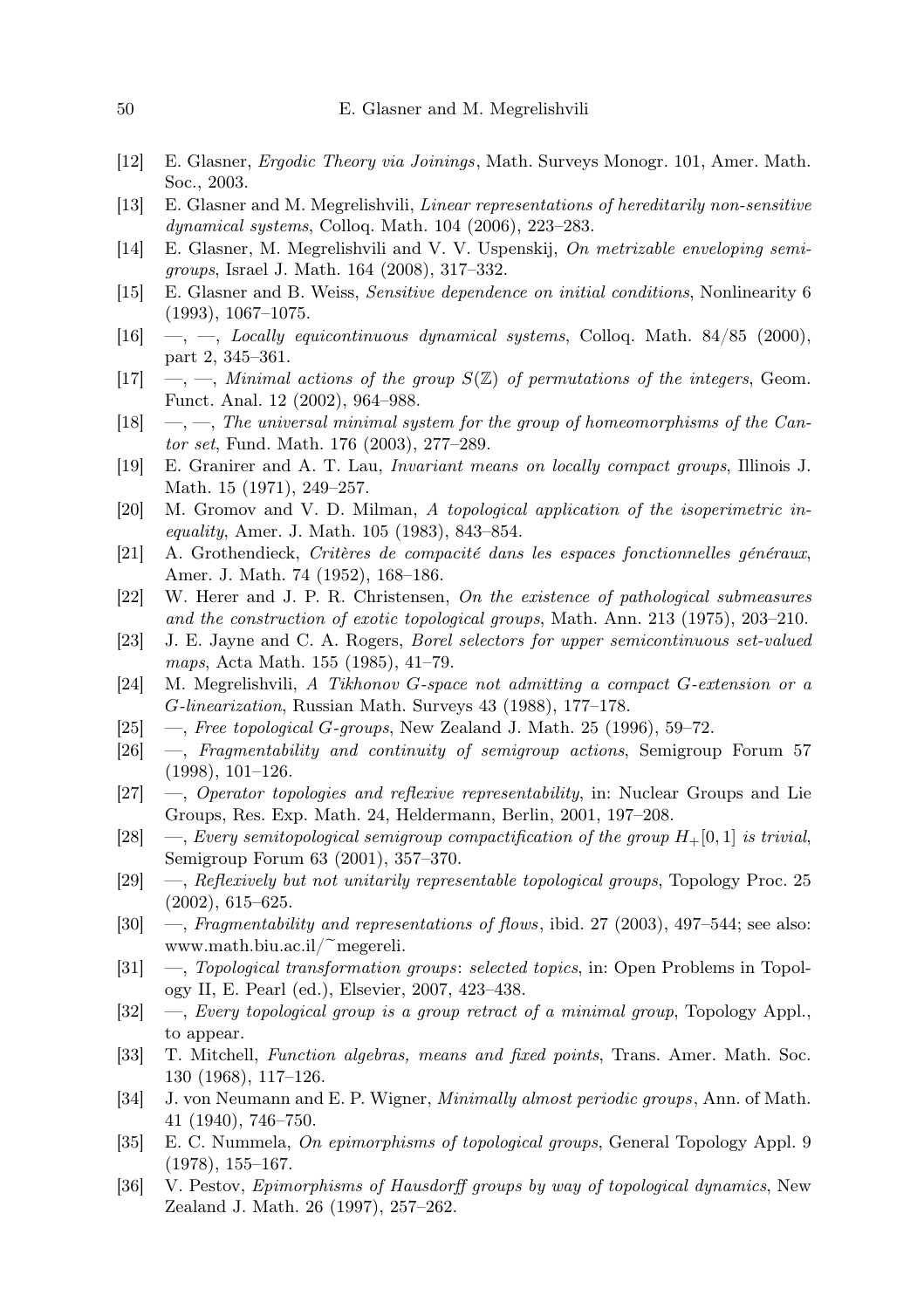[12] E. Glasner, *Ergodic Theory via Joinings*, Math. Surveys Monogr. 101, Amer. Math. Soc., 2003.

[13] E. Glasner and M. Megrelishvili, *Linear representations of hereditarily non-sensitive dynamical systems*, Colloq. Math. 104 (2006), 223–283.

[14] E. Glasner, M. Megrelishvili and V. V. Uspenskij, *On metrizable enveloping semigroups*, Israel J. Math. 164 (2008), 317–332.

[15] E. Glasner and B. Weiss, *Sensitive dependence on initial conditions*, Nonlinearity 6 (1993), 1067–1075.

[16] —, —, *Locally equicontinuous dynamical systems*, Colloq. Math. 84/85 (2000), part 2, 345–361.

[17] —, —, *Minimal actions of the group $S(\mathbb{Z})$ of permutations of the integers*, Geom. Funct. Anal. 12 (2002), 964–988.

[18] —, —, *The universal minimal system for the group of homeomorphisms of the Cantor set*, Fund. Math. 176 (2003), 277–289.

[19] E. Granirer and A. T. Lau, *Invariant means on locally compact groups*, Illinois J. Math. 15 (1971), 249–257.

[20] M. Gromov and V. D. Milman, *A topological application of the isoperimetric inequality*, Amer. J. Math. 105 (1983), 843–854.

[21] A. Grothendieck, *Critères de compacité dans les espaces fonctionnelles généraux*, Amer. J. Math. 74 (1952), 168–186.

[22] W. Herer and J. P. R. Christensen, *On the existence of pathological submeasures and the construction of exotic topological groups*, Math. Ann. 213 (1975), 203–210.

[23] J. E. Jayne and C. A. Rogers, *Borel selectors for upper semicontinuous set-valued maps*, Acta Math. 155 (1985), 41–79.

[24] M. Megrelishvili, *A Tikhonov G-space not admitting a compact G-extension or a G-linearization*, Russian Math. Surveys 43 (1988), 177–178.

[25] —, *Free topological G-groups*, New Zealand J. Math. 25 (1996), 59–72.

[26] —, *Fragmentability and continuity of semigroup actions*, Semigroup Forum 57 (1998), 101–126.

[27] —, *Operator topologies and reflexive representability*, in: Nuclear Groups and Lie Groups, Res. Exp. Math. 24, Heldermann, Berlin, 2001, 197–208.

[28] —, *Every semitopological semigroup compactification of the group $H_+[0,1]$ is trivial*, Semigroup Forum 63 (2001), 357–370.

[29] —, *Reflexively but not unitarily representable topological groups*, Topology Proc. 25 (2002), 615–625.

[30] —, *Fragmentability and representations of flows*, ibid. 27 (2003), 497–544; see also: www.math.biu.ac.il/~megereli.

[31] —, *Topological transformation groups: selected topics*, in: Open Problems in Topology II, E. Pearl (ed.), Elsevier, 2007, 423–438.

[32] —, *Every topological group is a group retract of a minimal group*, Topology Appl., to appear.

[33] T. Mitchell, *Function algebras, means and fixed points*, Trans. Amer. Math. Soc. 130 (1968), 117–126.

[34] J. von Neumann and E. P. Wigner, *Minimally almost periodic groups*, Ann. of Math. 41 (1940), 746–750.

[35] E. C. Nummela, *On epimorphisms of topological groups*, General Topology Appl. 9 (1978), 155–167.

[36] V. Pestov, *Epimorphisms of Hausdorff groups by way of topological dynamics*, New Zealand J. Math. 26 (1997), 257–262.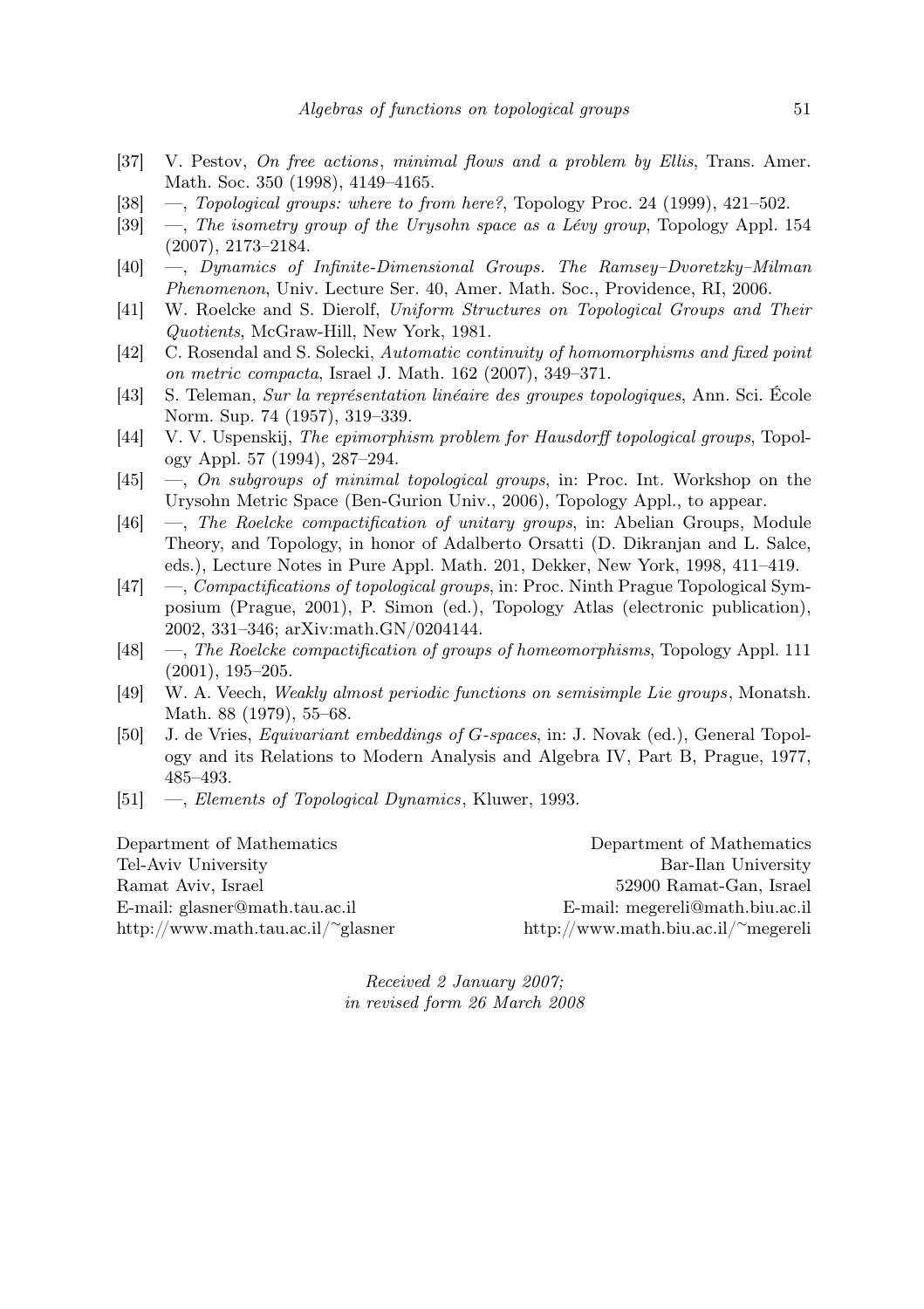[37] V. Pestov, *On free actions, minimal flows and a problem by Ellis*, Trans. Amer. Math. Soc. 350 (1998), 4149–4165.

[38] —, *Topological groups: where to from here?*, Topology Proc. 24 (1999), 421–502.

[39] —, *The isometry group of the Urysohn space as a Lévy group*, Topology Appl. 154 (2007), 2173–2184.

[40] —, *Dynamics of Infinite-Dimensional Groups. The Ramsey–Dvoretzky–Milman Phenomenon*, Univ. Lecture Ser. 40, Amer. Math. Soc., Providence, RI, 2006.

[41] W. Roelcke and S. Dierolf, *Uniform Structures on Topological Groups and Their Quotients*, McGraw-Hill, New York, 1981.

[42] C. Rosendal and S. Solecki, *Automatic continuity of homomorphisms and fixed point on metric compacta*, Israel J. Math. 162 (2007), 349–371.

[43] S. Teleman, *Sur la représentation linéaire des groupes topologiques*, Ann. Sci. École Norm. Sup. 74 (1957), 319–339.

[44] V. V. Uspenskij, *The epimorphism problem for Hausdorff topological groups*, Topology Appl. 57 (1994), 287–294.

[45] —, *On subgroups of minimal topological groups*, in: Proc. Int. Workshop on the Urysohn Metric Space (Ben-Gurion Univ., 2006), Topology Appl., to appear.

[46] —, *The Roelcke compactification of unitary groups*, in: Abelian Groups, Module Theory, and Topology, in honor of Adalberto Orsatti (D. Dikranjan and L. Salce, eds.), Lecture Notes in Pure Appl. Math. 201, Dekker, New York, 1998, 411–419.

[47] —, *Compactifications of topological groups*, in: Proc. Ninth Prague Topological Symposium (Prague, 2001), P. Simon (ed.), Topology Atlas (electronic publication), 2002, 331–346; arXiv:math.GN/0204144.

[48] —, *The Roelcke compactification of groups of homeomorphisms*, Topology Appl. 111 (2001), 195–205.

[49] W. A. Veech, *Weakly almost periodic functions on semisimple Lie groups*, Monatsh. Math. 88 (1979), 55–68.

[50] J. de Vries, *Equivariant embeddings of G-spaces*, in: J. Novak (ed.), General Topology and its Relations to Modern Analysis and Algebra IV, Part B, Prague, 1977, 485–493.

[51] —, *Elements of Topological Dynamics*, Kluwer, 1993.

Department of Mathematics
Tel-Aviv University
Ramat Aviv, Israel
E-mail: glasner@math.tau.ac.il
http://www.math.tau.ac.il/~glasner

Department of Mathematics
Bar-Ilan University
52900 Ramat-Gan, Israel
E-mail: megereli@math.biu.ac.il
http://www.math.biu.ac.il/~megereli

*Received 2 January 2007;*
*in revised form 26 March 2008*